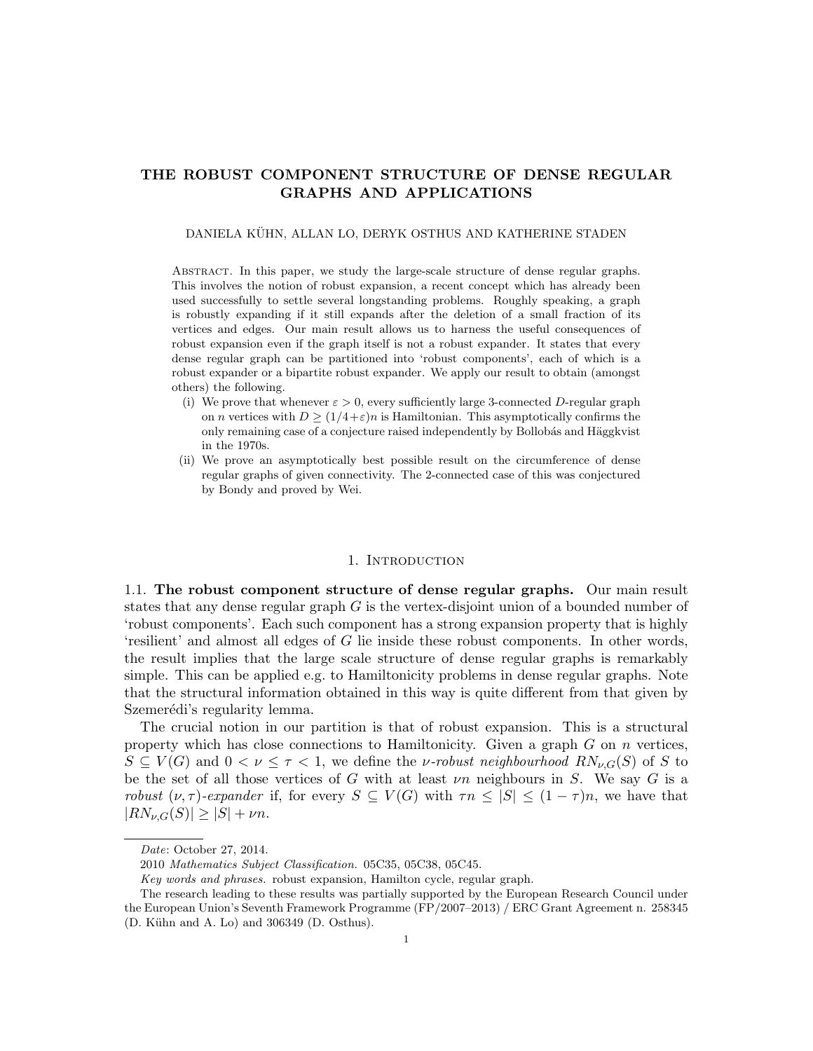# THE ROBUST COMPONENT STRUCTURE OF DENSE REGULAR GRAPHS AND APPLICATIONS

DANIELA KÜHN, ALLAN LO, DERYK OSTHUS AND KATHERINE STADEN

Abstract. In this paper, we study the large-scale structure of dense regular graphs. This involves the notion of robust expansion, a recent concept which has already been used successfully to settle several longstanding problems. Roughly speaking, a graph is robustly expanding if it still expands after the deletion of a small fraction of its vertices and edges. Our main result allows us to harness the useful consequences of robust expansion even if the graph itself is not a robust expander. It states that every dense regular graph can be partitioned into 'robust components', each of which is a robust expander or a bipartite robust expander. We apply our result to obtain (amongst others) the following.

(i) We prove that whenever $\varepsilon > 0$, every sufficiently large 3-connected $D$-regular graph on $n$ vertices with $D \geq (1/4+\varepsilon)n$ is Hamiltonian. This asymptotically confirms the only remaining case of a conjecture raised independently by Bollobás and Häggkvist in the 1970s.

(ii) We prove an asymptotically best possible result on the circumference of dense regular graphs of given connectivity. The 2-connected case of this was conjectured by Bondy and proved by Wei.

## 1. Introduction

**1.1. The robust component structure of dense regular graphs.** Our main result states that any dense regular graph $G$ is the vertex-disjoint union of a bounded number of 'robust components'. Each such component has a strong expansion property that is highly 'resilient' and almost all edges of $G$ lie inside these robust components. In other words, the result implies that the large scale structure of dense regular graphs is remarkably simple. This can be applied e.g. to Hamiltonicity problems in dense regular graphs. Note that the structural information obtained in this way is quite different from that given by Szemerédi's regularity lemma.

The crucial notion in our partition is that of robust expansion. This is a structural property which has close connections to Hamiltonicity. Given a graph $G$ on $n$ vertices, $S \subseteq V(G)$ and $0 < \nu \leq \tau < 1$, we define the *$\nu$-robust neighbourhood* $RN_{\nu,G}(S)$ of $S$ to be the set of all those vertices of $G$ with at least $\nu n$ neighbours in $S$. We say $G$ is a *robust $(\nu, \tau)$-expander* if, for every $S \subseteq V(G)$ with $\tau n \leq |S| \leq (1-\tau)n$, we have that $|RN_{\nu,G}(S)| \geq |S| + \nu n$.

---

*Date*: October 27, 2014.

2010 *Mathematics Subject Classification.* 05C35, 05C38, 05C45.

*Key words and phrases.* robust expansion, Hamilton cycle, regular graph.

The research leading to these results was partially supported by the European Research Council under the European Union's Seventh Framework Programme (FP/2007–2013) / ERC Grant Agreement n. 258345 (D. Kühn and A. Lo) and 306349 (D. Osthus).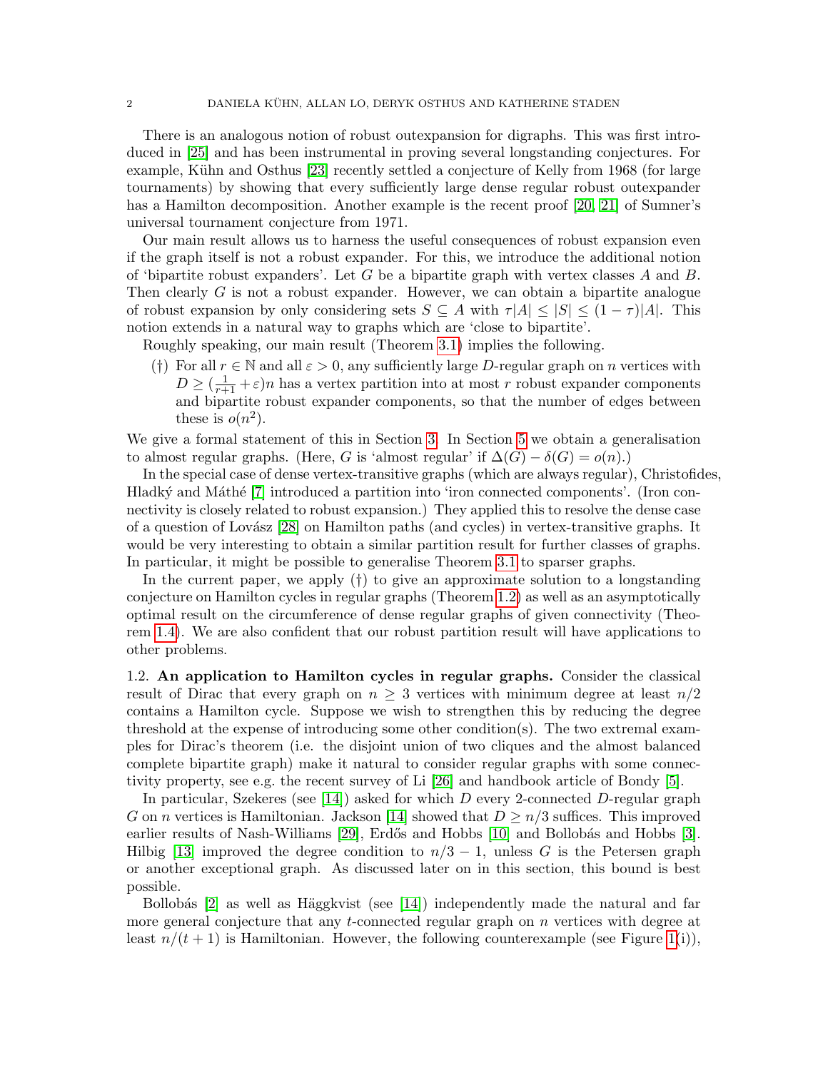There is an analogous notion of robust outexpansion for digraphs. This was first introduced in [25] and has been instrumental in proving several longstanding conjectures. For example, Kühn and Osthus [23] recently settled a conjecture of Kelly from 1968 (for large tournaments) by showing that every sufficiently large dense regular robust outexpander has a Hamilton decomposition. Another example is the recent proof [20, 21] of Sumner's universal tournament conjecture from 1971.

Our main result allows us to harness the useful consequences of robust expansion even if the graph itself is not a robust expander. For this, we introduce the additional notion of 'bipartite robust expanders'. Let $G$ be a bipartite graph with vertex classes $A$ and $B$. Then clearly $G$ is not a robust expander. However, we can obtain a bipartite analogue of robust expansion by only considering sets $S \subseteq A$ with $\tau|A| \leq |S| \leq (1-\tau)|A|$. This notion extends in a natural way to graphs which are 'close to bipartite'.

Roughly speaking, our main result (Theorem 3.1) implies the following.

(†) For all $r \in \mathbb{N}$ and all $\varepsilon > 0$, any sufficiently large $D$-regular graph on $n$ vertices with $D \geq (\frac{1}{r+1} + \varepsilon)n$ has a vertex partition into at most $r$ robust expander components and bipartite robust expander components, so that the number of edges between these is $o(n^2)$.

We give a formal statement of this in Section 3. In Section 5 we obtain a generalisation to almost regular graphs. (Here, $G$ is 'almost regular' if $\Delta(G) - \delta(G) = o(n)$.)

In the special case of dense vertex-transitive graphs (which are always regular), Christofides, Hladký and Máthé [7] introduced a partition into 'iron connected components'. (Iron connectivity is closely related to robust expansion.) They applied this to resolve the dense case of a question of Lovász [28] on Hamilton paths (and cycles) in vertex-transitive graphs. It would be very interesting to obtain a similar partition result for further classes of graphs. In particular, it might be possible to generalise Theorem 3.1 to sparser graphs.

In the current paper, we apply (†) to give an approximate solution to a longstanding conjecture on Hamilton cycles in regular graphs (Theorem 1.2) as well as an asymptotically optimal result on the circumference of dense regular graphs of given connectivity (Theorem 1.4). We are also confident that our robust partition result will have applications to other problems.

### 1.2. An application to Hamilton cycles in regular graphs.

Consider the classical result of Dirac that every graph on $n \geq 3$ vertices with minimum degree at least $n/2$ contains a Hamilton cycle. Suppose we wish to strengthen this by reducing the degree threshold at the expense of introducing some other condition(s). The two extremal examples for Dirac's theorem (i.e. the disjoint union of two cliques and the almost balanced complete bipartite graph) make it natural to consider regular graphs with some connectivity property, see e.g. the recent survey of Li [26] and handbook article of Bondy [5].

In particular, Szekeres (see [14]) asked for which $D$ every 2-connected $D$-regular graph $G$ on $n$ vertices is Hamiltonian. Jackson [14] showed that $D \geq n/3$ suffices. This improved earlier results of Nash-Williams [29], Erdős and Hobbs [10] and Bollobás and Hobbs [3]. Hilbig [13] improved the degree condition to $n/3 - 1$, unless $G$ is the Petersen graph or another exceptional graph. As discussed later on in this section, this bound is best possible.

Bollobás [2] as well as Häggkvist (see [14]) independently made the natural and far more general conjecture that any $t$-connected regular graph on $n$ vertices with degree at least $n/(t+1)$ is Hamiltonian. However, the following counterexample (see Figure 1(i)),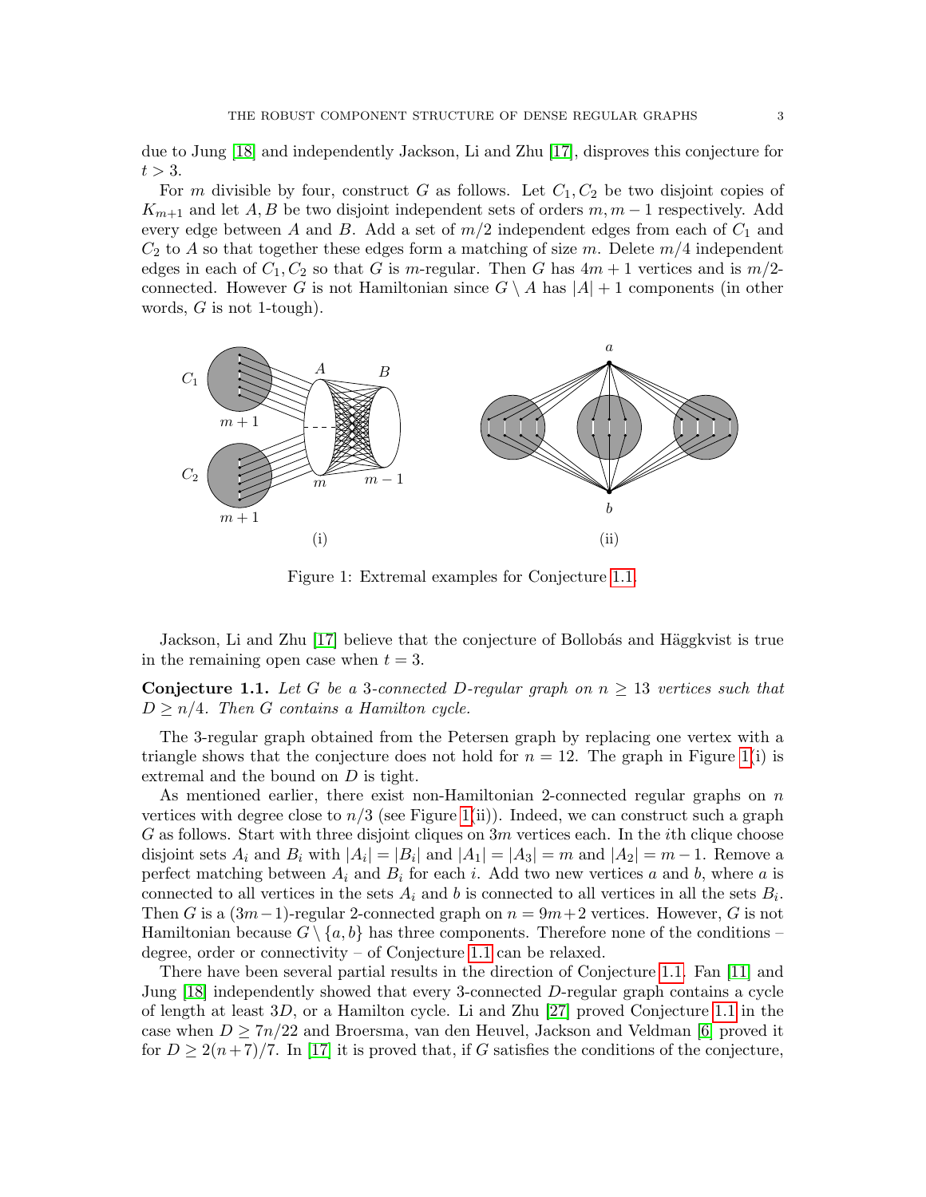due to Jung [18] and independently Jackson, Li and Zhu [17], disproves this conjecture for $t > 3$.

For $m$ divisible by four, construct $G$ as follows. Let $C_1, C_2$ be two disjoint copies of $K_{m+1}$ and let $A, B$ be two disjoint independent sets of orders $m, m-1$ respectively. Add every edge between $A$ and $B$. Add a set of $m/2$ independent edges from each of $C_1$ and $C_2$ to $A$ so that together these edges form a matching of size $m$. Delete $m/4$ independent edges in each of $C_1, C_2$ so that $G$ is $m$-regular. Then $G$ has $4m+1$ vertices and is $m/2$-connected. However $G$ is not Hamiltonian since $G \setminus A$ has $|A|+1$ components (in other words, $G$ is not 1-tough).

Figure 1: Extremal examples for Conjecture 1.1.

Jackson, Li and Zhu [17] believe that the conjecture of Bollobás and Häggkvist is true in the remaining open case when $t = 3$.

**Conjecture 1.1.** *Let $G$ be a 3-connected $D$-regular graph on $n \geq 13$ vertices such that $D \geq n/4$. Then $G$ contains a Hamilton cycle.*

The 3-regular graph obtained from the Petersen graph by replacing one vertex with a triangle shows that the conjecture does not hold for $n = 12$. The graph in Figure 1(i) is extremal and the bound on $D$ is tight.

As mentioned earlier, there exist non-Hamiltonian 2-connected regular graphs on $n$ vertices with degree close to $n/3$ (see Figure 1(ii)). Indeed, we can construct such a graph $G$ as follows. Start with three disjoint cliques on $3m$ vertices each. In the $i$th clique choose disjoint sets $A_i$ and $B_i$ with $|A_i| = |B_i|$ and $|A_1| = |A_3| = m$ and $|A_2| = m-1$. Remove a perfect matching between $A_i$ and $B_i$ for each $i$. Add two new vertices $a$ and $b$, where $a$ is connected to all vertices in the sets $A_i$ and $b$ is connected to all vertices in all the sets $B_i$. Then $G$ is a $(3m-1)$-regular 2-connected graph on $n = 9m+2$ vertices. However, $G$ is not Hamiltonian because $G \setminus \{a, b\}$ has three components. Therefore none of the conditions – degree, order or connectivity – of Conjecture 1.1 can be relaxed.

There have been several partial results in the direction of Conjecture 1.1. Fan [11] and Jung [18] independently showed that every 3-connected $D$-regular graph contains a cycle of length at least $3D$, or a Hamilton cycle. Li and Zhu [27] proved Conjecture 1.1 in the case when $D \geq 7n/22$ and Broersma, van den Heuvel, Jackson and Veldman [6] proved it for $D \geq 2(n+7)/7$. In [17] it is proved that, if $G$ satisfies the conditions of the conjecture,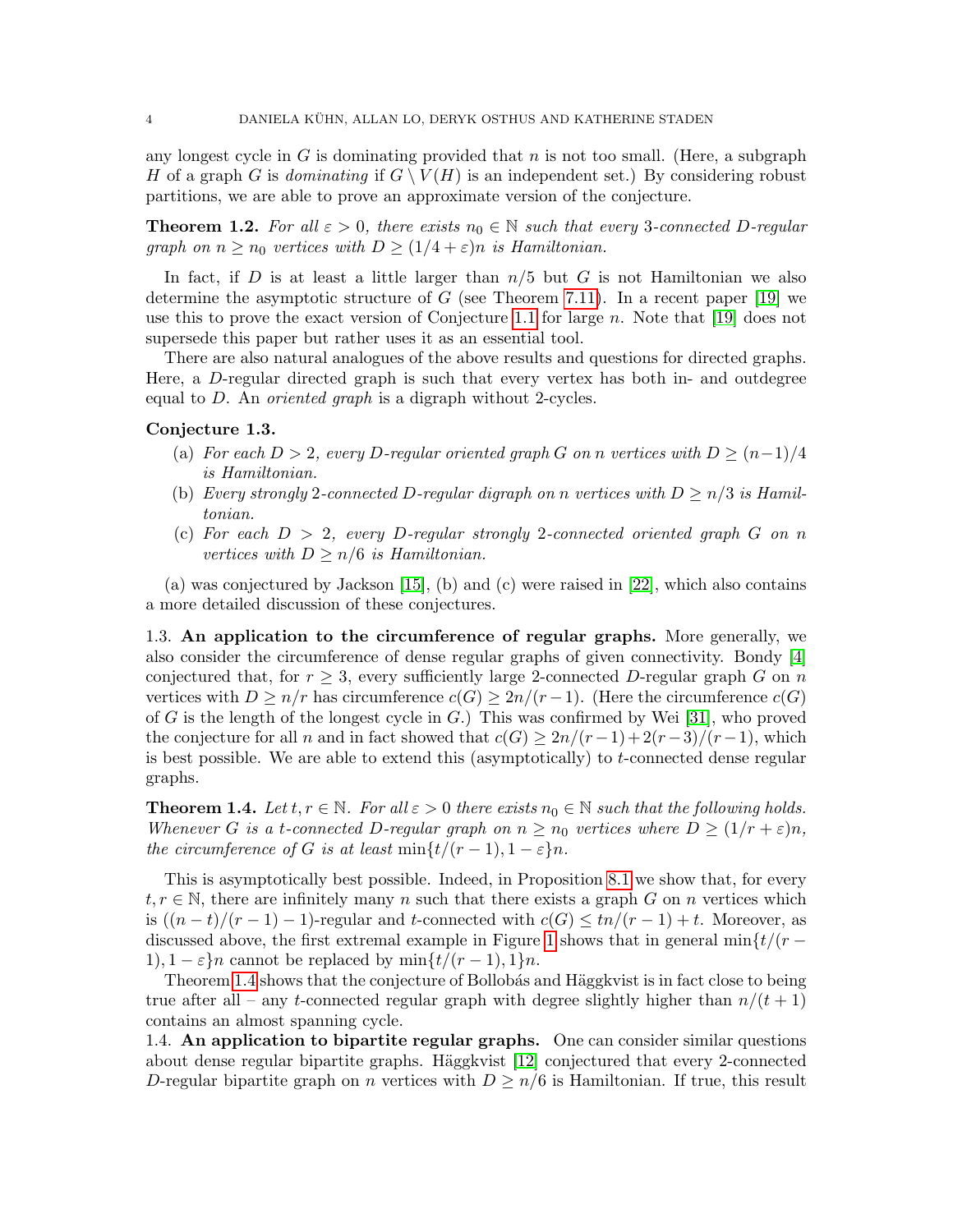any longest cycle in $G$ is dominating provided that $n$ is not too small. (Here, a subgraph $H$ of a graph $G$ is *dominating* if $G \setminus V(H)$ is an independent set.) By considering robust partitions, we are able to prove an approximate version of the conjecture.

**Theorem 1.2.** *For all $\varepsilon > 0$, there exists $n_0 \in \mathbb{N}$ such that every 3-connected $D$-regular graph on $n \geq n_0$ vertices with $D \geq (1/4 + \varepsilon)n$ is Hamiltonian.*

In fact, if $D$ is at least a little larger than $n/5$ but $G$ is not Hamiltonian we also determine the asymptotic structure of $G$ (see Theorem 7.11). In a recent paper [19] we use this to prove the exact version of Conjecture 1.1 for large $n$. Note that [19] does not supersede this paper but rather uses it as an essential tool.

There are also natural analogues of the above results and questions for directed graphs. Here, a $D$-regular directed graph is such that every vertex has both in- and outdegree equal to $D$. An *oriented graph* is a digraph without 2-cycles.

**Conjecture 1.3.**

- (a) *For each $D > 2$, every $D$-regular oriented graph $G$ on $n$ vertices with $D \geq (n-1)/4$ is Hamiltonian.*
- (b) *Every strongly 2-connected $D$-regular digraph on $n$ vertices with $D \geq n/3$ is Hamiltonian.*
- (c) *For each $D > 2$, every $D$-regular strongly 2-connected oriented graph $G$ on $n$ vertices with $D \geq n/6$ is Hamiltonian.*

(a) was conjectured by Jackson [15], (b) and (c) were raised in [22], which also contains a more detailed discussion of these conjectures.

1.3. **An application to the circumference of regular graphs.** More generally, we also consider the circumference of dense regular graphs of given connectivity. Bondy [4] conjectured that, for $r \geq 3$, every sufficiently large 2-connected $D$-regular graph $G$ on $n$ vertices with $D \geq n/r$ has circumference $c(G) \geq 2n/(r-1)$. (Here the circumference $c(G)$ of $G$ is the length of the longest cycle in $G$.) This was confirmed by Wei [31], who proved the conjecture for all $n$ and in fact showed that $c(G) \geq 2n/(r-1) + 2(r-3)/(r-1)$, which is best possible. We are able to extend this (asymptotically) to $t$-connected dense regular graphs.

**Theorem 1.4.** *Let $t, r \in \mathbb{N}$. For all $\varepsilon > 0$ there exists $n_0 \in \mathbb{N}$ such that the following holds. Whenever $G$ is a $t$-connected $D$-regular graph on $n \geq n_0$ vertices where $D \geq (1/r + \varepsilon)n$, the circumference of $G$ is at least $\min\{t/(r-1), 1 - \varepsilon\}n$.*

This is asymptotically best possible. Indeed, in Proposition 8.1 we show that, for every $t, r \in \mathbb{N}$, there are infinitely many $n$ such that there exists a graph $G$ on $n$ vertices which is $((n-t)/(r-1) - 1)$-regular and $t$-connected with $c(G) \leq tn/(r-1) + t$. Moreover, as discussed above, the first extremal example in Figure 1 shows that in general $\min\{t/(r-1), 1-\varepsilon\}n$ cannot be replaced by $\min\{t/(r-1), 1\}n$.

Theorem 1.4 shows that the conjecture of Bollobás and Häggkvist is in fact close to being true after all – any $t$-connected regular graph with degree slightly higher than $n/(t+1)$ contains an almost spanning cycle.

1.4. **An application to bipartite regular graphs.** One can consider similar questions about dense regular bipartite graphs. Häggkvist [12] conjectured that every 2-connected $D$-regular bipartite graph on $n$ vertices with $D \geq n/6$ is Hamiltonian. If true, this result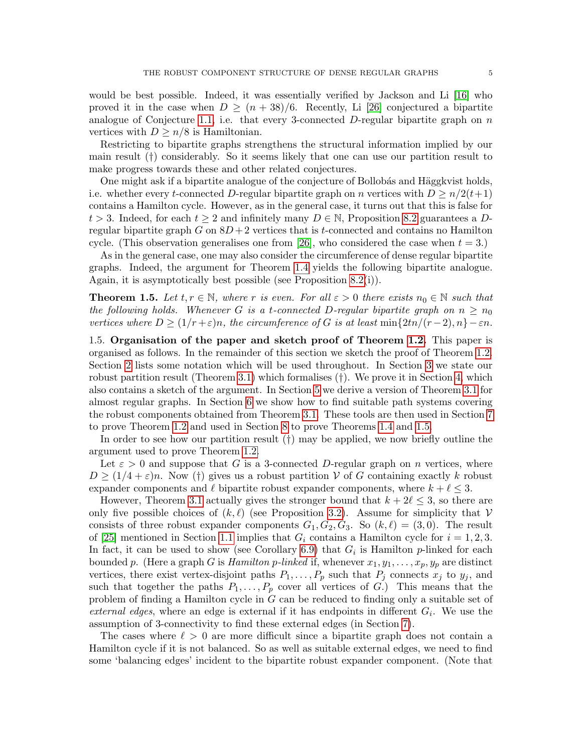would be best possible. Indeed, it was essentially verified by Jackson and Li [16] who proved it in the case when $D \geq (n+38)/6$. Recently, Li [26] conjectured a bipartite analogue of Conjecture 1.1, i.e. that every 3-connected $D$-regular bipartite graph on $n$ vertices with $D \geq n/8$ is Hamiltonian.

Restricting to bipartite graphs strengthens the structural information implied by our main result (†) considerably. So it seems likely that one can use our partition result to make progress towards these and other related conjectures.

One might ask if a bipartite analogue of the conjecture of Bollobás and Häggkvist holds, i.e. whether every $t$-connected $D$-regular bipartite graph on $n$ vertices with $D \geq n/2(t+1)$ contains a Hamilton cycle. However, as in the general case, it turns out that this is false for $t > 3$. Indeed, for each $t \geq 2$ and infinitely many $D \in \mathbb{N}$, Proposition 8.2 guarantees a $D$-regular bipartite graph $G$ on $8D+2$ vertices that is $t$-connected and contains no Hamilton cycle. (This observation generalises one from [26], who considered the case when $t = 3$.)

As in the general case, one may also consider the circumference of dense regular bipartite graphs. Indeed, the argument for Theorem 1.4 yields the following bipartite analogue. Again, it is asymptotically best possible (see Proposition 8.2(i)).

**Theorem 1.5.** *Let $t, r \in \mathbb{N}$, where $r$ is even. For all $\varepsilon > 0$ there exists $n_0 \in \mathbb{N}$ such that the following holds. Whenever $G$ is a $t$-connected $D$-regular bipartite graph on $n \geq n_0$ vertices where $D \geq (1/r + \varepsilon)n$, the circumference of $G$ is at least $\min\{2tn/(r-2), n\} - \varepsilon n$.*

## 1.5. Organisation of the paper and sketch proof of Theorem 1.2.

This paper is organised as follows. In the remainder of this section we sketch the proof of Theorem 1.2. Section 2 lists some notation which will be used throughout. In Section 3 we state our robust partition result (Theorem 3.1) which formalises (†). We prove it in Section 4, which also contains a sketch of the argument. In Section 5 we derive a version of Theorem 3.1 for almost regular graphs. In Section 6 we show how to find suitable path systems covering the robust components obtained from Theorem 3.1. These tools are then used in Section 7 to prove Theorem 1.2 and used in Section 8 to prove Theorems 1.4 and 1.5.

In order to see how our partition result (†) may be applied, we now briefly outline the argument used to prove Theorem 1.2.

Let $\varepsilon > 0$ and suppose that $G$ is a 3-connected $D$-regular graph on $n$ vertices, where $D \geq (1/4 + \varepsilon)n$. Now (†) gives us a robust partition $\mathcal{V}$ of $G$ containing exactly $k$ robust expander components and $\ell$ bipartite robust expander components, where $k + \ell \leq 3$.

However, Theorem 3.1 actually gives the stronger bound that $k + 2\ell \leq 3$, so there are only five possible choices of $(k, \ell)$ (see Proposition 3.2). Assume for simplicity that $\mathcal{V}$ consists of three robust expander components $G_1, G_2, G_3$. So $(k, \ell) = (3, 0)$. The result of [25] mentioned in Section 1.1 implies that $G_i$ contains a Hamilton cycle for $i = 1, 2, 3$. In fact, it can be used to show (see Corollary 6.9) that $G_i$ is Hamilton $p$-linked for each bounded $p$. (Here a graph $G$ is *Hamilton $p$-linked* if, whenever $x_1, y_1, \ldots, x_p, y_p$ are distinct vertices, there exist vertex-disjoint paths $P_1, \ldots, P_p$ such that $P_j$ connects $x_j$ to $y_j$, and such that together the paths $P_1, \ldots, P_p$ cover all vertices of $G$.) This means that the problem of finding a Hamilton cycle in $G$ can be reduced to finding only a suitable set of *external edges*, where an edge is external if it has endpoints in different $G_i$. We use the assumption of 3-connectivity to find these external edges (in Section 7).

The cases where $\ell > 0$ are more difficult since a bipartite graph does not contain a Hamilton cycle if it is not balanced. So as well as suitable external edges, we need to find some 'balancing edges' incident to the bipartite robust expander component. (Note that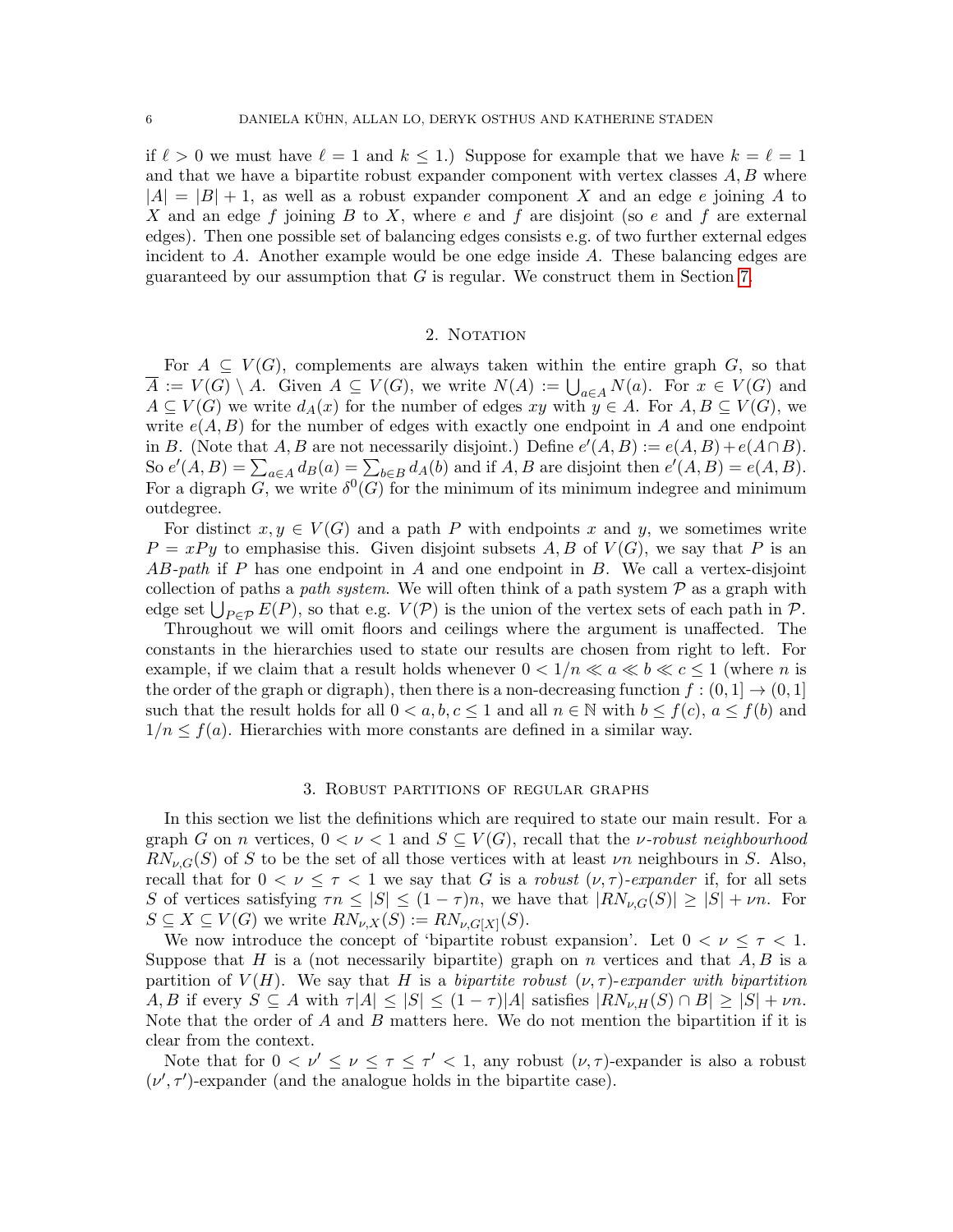if $\ell > 0$ we must have $\ell = 1$ and $k \leq 1$.) Suppose for example that we have $k = \ell = 1$ and that we have a bipartite robust expander component with vertex classes $A, B$ where $|A| = |B| + 1$, as well as a robust expander component $X$ and an edge $e$ joining $A$ to $X$ and an edge $f$ joining $B$ to $X$, where $e$ and $f$ are disjoint (so $e$ and $f$ are external edges). Then one possible set of balancing edges consists e.g. of two further external edges incident to $A$. Another example would be one edge inside $A$. These balancing edges are guaranteed by our assumption that $G$ is regular. We construct them in Section 7.

## 2. Notation

For $A \subseteq V(G)$, complements are always taken within the entire graph $G$, so that $\overline{A} := V(G) \setminus A$. Given $A \subseteq V(G)$, we write $N(A) := \bigcup_{a \in A} N(a)$. For $x \in V(G)$ and $A \subseteq V(G)$ we write $d_A(x)$ for the number of edges $xy$ with $y \in A$. For $A, B \subseteq V(G)$, we write $e(A, B)$ for the number of edges with exactly one endpoint in $A$ and one endpoint in $B$. (Note that $A, B$ are not necessarily disjoint.) Define $e'(A, B) := e(A, B) + e(A \cap B)$. So $e'(A, B) = \sum_{a \in A} d_B(a) = \sum_{b \in B} d_A(b)$ and if $A, B$ are disjoint then $e'(A, B) = e(A, B)$. For a digraph $G$, we write $\delta^0(G)$ for the minimum of its minimum indegree and minimum outdegree.

For distinct $x, y \in V(G)$ and a path $P$ with endpoints $x$ and $y$, we sometimes write $P = xPy$ to emphasise this. Given disjoint subsets $A, B$ of $V(G)$, we say that $P$ is an *$AB$-path* if $P$ has one endpoint in $A$ and one endpoint in $B$. We call a vertex-disjoint collection of paths a *path system*. We will often think of a path system $\mathcal{P}$ as a graph with edge set $\bigcup_{P \in \mathcal{P}} E(P)$, so that e.g. $V(\mathcal{P})$ is the union of the vertex sets of each path in $\mathcal{P}$.

Throughout we will omit floors and ceilings where the argument is unaffected. The constants in the hierarchies used to state our results are chosen from right to left. For example, if we claim that a result holds whenever $0 < 1/n \ll a \ll b \ll c \leq 1$ (where $n$ is the order of the graph or digraph), then there is a non-decreasing function $f : (0, 1] \to (0, 1]$ such that the result holds for all $0 < a, b, c \leq 1$ and all $n \in \mathbb{N}$ with $b \leq f(c)$, $a \leq f(b)$ and $1/n \leq f(a)$. Hierarchies with more constants are defined in a similar way.

## 3. Robust partitions of regular graphs

In this section we list the definitions which are required to state our main result. For a graph $G$ on $n$ vertices, $0 < \nu < 1$ and $S \subseteq V(G)$, recall that the *$\nu$-robust neighbourhood* $RN_{\nu,G}(S)$ of $S$ to be the set of all those vertices with at least $\nu n$ neighbours in $S$. Also, recall that for $0 < \nu \leq \tau < 1$ we say that $G$ is a *robust $(\nu, \tau)$-expander* if, for all sets $S$ of vertices satisfying $\tau n \leq |S| \leq (1 - \tau)n$, we have that $|RN_{\nu,G}(S)| \geq |S| + \nu n$. For $S \subseteq X \subseteq V(G)$ we write $RN_{\nu,X}(S) := RN_{\nu,G[X]}(S)$.

We now introduce the concept of 'bipartite robust expansion'. Let $0 < \nu \leq \tau < 1$. Suppose that $H$ is a (not necessarily bipartite) graph on $n$ vertices and that $A, B$ is a partition of $V(H)$. We say that $H$ is a *bipartite robust $(\nu, \tau)$-expander with bipartition $A, B$* if every $S \subseteq A$ with $\tau |A| \leq |S| \leq (1 - \tau)|A|$ satisfies $|RN_{\nu,H}(S) \cap B| \geq |S| + \nu n$. Note that the order of $A$ and $B$ matters here. We do not mention the bipartition if it is clear from the context.

Note that for $0 < \nu' \leq \nu \leq \tau \leq \tau' < 1$, any robust $(\nu, \tau)$-expander is also a robust $(\nu', \tau')$-expander (and the analogue holds in the bipartite case).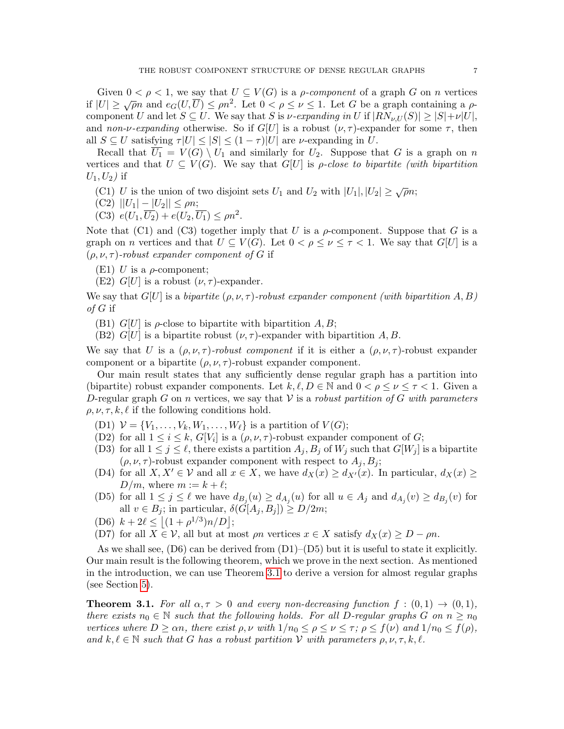Given $0 < \rho < 1$, we say that $U \subseteq V(G)$ is a *$\rho$-component* of a graph $G$ on $n$ vertices if $|U| \geq \sqrt{\rho}n$ and $e_G(U, \overline{U}) \leq \rho n^2$. Let $0 < \rho \leq \nu \leq 1$. Let $G$ be a graph containing a $\rho$-component $U$ and let $S \subseteq U$. We say that $S$ is *$\nu$-expanding in* $U$ if $|RN_{\nu,U}(S)| \geq |S| + \nu|U|$, and *non-$\nu$-expanding* otherwise. So if $G[U]$ is a robust $(\nu, \tau)$-expander for some $\tau$, then all $S \subseteq U$ satisfying $\tau|U| \leq |S| \leq (1-\tau)|U|$ are $\nu$-expanding in $U$.

Recall that $\overline{U_1} = V(G) \setminus U_1$ and similarly for $U_2$. Suppose that $G$ is a graph on $n$ vertices and that $U \subseteq V(G)$. We say that $G[U]$ is *$\rho$-close to bipartite (with bipartition $U_1, U_2$)* if

- (C1) $U$ is the union of two disjoint sets $U_1$ and $U_2$ with $|U_1|, |U_2| \geq \sqrt{\rho}n$;
- (C2) $||U_1| - |U_2|| \leq \rho n$;
- (C3) $e(U_1, \overline{U_2}) + e(U_2, \overline{U_1}) \leq \rho n^2$.

Note that (C1) and (C3) together imply that $U$ is a $\rho$-component. Suppose that $G$ is a graph on $n$ vertices and that $U \subseteq V(G)$. Let $0 < \rho \leq \nu \leq \tau < 1$. We say that $G[U]$ is a *$(\rho, \nu, \tau)$-robust expander component of* $G$ if

- (E1) $U$ is a $\rho$-component;
- (E2) $G[U]$ is a robust $(\nu, \tau)$-expander.

We say that $G[U]$ is a *bipartite $(\rho, \nu, \tau)$-robust expander component (with bipartition $A, B$) of* $G$ if

- (B1) $G[U]$ is $\rho$-close to bipartite with bipartition $A, B$;
- (B2) $G[U]$ is a bipartite robust $(\nu, \tau)$-expander with bipartition $A, B$.

We say that $U$ is a *$(\rho, \nu, \tau)$-robust component* if it is either a $(\rho, \nu, \tau)$-robust expander component or a bipartite $(\rho, \nu, \tau)$-robust expander component.

Our main result states that any sufficiently dense regular graph has a partition into (bipartite) robust expander components. Let $k, \ell, D \in \mathbb{N}$ and $0 < \rho \leq \nu \leq \tau < 1$. Given a $D$-regular graph $G$ on $n$ vertices, we say that $\mathcal{V}$ is a *robust partition of $G$ with parameters* $\rho, \nu, \tau, k, \ell$ if the following conditions hold.

- (D1) $\mathcal{V} = \{V_1, \ldots, V_k, W_1, \ldots, W_\ell\}$ is a partition of $V(G)$;
- (D2) for all $1 \leq i \leq k$, $G[V_i]$ is a $(\rho, \nu, \tau)$-robust expander component of $G$;
- (D3) for all $1 \leq j \leq \ell$, there exists a partition $A_j, B_j$ of $W_j$ such that $G[W_j]$ is a bipartite $(\rho, \nu, \tau)$-robust expander component with respect to $A_j, B_j$;
- (D4) for all $X, X' \in \mathcal{V}$ and all $x \in X$, we have $d_X(x) \geq d_{X'}(x)$. In particular, $d_X(x) \geq D/m$, where $m := k + \ell$;
- (D5) for all $1 \leq j \leq \ell$ we have $d_{B_j}(u) \geq d_{A_j}(u)$ for all $u \in A_j$ and $d_{A_j}(v) \geq d_{B_j}(v)$ for all $v \in B_j$; in particular, $\delta(G[A_j, B_j]) \geq D/2m$;
- (D6) $k + 2\ell \leq \lfloor (1 + \rho^{1/3})n/D \rfloor$;
- (D7) for all $X \in \mathcal{V}$, all but at most $\rho n$ vertices $x \in X$ satisfy $d_X(x) \geq D - \rho n$.

As we shall see, (D6) can be derived from (D1)–(D5) but it is useful to state it explicitly. Our main result is the following theorem, which we prove in the next section. As mentioned in the introduction, we can use Theorem 3.1 to derive a version for almost regular graphs (see Section 5).

**Theorem 3.1.** *For all $\alpha, \tau > 0$ and every non-decreasing function $f : (0, 1) \to (0, 1)$, there exists $n_0 \in \mathbb{N}$ such that the following holds. For all $D$-regular graphs $G$ on $n \geq n_0$ vertices where $D \geq \alpha n$, there exist $\rho, \nu$ with $1/n_0 \leq \rho \leq \nu \leq \tau$; $\rho \leq f(\nu)$ and $1/n_0 \leq f(\rho)$, and $k, \ell \in \mathbb{N}$ such that $G$ has a robust partition $\mathcal{V}$ with parameters $\rho, \nu, \tau, k, \ell$.*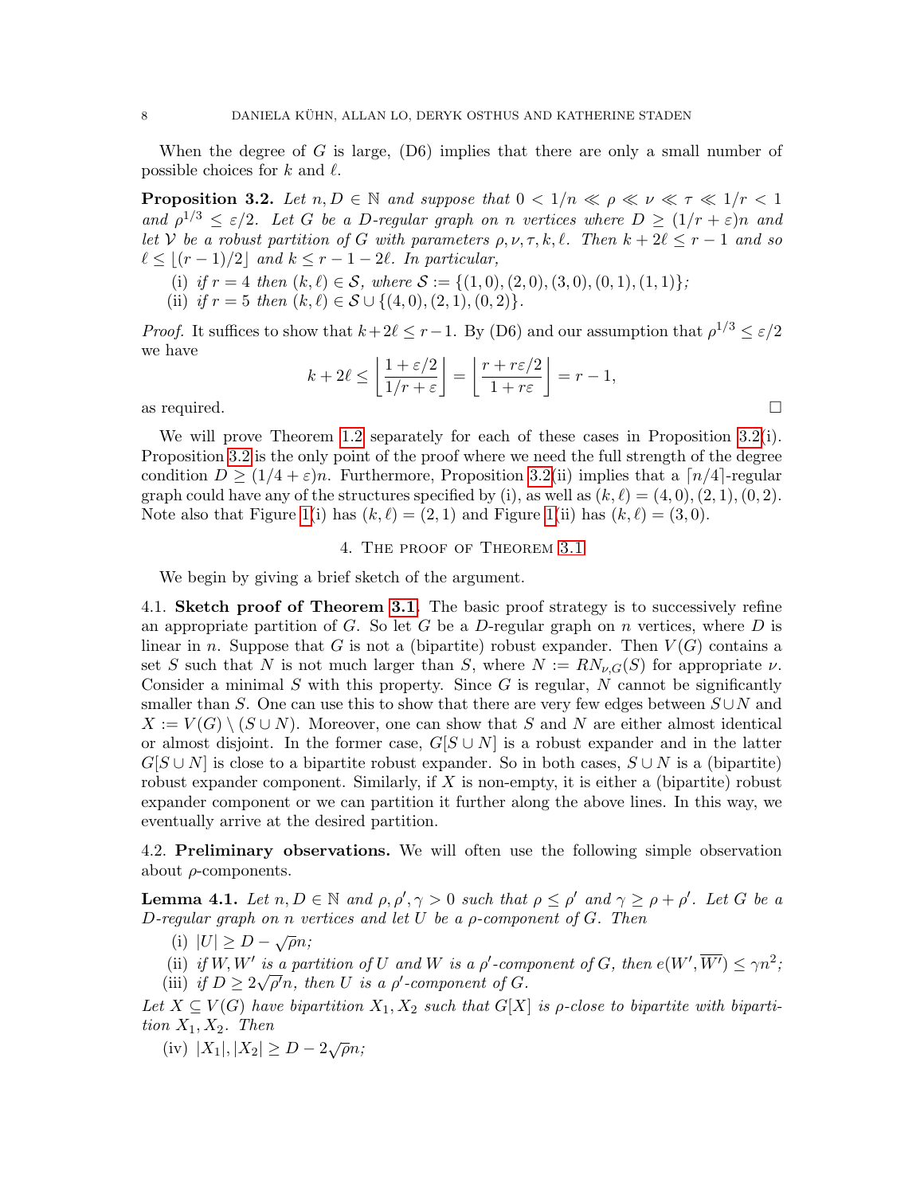When the degree of $G$ is large, (D6) implies that there are only a small number of possible choices for $k$ and $\ell$.

**Proposition 3.2.** *Let $n, D \in \mathbb{N}$ and suppose that $0 < 1/n \ll \rho \ll \nu \ll \tau \ll 1/r < 1$ and $\rho^{1/3} \leq \varepsilon/2$. Let $G$ be a $D$-regular graph on $n$ vertices where $D \geq (1/r + \varepsilon)n$ and let $\mathcal{V}$ be a robust partition of $G$ with parameters $\rho, \nu, \tau, k, \ell$. Then $k + 2\ell \leq r - 1$ and so $\ell \leq \lfloor (r-1)/2 \rfloor$ and $k \leq r - 1 - 2\ell$. In particular,*

- (i) *if $r = 4$ then $(k, \ell) \in \mathcal{S}$, where $\mathcal{S} := \{(1,0), (2,0), (3,0), (0,1), (1,1)\}$;*
- (ii) *if $r = 5$ then $(k, \ell) \in \mathcal{S} \cup \{(4,0), (2,1), (0,2)\}$.*

*Proof.* It suffices to show that $k + 2\ell \leq r - 1$. By (D6) and our assumption that $\rho^{1/3} \leq \varepsilon/2$ we have

$$k + 2\ell \leq \left\lfloor \frac{1 + \varepsilon/2}{1/r + \varepsilon} \right\rfloor = \left\lfloor \frac{r + r\varepsilon/2}{1 + r\varepsilon} \right\rfloor = r - 1,$$

as required. $\square$

We will prove Theorem 1.2 separately for each of these cases in Proposition 3.2(i). Proposition 3.2 is the only point of the proof where we need the full strength of the degree condition $D \geq (1/4 + \varepsilon)n$. Furthermore, Proposition 3.2(ii) implies that a $\lceil n/4 \rceil$-regular graph could have any of the structures specified by (i), as well as $(k, \ell) = (4,0), (2,1), (0,2)$. Note also that Figure 1(i) has $(k, \ell) = (2,1)$ and Figure 1(ii) has $(k, \ell) = (3,0)$.

## 4. The proof of Theorem 3.1

We begin by giving a brief sketch of the argument.

**4.1. Sketch proof of Theorem 3.1.** The basic proof strategy is to successively refine an appropriate partition of $G$. So let $G$ be a $D$-regular graph on $n$ vertices, where $D$ is linear in $n$. Suppose that $G$ is not a (bipartite) robust expander. Then $V(G)$ contains a set $S$ such that $N$ is not much larger than $S$, where $N := RN_{\nu,G}(S)$ for appropriate $\nu$. Consider a minimal $S$ with this property. Since $G$ is regular, $N$ cannot be significantly smaller than $S$. One can use this to show that there are very few edges between $S \cup N$ and $X := V(G) \setminus (S \cup N)$. Moreover, one can show that $S$ and $N$ are either almost identical or almost disjoint. In the former case, $G[S \cup N]$ is a robust expander and in the latter $G[S \cup N]$ is close to a bipartite robust expander. So in both cases, $S \cup N$ is a (bipartite) robust expander component. Similarly, if $X$ is non-empty, it is either a (bipartite) robust expander component or we can partition it further along the above lines. In this way, we eventually arrive at the desired partition.

**4.2. Preliminary observations.** We will often use the following simple observation about $\rho$-components.

**Lemma 4.1.** *Let $n, D \in \mathbb{N}$ and $\rho, \rho', \gamma > 0$ such that $\rho \leq \rho'$ and $\gamma \geq \rho + \rho'$. Let $G$ be a $D$-regular graph on $n$ vertices and let $U$ be a $\rho$-component of $G$. Then*

- (i) *$|U| \geq D - \sqrt{\rho}n$;*
- (ii) *if $W, W'$ is a partition of $U$ and $W$ is a $\rho'$-component of $G$, then $e(W', \overline{W'}) \leq \gamma n^2$;*
- (iii) *if $D \geq 2\sqrt{\rho'}n$, then $U$ is a $\rho'$-component of $G$.*

*Let $X \subseteq V(G)$ have bipartition $X_1, X_2$ such that $G[X]$ is $\rho$-close to bipartite with bipartition $X_1, X_2$. Then*

- (iv) *$|X_1|, |X_2| \geq D - 2\sqrt{\rho}n$;*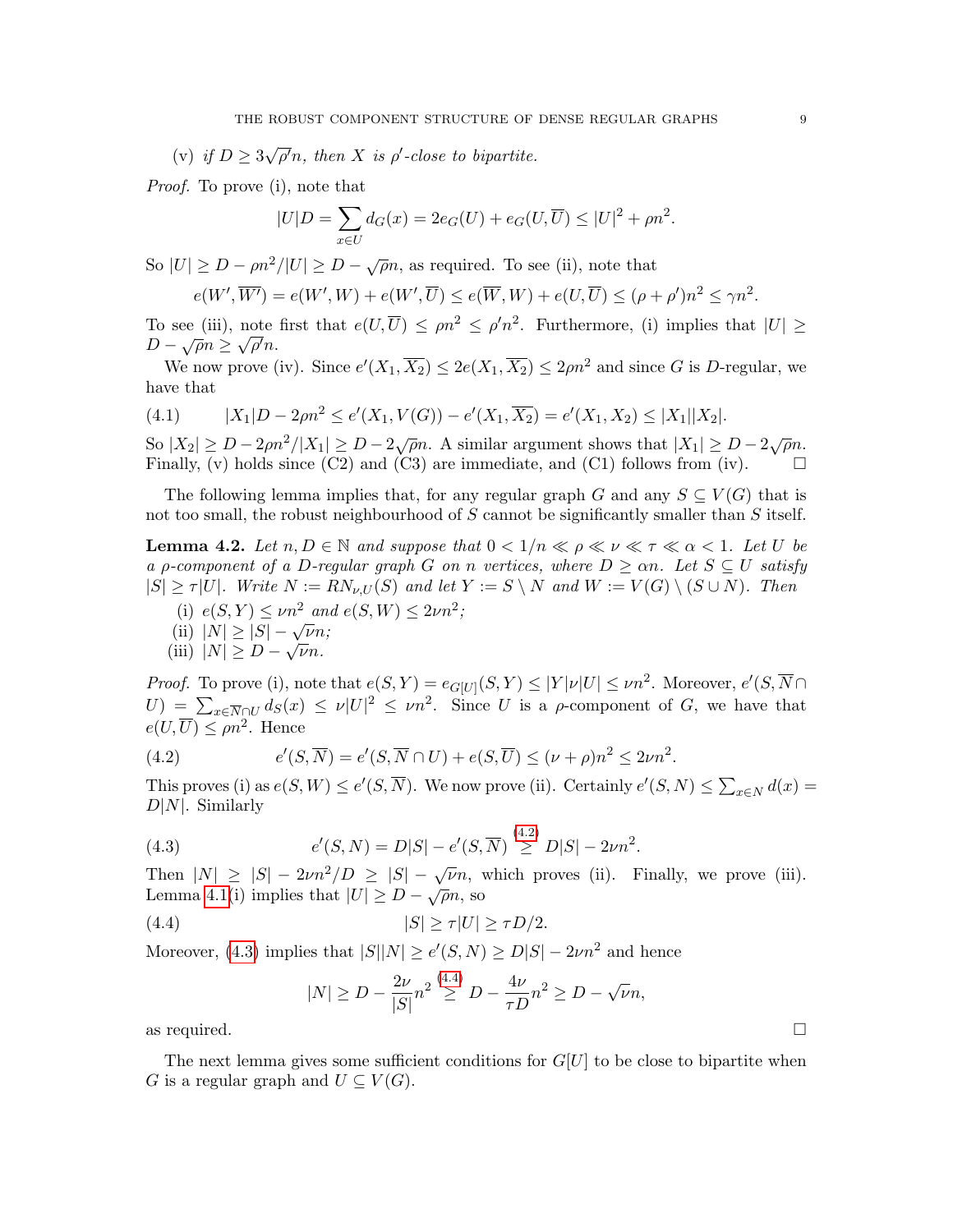(v) *if $D \geq 3\sqrt{\rho'}n$, then $X$ is $\rho'$-close to bipartite.*

*Proof.* To prove (i), note that

$$|U|D = \sum_{x \in U} d_G(x) = 2e_G(U) + e_G(U, \overline{U}) \leq |U|^2 + \rho n^2.$$

So $|U| \geq D - \rho n^2/|U| \geq D - \sqrt{\rho}n$, as required. To see (ii), note that

$$e(W', \overline{W'}) = e(W', W) + e(W', \overline{U}) \leq e(\overline{W}, W) + e(U, \overline{U}) \leq (\rho + \rho')n^2 \leq \gamma n^2.$$

To see (iii), note first that $e(U, \overline{U}) \leq \rho n^2 \leq \rho' n^2$. Furthermore, (i) implies that $|U| \geq D - \sqrt{\rho}n \geq \sqrt{\rho'}n$.

We now prove (iv). Since $e'(X_1, \overline{X_2}) \leq 2e(X_1, \overline{X_2}) \leq 2\rho n^2$ and since $G$ is $D$-regular, we have that

$$|X_1|D - 2\rho n^2 \leq e'(X_1, V(G)) - e'(X_1, \overline{X_2}) = e'(X_1, X_2) \leq |X_1||X_2|. \tag{4.1}$$

So $|X_2| \geq D - 2\rho n^2/|X_1| \geq D - 2\sqrt{\rho}n$. A similar argument shows that $|X_1| \geq D - 2\sqrt{\rho}n$. Finally, (v) holds since (C2) and (C3) are immediate, and (C1) follows from (iv). $\square$

The following lemma implies that, for any regular graph $G$ and any $S \subseteq V(G)$ that is not too small, the robust neighbourhood of $S$ cannot be significantly smaller than $S$ itself.

**Lemma 4.2.** *Let $n, D \in \mathbb{N}$ and suppose that $0 < 1/n \ll \rho \ll \nu \ll \tau \ll \alpha < 1$. Let $U$ be a $\rho$-component of a $D$-regular graph $G$ on $n$ vertices, where $D \geq \alpha n$. Let $S \subseteq U$ satisfy $|S| \geq \tau|U|$. Write $N := RN_{\nu,U}(S)$ and let $Y := S \setminus N$ and $W := V(G) \setminus (S \cup N)$. Then*

(i) *$e(S, Y) \leq \nu n^2$ and $e(S, W) \leq 2\nu n^2$;*
(ii) *$|N| \geq |S| - \sqrt{\nu}n$;*
(iii) *$|N| \geq D - \sqrt{\nu}n$.*

*Proof.* To prove (i), note that $e(S, Y) = e_{G[U]}(S, Y) \leq |Y|\nu|U| \leq \nu n^2$. Moreover, $e'(S, \overline{N} \cap U) = \sum_{x \in \overline{N} \cap U} d_S(x) \leq \nu|U|^2 \leq \nu n^2$. Since $U$ is a $\rho$-component of $G$, we have that $e(U, \overline{U}) \leq \rho n^2$. Hence

$$e'(S, \overline{N}) = e'(S, \overline{N} \cap U) + e(S, \overline{U}) \leq (\nu + \rho)n^2 \leq 2\nu n^2. \tag{4.2}$$

This proves (i) as $e(S, W) \leq e'(S, \overline{N})$. We now prove (ii). Certainly $e'(S, N) \leq \sum_{x \in N} d(x) = D|N|$. Similarly

$$e'(S, N) = D|S| - e'(S, \overline{N}) \overset{(4.2)}{\geq} D|S| - 2\nu n^2. \tag{4.3}$$

Then $|N| \geq |S| - 2\nu n^2/D \geq |S| - \sqrt{\nu}n$, which proves (ii). Finally, we prove (iii). Lemma 4.1(i) implies that $|U| \geq D - \sqrt{\rho}n$, so

$$|S| \geq \tau|U| \geq \tau D/2. \tag{4.4}$$

Moreover, (4.3) implies that $|S||N| \geq e'(S, N) \geq D|S| - 2\nu n^2$ and hence

$$|N| \geq D - \frac{2\nu}{|S|}n^2 \overset{(4.4)}{\geq} D - \frac{4\nu}{\tau D}n^2 \geq D - \sqrt{\nu}n,$$

as required. $\square$

The next lemma gives some sufficient conditions for $G[U]$ to be close to bipartite when $G$ is a regular graph and $U \subseteq V(G)$.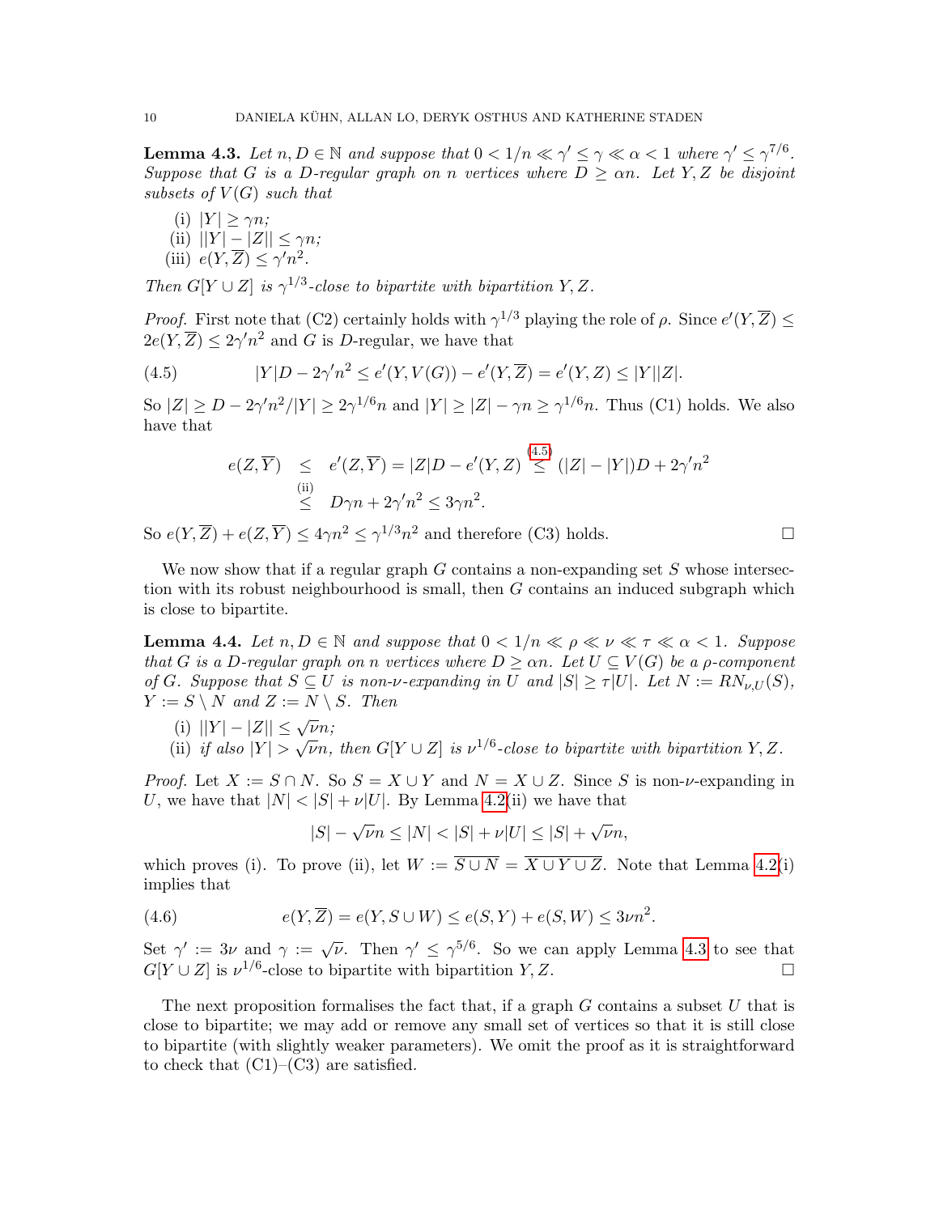**Lemma 4.3.** *Let $n, D \in \mathbb{N}$ and suppose that $0 < 1/n \ll \gamma' \leq \gamma \ll \alpha < 1$ where $\gamma' \leq \gamma^{7/6}$. Suppose that $G$ is a $D$-regular graph on $n$ vertices where $D \geq \alpha n$. Let $Y, Z$ be disjoint subsets of $V(G)$ such that*

- (i) $|Y| \geq \gamma n$;
- (ii) $||Y| - |Z|| \leq \gamma n$;
- (iii) $e(Y, \overline{Z}) \leq \gamma' n^2$.

*Then $G[Y \cup Z]$ is $\gamma^{1/3}$-close to bipartite with bipartition $Y, Z$.*

*Proof.* First note that (C2) certainly holds with $\gamma^{1/3}$ playing the role of $\rho$. Since $e'(Y, \overline{Z}) \leq 2e(Y, \overline{Z}) \leq 2\gamma' n^2$ and $G$ is $D$-regular, we have that

$$|Y|D - 2\gamma' n^2 \leq e'(Y, V(G)) - e'(Y, \overline{Z}) = e'(Y, Z) \leq |Y||Z|. \tag{4.5}$$

So $|Z| \geq D - 2\gamma' n^2/|Y| \geq 2\gamma^{1/6} n$ and $|Y| \geq |Z| - \gamma n \geq \gamma^{1/6} n$. Thus (C1) holds. We also have that

$$\begin{aligned} e(Z, \overline{Y}) &\leq e'(Z, \overline{Y}) = |Z|D - e'(Y, Z) \stackrel{(4.5)}{\leq} (|Z| - |Y|)D + 2\gamma' n^2 \\ &\stackrel{\text{(ii)}}{\leq} D\gamma n + 2\gamma' n^2 \leq 3\gamma n^2. \end{aligned}$$

So $e(Y, \overline{Z}) + e(Z, \overline{Y}) \leq 4\gamma n^2 \leq \gamma^{1/3} n^2$ and therefore (C3) holds. □

We now show that if a regular graph $G$ contains a non-expanding set $S$ whose intersection with its robust neighbourhood is small, then $G$ contains an induced subgraph which is close to bipartite.

**Lemma 4.4.** *Let $n, D \in \mathbb{N}$ and suppose that $0 < 1/n \ll \rho \ll \nu \ll \tau \ll \alpha < 1$. Suppose that $G$ is a $D$-regular graph on $n$ vertices where $D \geq \alpha n$. Let $U \subseteq V(G)$ be a $\rho$-component of $G$. Suppose that $S \subseteq U$ is non-$\nu$-expanding in $U$ and $|S| \geq \tau |U|$. Let $N := RN_{\nu, U}(S)$, $Y := S \setminus N$ and $Z := N \setminus S$. Then*

- (i) $||Y| - |Z|| \leq \sqrt{\nu} n$;
- (ii) *if also $|Y| > \sqrt{\nu} n$, then $G[Y \cup Z]$ is $\nu^{1/6}$-close to bipartite with bipartition $Y, Z$.*

*Proof.* Let $X := S \cap N$. So $S = X \cup Y$ and $N = X \cup Z$. Since $S$ is non-$\nu$-expanding in $U$, we have that $|N| < |S| + \nu |U|$. By Lemma 4.2(ii) we have that

$$|S| - \sqrt{\nu} n \leq |N| < |S| + \nu |U| \leq |S| + \sqrt{\nu} n,$$

which proves (i). To prove (ii), let $W := \overline{S \cup N} = \overline{X \cup Y \cup Z}$. Note that Lemma 4.2(i) implies that

$$e(Y, \overline{Z}) = e(Y, S \cup W) \leq e(S, Y) + e(S, W) \leq 3\nu n^2. \tag{4.6}$$

Set $\gamma' := 3\nu$ and $\gamma := \sqrt{\nu}$. Then $\gamma' \leq \gamma^{5/6}$. So we can apply Lemma 4.3 to see that $G[Y \cup Z]$ is $\nu^{1/6}$-close to bipartite with bipartition $Y, Z$. □

The next proposition formalises the fact that, if a graph $G$ contains a subset $U$ that is close to bipartite; we may add or remove any small set of vertices so that it is still close to bipartite (with slightly weaker parameters). We omit the proof as it is straightforward to check that (C1)–(C3) are satisfied.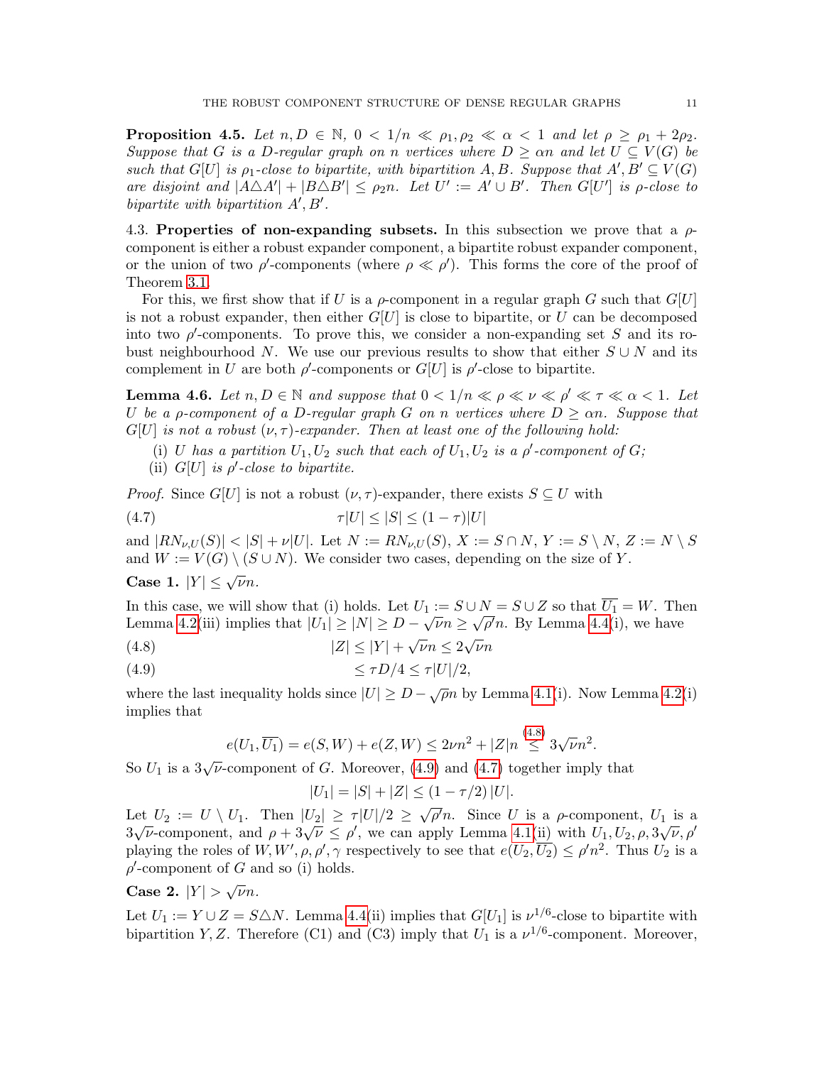**Proposition 4.5.** *Let $n, D \in \mathbb{N}$, $0 < 1/n \ll \rho_1, \rho_2 \ll \alpha < 1$ and let $\rho \geq \rho_1 + 2\rho_2$. Suppose that $G$ is a $D$-regular graph on $n$ vertices where $D \geq \alpha n$ and let $U \subseteq V(G)$ be such that $G[U]$ is $\rho_1$-close to bipartite, with bipartition $A, B$. Suppose that $A', B' \subseteq V(G)$ are disjoint and $|A \triangle A'| + |B \triangle B'| \leq \rho_2 n$. Let $U' := A' \cup B'$. Then $G[U']$ is $\rho$-close to bipartite with bipartition $A', B'$.*

4.3. **Properties of non-expanding subsets.** In this subsection we prove that a $\rho$-component is either a robust expander component, a bipartite robust expander component, or the union of two $\rho'$-components (where $\rho \ll \rho'$). This forms the core of the proof of Theorem 3.1.

For this, we first show that if $U$ is a $\rho$-component in a regular graph $G$ such that $G[U]$ is not a robust expander, then either $G[U]$ is close to bipartite, or $U$ can be decomposed into two $\rho'$-components. To prove this, we consider a non-expanding set $S$ and its robust neighbourhood $N$. We use our previous results to show that either $S \cup N$ and its complement in $U$ are both $\rho'$-components or $G[U]$ is $\rho'$-close to bipartite.

**Lemma 4.6.** *Let $n, D \in \mathbb{N}$ and suppose that $0 < 1/n \ll \rho \ll \nu \ll \rho' \ll \tau \ll \alpha < 1$. Let $U$ be a $\rho$-component of a $D$-regular graph $G$ on $n$ vertices where $D \geq \alpha n$. Suppose that $G[U]$ is not a robust $(\nu, \tau)$-expander. Then at least one of the following hold:*

(i) *$U$ has a partition $U_1, U_2$ such that each of $U_1, U_2$ is a $\rho'$-component of $G$;*
(ii) *$G[U]$ is $\rho'$-close to bipartite.*

*Proof.* Since $G[U]$ is not a robust $(\nu, \tau)$-expander, there exists $S \subseteq U$ with

$$\tau|U| \leq |S| \leq (1 - \tau)|U| \tag{4.7}$$

and $|RN_{\nu,U}(S)| < |S| + \nu|U|$. Let $N := RN_{\nu,U}(S)$, $X := S \cap N$, $Y := S \setminus N$, $Z := N \setminus S$ and $W := V(G) \setminus (S \cup N)$. We consider two cases, depending on the size of $Y$.

**Case 1.** $|Y| \leq \sqrt{\nu} n$.

In this case, we will show that (i) holds. Let $U_1 := S \cup N = S \cup Z$ so that $\overline{U_1} = W$. Then Lemma 4.2(iii) implies that $|U_1| \geq |N| \geq D - \sqrt{\nu} n \geq \sqrt{\rho'} n$. By Lemma 4.4(i), we have

$$|Z| \leq |Y| + \sqrt{\nu} n \leq 2\sqrt{\nu} n \tag{4.8}$$

$$\leq \tau D/4 \leq \tau |U|/2, \tag{4.9}$$

where the last inequality holds since $|U| \geq D - \sqrt{\rho} n$ by Lemma 4.1(i). Now Lemma 4.2(i) implies that

$$e(U_1, \overline{U_1}) = e(S, W) + e(Z, W) \leq 2\nu n^2 + |Z| n \overset{(4.8)}{\leq} 3\sqrt{\nu} n^2.$$

So $U_1$ is a $3\sqrt{\nu}$-component of $G$. Moreover, (4.9) and (4.7) together imply that

$$|U_1| = |S| + |Z| \leq (1 - \tau/2)\,|U|.$$

Let $U_2 := U \setminus U_1$. Then $|U_2| \geq \tau |U|/2 \geq \sqrt{\rho'} n$. Since $U$ is a $\rho$-component, $U_1$ is a $3\sqrt{\nu}$-component, and $\rho + 3\sqrt{\nu} \leq \rho'$, we can apply Lemma 4.1(ii) with $U_1, U_2, \rho, 3\sqrt{\nu}, \rho'$ playing the roles of $W, W', \rho, \rho', \gamma$ respectively to see that $e(U_2, \overline{U_2}) \leq \rho' n^2$. Thus $U_2$ is a $\rho'$-component of $G$ and so (i) holds.

**Case 2.** $|Y| > \sqrt{\nu} n$.

Let $U_1 := Y \cup Z = S \triangle N$. Lemma 4.4(ii) implies that $G[U_1]$ is $\nu^{1/6}$-close to bipartite with bipartition $Y, Z$. Therefore (C1) and (C3) imply that $U_1$ is a $\nu^{1/6}$-component. Moreover,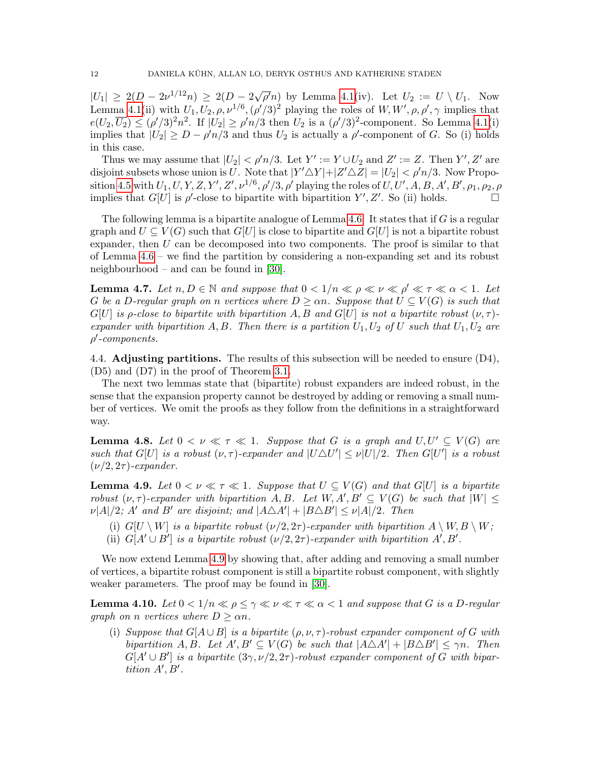$|U_1| \geq 2(D - 2\nu^{1/12}n) \geq 2(D - 2\sqrt{\rho'}n)$ by Lemma 4.1(iv). Let $U_2 := U \setminus U_1$. Now Lemma 4.1(ii) with $U_1, U_2, \rho, \nu^{1/6}, (\rho'/3)^2$ playing the roles of $W, W', \rho, \rho', \gamma$ implies that $e(U_2, \overline{U_2}) \leq (\rho'/3)^2 n^2$. If $|U_2| \geq \rho' n/3$ then $U_2$ is a $(\rho'/3)^2$-component. So Lemma 4.1(i) implies that $|U_2| \geq D - \rho' n/3$ and thus $U_2$ is actually a $\rho'$-component of $G$. So (i) holds in this case.

Thus we may assume that $|U_2| < \rho' n/3$. Let $Y' := Y \cup U_2$ and $Z' := Z$. Then $Y', Z'$ are disjoint subsets whose union is $U$. Note that $|Y' \triangle Y| + |Z' \triangle Z| = |U_2| < \rho' n/3$. Now Proposition 4.5 with $U_1, U, Y, Z, Y', Z', \nu^{1/6}, \rho'/3, \rho'$ playing the roles of $U, U', A, B, A', B', \rho_1, \rho_2, \rho$ implies that $G[U]$ is $\rho'$-close to bipartite with bipartition $Y', Z'$. So (ii) holds. □

The following lemma is a bipartite analogue of Lemma 4.6. It states that if $G$ is a regular graph and $U \subseteq V(G)$ such that $G[U]$ is close to bipartite and $G[U]$ is not a bipartite robust expander, then $U$ can be decomposed into two components. The proof is similar to that of Lemma 4.6 – we find the partition by considering a non-expanding set and its robust neighbourhood – and can be found in [30].

**Lemma 4.7.** *Let $n, D \in \mathbb{N}$ and suppose that $0 < 1/n \ll \rho \ll \nu \ll \rho' \ll \tau \ll \alpha < 1$. Let $G$ be a $D$-regular graph on $n$ vertices where $D \geq \alpha n$. Suppose that $U \subseteq V(G)$ is such that $G[U]$ is $\rho$-close to bipartite with bipartition $A, B$ and $G[U]$ is not a bipartite robust $(\nu, \tau)$-expander with bipartition $A, B$. Then there is a partition $U_1, U_2$ of $U$ such that $U_1, U_2$ are $\rho'$-components.*

### 4.4. Adjusting partitions.

The results of this subsection will be needed to ensure (D4), (D5) and (D7) in the proof of Theorem 3.1.

The next two lemmas state that (bipartite) robust expanders are indeed robust, in the sense that the expansion property cannot be destroyed by adding or removing a small number of vertices. We omit the proofs as they follow from the definitions in a straightforward way.

**Lemma 4.8.** *Let $0 < \nu \ll \tau \ll 1$. Suppose that $G$ is a graph and $U, U' \subseteq V(G)$ are such that $G[U]$ is a robust $(\nu, \tau)$-expander and $|U \triangle U'| \leq \nu |U|/2$. Then $G[U']$ is a robust $(\nu/2, 2\tau)$-expander.*

**Lemma 4.9.** *Let $0 < \nu \ll \tau \ll 1$. Suppose that $U \subseteq V(G)$ and that $G[U]$ is a bipartite robust $(\nu, \tau)$-expander with bipartition $A, B$. Let $W, A', B' \subseteq V(G)$ be such that $|W| \leq \nu |A|/2$; $A'$ and $B'$ are disjoint; and $|A \triangle A'| + |B \triangle B'| \leq \nu |A|/2$. Then*

- (i) *$G[U \setminus W]$ is a bipartite robust $(\nu/2, 2\tau)$-expander with bipartition $A \setminus W, B \setminus W$;*
- (ii) *$G[A' \cup B']$ is a bipartite robust $(\nu/2, 2\tau)$-expander with bipartition $A', B'$.*

We now extend Lemma 4.9 by showing that, after adding and removing a small number of vertices, a bipartite robust component is still a bipartite robust component, with slightly weaker parameters. The proof may be found in [30].

**Lemma 4.10.** *Let $0 < 1/n \ll \rho \leq \gamma \ll \nu \ll \tau \ll \alpha < 1$ and suppose that $G$ is a $D$-regular graph on $n$ vertices where $D \geq \alpha n$.*

- (i) *Suppose that $G[A \cup B]$ is a bipartite $(\rho, \nu, \tau)$-robust expander component of $G$ with bipartition $A, B$. Let $A', B' \subseteq V(G)$ be such that $|A \triangle A'| + |B \triangle B'| \leq \gamma n$. Then $G[A' \cup B']$ is a bipartite $(3\gamma, \nu/2, 2\tau)$-robust expander component of $G$ with bipartition $A', B'$.*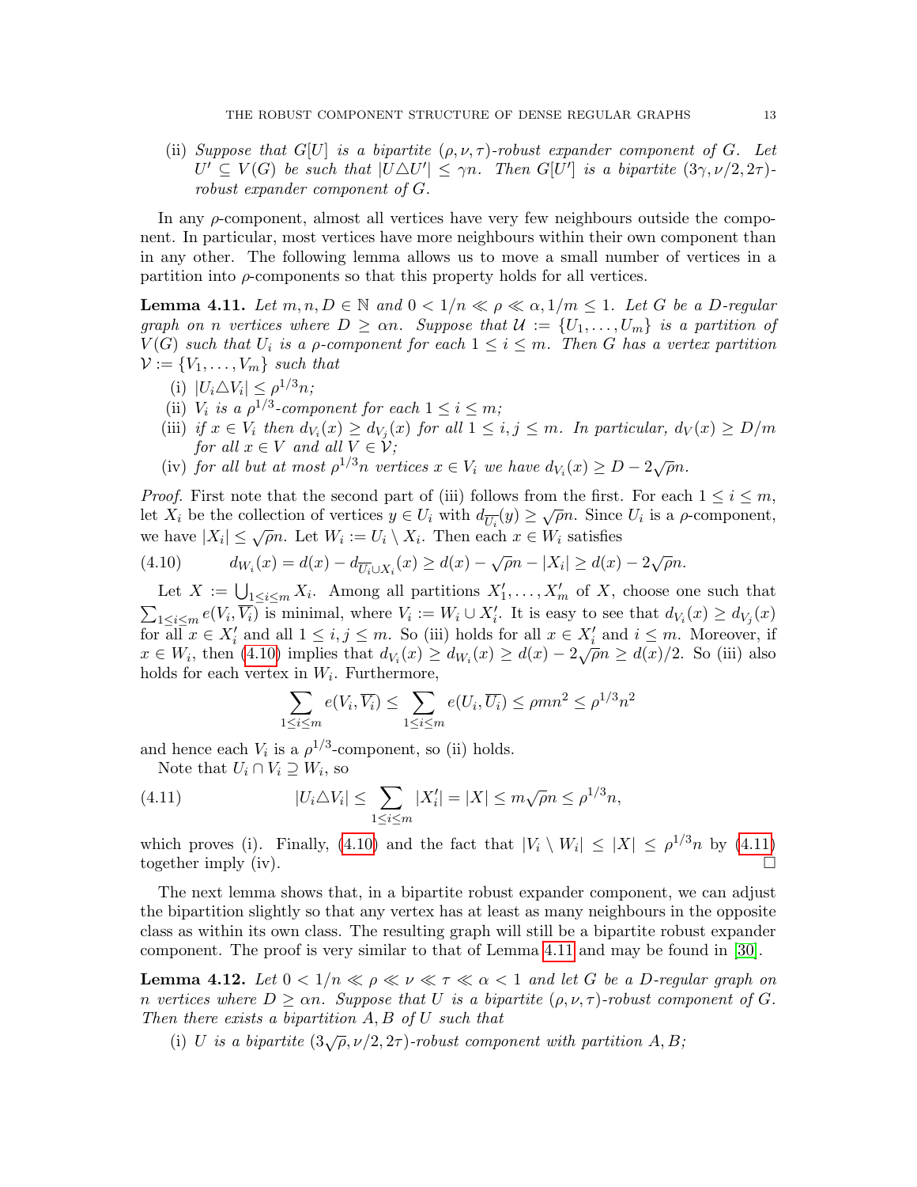(ii) *Suppose that $G[U]$ is a bipartite $(\rho, \nu, \tau)$-robust expander component of $G$. Let $U' \subseteq V(G)$ be such that $|U \triangle U'| \leq \gamma n$. Then $G[U']$ is a bipartite $(3\gamma, \nu/2, 2\tau)$-robust expander component of $G$.*

In any $\rho$-component, almost all vertices have very few neighbours outside the component. In particular, most vertices have more neighbours within their own component than in any other. The following lemma allows us to move a small number of vertices in a partition into $\rho$-components so that this property holds for all vertices.

**Lemma 4.11.** *Let $m, n, D \in \mathbb{N}$ and $0 < 1/n \ll \rho \ll \alpha, 1/m \leq 1$. Let $G$ be a $D$-regular graph on $n$ vertices where $D \geq \alpha n$. Suppose that $\mathcal{U} := \{U_1, \ldots, U_m\}$ is a partition of $V(G)$ such that $U_i$ is a $\rho$-component for each $1 \leq i \leq m$. Then $G$ has a vertex partition $\mathcal{V} := \{V_1, \ldots, V_m\}$ such that*

- (i) *$|U_i \triangle V_i| \leq \rho^{1/3} n$;*
- (ii) *$V_i$ is a $\rho^{1/3}$-component for each $1 \leq i \leq m$;*
- (iii) *if $x \in V_i$ then $d_{V_i}(x) \geq d_{V_j}(x)$ for all $1 \leq i, j \leq m$. In particular, $d_V(x) \geq D/m$ for all $x \in V$ and all $V \in \mathcal{V}$;*
- (iv) *for all but at most $\rho^{1/3} n$ vertices $x \in V_i$ we have $d_{V_i}(x) \geq D - 2\sqrt{\rho} n$.*

*Proof.* First note that the second part of (iii) follows from the first. For each $1 \leq i \leq m$, let $X_i$ be the collection of vertices $y \in U_i$ with $d_{\overline{U_i}}(y) \geq \sqrt{\rho} n$. Since $U_i$ is a $\rho$-component, we have $|X_i| \leq \sqrt{\rho} n$. Let $W_i := U_i \setminus X_i$. Then each $x \in W_i$ satisfies

$$d_{W_i}(x) = d(x) - d_{\overline{U_i} \cup X_i}(x) \geq d(x) - \sqrt{\rho} n - |X_i| \geq d(x) - 2\sqrt{\rho} n. \tag{4.10}$$

Let $X := \bigcup_{1 \leq i \leq m} X_i$. Among all partitions $X'_1, \ldots, X'_m$ of $X$, choose one such that $\sum_{1 \leq i \leq m} e(V_i, \overline{V_i})$ is minimal, where $V_i := W_i \cup X'_i$. It is easy to see that $d_{V_i}(x) \geq d_{V_j}(x)$ for all $x \in X'_i$ and all $1 \leq i, j \leq m$. So (iii) holds for all $x \in X'_i$ and $i \leq m$. Moreover, if $x \in W_i$, then (4.10) implies that $d_{V_i}(x) \geq d_{W_i}(x) \geq d(x) - 2\sqrt{\rho} n \geq d(x)/2$. So (iii) also holds for each vertex in $W_i$. Furthermore,

$$\sum_{1 \leq i \leq m} e(V_i, \overline{V_i}) \leq \sum_{1 \leq i \leq m} e(U_i, \overline{U_i}) \leq \rho m n^2 \leq \rho^{1/3} n^2$$

and hence each $V_i$ is a $\rho^{1/3}$-component, so (ii) holds.

Note that $U_i \cap V_i \supseteq W_i$, so

$$|U_i \triangle V_i| \leq \sum_{1 \leq i \leq m} |X'_i| = |X| \leq m\sqrt{\rho} n \leq \rho^{1/3} n, \tag{4.11}$$

which proves (i). Finally, (4.10) and the fact that $|V_i \setminus W_i| \leq |X| \leq \rho^{1/3} n$ by (4.11) together imply (iv). $\square$

The next lemma shows that, in a bipartite robust expander component, we can adjust the bipartition slightly so that any vertex has at least as many neighbours in the opposite class as within its own class. The resulting graph will still be a bipartite robust expander component. The proof is very similar to that of Lemma 4.11 and may be found in [30].

**Lemma 4.12.** *Let $0 < 1/n \ll \rho \ll \nu \ll \tau \ll \alpha < 1$ and let $G$ be a $D$-regular graph on $n$ vertices where $D \geq \alpha n$. Suppose that $U$ is a bipartite $(\rho, \nu, \tau)$-robust component of $G$. Then there exists a bipartition $A, B$ of $U$ such that*

- (i) *$U$ is a bipartite $(3\sqrt{\rho}, \nu/2, 2\tau)$-robust component with partition $A, B$;*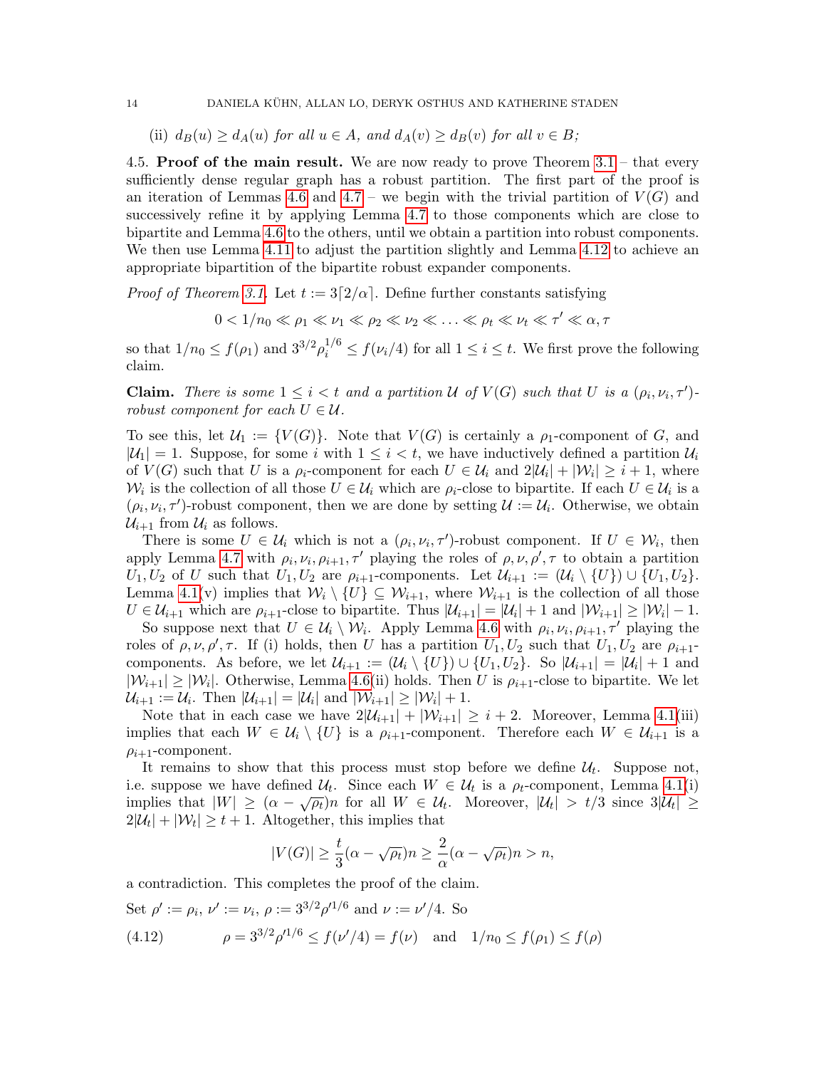(ii) $d_B(u) \geq d_A(u)$ *for all* $u \in A$, *and* $d_A(v) \geq d_B(v)$ *for all* $v \in B$;

4.5. **Proof of the main result.** We are now ready to prove Theorem 3.1 – that every sufficiently dense regular graph has a robust partition. The first part of the proof is an iteration of Lemmas 4.6 and 4.7 – we begin with the trivial partition of $V(G)$ and successively refine it by applying Lemma 4.7 to those components which are close to bipartite and Lemma 4.6 to the others, until we obtain a partition into robust components. We then use Lemma 4.11 to adjust the partition slightly and Lemma 4.12 to achieve an appropriate bipartition of the bipartite robust expander components.

*Proof of Theorem 3.1.* Let $t := 3\lceil 2/\alpha \rceil$. Define further constants satisfying

$$0 < 1/n_0 \ll \rho_1 \ll \nu_1 \ll \rho_2 \ll \nu_2 \ll \ldots \ll \rho_t \ll \nu_t \ll \tau' \ll \alpha, \tau$$

so that $1/n_0 \leq f(\rho_1)$ and $3^{3/2}\rho_i^{1/6} \leq f(\nu_i/4)$ for all $1 \leq i \leq t$. We first prove the following claim.

**Claim.** *There is some* $1 \leq i < t$ *and a partition* $\mathcal{U}$ *of* $V(G)$ *such that* $U$ *is a* $(\rho_i, \nu_i, \tau')$*-robust component for each* $U \in \mathcal{U}$.

To see this, let $\mathcal{U}_1 := \{V(G)\}$. Note that $V(G)$ is certainly a $\rho_1$-component of $G$, and $|\mathcal{U}_1| = 1$. Suppose, for some $i$ with $1 \leq i < t$, we have inductively defined a partition $\mathcal{U}_i$ of $V(G)$ such that $U$ is a $\rho_i$-component for each $U \in \mathcal{U}_i$ and $2|\mathcal{U}_i| + |\mathcal{W}_i| \geq i + 1$, where $\mathcal{W}_i$ is the collection of all those $U \in \mathcal{U}_i$ which are $\rho_i$-close to bipartite. If each $U \in \mathcal{U}_i$ is a $(\rho_i, \nu_i, \tau')$-robust component, then we are done by setting $\mathcal{U} := \mathcal{U}_i$. Otherwise, we obtain $\mathcal{U}_{i+1}$ from $\mathcal{U}_i$ as follows.

There is some $U \in \mathcal{U}_i$ which is not a $(\rho_i, \nu_i, \tau')$-robust component. If $U \in \mathcal{W}_i$, then apply Lemma 4.7 with $\rho_i, \nu_i, \rho_{i+1}, \tau'$ playing the roles of $\rho, \nu, \rho', \tau$ to obtain a partition $U_1, U_2$ of $U$ such that $U_1, U_2$ are $\rho_{i+1}$-components. Let $\mathcal{U}_{i+1} := (\mathcal{U}_i \setminus \{U\}) \cup \{U_1, U_2\}$. Lemma 4.1(v) implies that $\mathcal{W}_i \setminus \{U\} \subseteq \mathcal{W}_{i+1}$, where $\mathcal{W}_{i+1}$ is the collection of all those $U \in \mathcal{U}_{i+1}$ which are $\rho_{i+1}$-close to bipartite. Thus $|\mathcal{U}_{i+1}| = |\mathcal{U}_i| + 1$ and $|\mathcal{W}_{i+1}| \geq |\mathcal{W}_i| - 1$.

So suppose next that $U \in \mathcal{U}_i \setminus \mathcal{W}_i$. Apply Lemma 4.6 with $\rho_i, \nu_i, \rho_{i+1}, \tau'$ playing the roles of $\rho, \nu, \rho', \tau$. If (i) holds, then $U$ has a partition $U_1, U_2$ such that $U_1, U_2$ are $\rho_{i+1}$-components. As before, we let $\mathcal{U}_{i+1} := (\mathcal{U}_i \setminus \{U\}) \cup \{U_1, U_2\}$. So $|\mathcal{U}_{i+1}| = |\mathcal{U}_i| + 1$ and $|\mathcal{W}_{i+1}| \geq |\mathcal{W}_i|$. Otherwise, Lemma 4.6(ii) holds. Then $U$ is $\rho_{i+1}$-close to bipartite. We let $\mathcal{U}_{i+1} := \mathcal{U}_i$. Then $|\mathcal{U}_{i+1}| = |\mathcal{U}_i|$ and $|\mathcal{W}_{i+1}| \geq |\mathcal{W}_i| + 1$.

Note that in each case we have $2|\mathcal{U}_{i+1}| + |\mathcal{W}_{i+1}| \geq i + 2$. Moreover, Lemma 4.1(iii) implies that each $W \in \mathcal{U}_i \setminus \{U\}$ is a $\rho_{i+1}$-component. Therefore each $W \in \mathcal{U}_{i+1}$ is a $\rho_{i+1}$-component.

It remains to show that this process must stop before we define $\mathcal{U}_t$. Suppose not, i.e. suppose we have defined $\mathcal{U}_t$. Since each $W \in \mathcal{U}_t$ is a $\rho_t$-component, Lemma 4.1(i) implies that $|W| \geq (\alpha - \sqrt{\rho_t})n$ for all $W \in \mathcal{U}_t$. Moreover, $|\mathcal{U}_t| > t/3$ since $3|\mathcal{U}_t| \geq 2|\mathcal{U}_t| + |\mathcal{W}_t| \geq t + 1$. Altogether, this implies that

$$|V(G)| \geq \frac{t}{3}(\alpha - \sqrt{\rho_t})n \geq \frac{2}{\alpha}(\alpha - \sqrt{\rho_t})n > n,$$

a contradiction. This completes the proof of the claim.

Set $\rho' := \rho_i$, $\nu' := \nu_i$, $\rho := 3^{3/2}\rho'^{1/6}$ and $\nu := \nu'/4$. So

$$\rho = 3^{3/2}\rho'^{1/6} \leq f(\nu'/4) = f(\nu) \quad \text{and} \quad 1/n_0 \leq f(\rho_1) \leq f(\rho) \tag{4.12}$$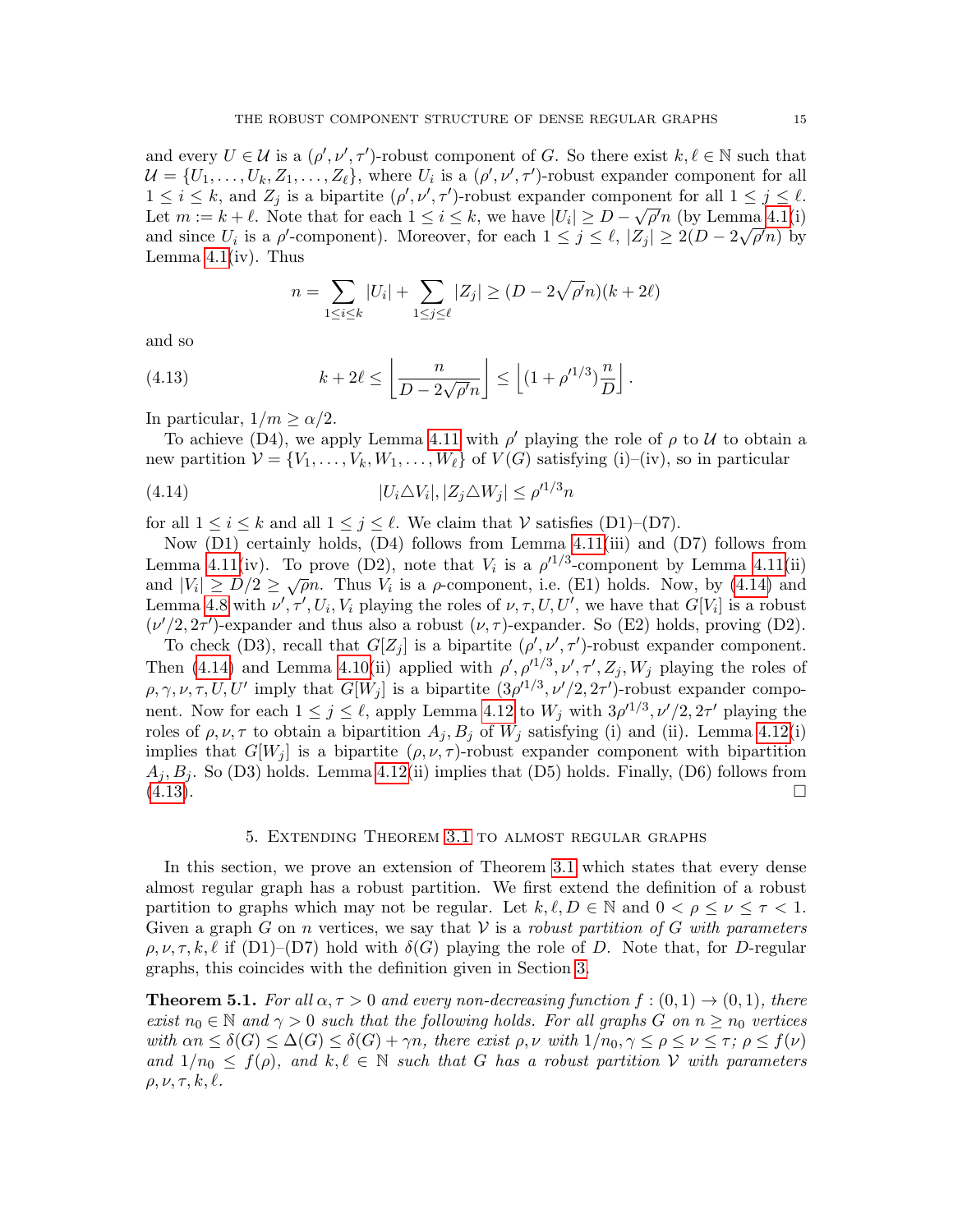and every $U \in \mathcal{U}$ is a $(\rho', \nu', \tau')$-robust component of $G$. So there exist $k, \ell \in \mathbb{N}$ such that $\mathcal{U} = \{U_1, \ldots, U_k, Z_1, \ldots, Z_\ell\}$, where $U_i$ is a $(\rho', \nu', \tau')$-robust expander component for all $1 \le i \le k$, and $Z_j$ is a bipartite $(\rho', \nu', \tau')$-robust expander component for all $1 \le j \le \ell$. Let $m := k + \ell$. Note that for each $1 \le i \le k$, we have $|U_i| \ge D - \sqrt{\rho'}n$ (by Lemma 4.1(i) and since $U_i$ is a $\rho'$-component). Moreover, for each $1 \le j \le \ell$, $|Z_j| \ge 2(D - 2\sqrt{\rho'}n)$ by Lemma 4.1(iv). Thus

$$n = \sum_{1 \le i \le k} |U_i| + \sum_{1 \le j \le \ell} |Z_j| \ge (D - 2\sqrt{\rho'}n)(k + 2\ell)$$

and so

$$k + 2\ell \le \left\lfloor \frac{n}{D - 2\sqrt{\rho'}n} \right\rfloor \le \left\lfloor (1 + \rho'^{1/3}) \frac{n}{D} \right\rfloor . \tag{4.13}$$

In particular, $1/m \ge \alpha/2$.

To achieve (D4), we apply Lemma 4.11 with $\rho'$ playing the role of $\rho$ to $\mathcal{U}$ to obtain a new partition $\mathcal{V} = \{V_1, \ldots, V_k, W_1, \ldots, W_\ell\}$ of $V(G)$ satisfying (i)–(iv), so in particular

$$|U_i \triangle V_i|, |Z_j \triangle W_j| \le \rho'^{1/3} n \tag{4.14}$$

for all $1 \le i \le k$ and all $1 \le j \le \ell$. We claim that $\mathcal{V}$ satisfies (D1)–(D7).

Now (D1) certainly holds, (D4) follows from Lemma 4.11(iii) and (D7) follows from Lemma 4.11(iv). To prove (D2), note that $V_i$ is a $\rho'^{1/3}$-component by Lemma 4.11(ii) and $|V_i| \ge D/2 \ge \sqrt{\rho}n$. Thus $V_i$ is a $\rho$-component, i.e. (E1) holds. Now, by (4.14) and Lemma 4.8 with $\nu', \tau', U_i, V_i$ playing the roles of $\nu, \tau, U, U'$, we have that $G[V_i]$ is a robust $(\nu'/2, 2\tau')$-expander and thus also a robust $(\nu, \tau)$-expander. So (E2) holds, proving (D2).

To check (D3), recall that $G[Z_j]$ is a bipartite $(\rho', \nu', \tau')$-robust expander component. Then (4.14) and Lemma 4.10(ii) applied with $\rho', \rho'^{1/3}, \nu', \tau', Z_j, W_j$ playing the roles of $\rho, \gamma, \nu, \tau, U, U'$ imply that $G[W_j]$ is a bipartite $(3\rho'^{1/3}, \nu'/2, 2\tau')$-robust expander component. Now for each $1 \le j \le \ell$, apply Lemma 4.12 to $W_j$ with $3\rho'^{1/3}, \nu'/2, 2\tau'$ playing the roles of $\rho, \nu, \tau$ to obtain a bipartition $A_j, B_j$ of $W_j$ satisfying (i) and (ii). Lemma 4.12(i) implies that $G[W_j]$ is a bipartite $(\rho, \nu, \tau)$-robust expander component with bipartition $A_j, B_j$. So (D3) holds. Lemma 4.12(ii) implies that (D5) holds. Finally, (D6) follows from (4.13). □

## 5. Extending Theorem 3.1 to almost regular graphs

In this section, we prove an extension of Theorem 3.1 which states that every dense almost regular graph has a robust partition. We first extend the definition of a robust partition to graphs which may not be regular. Let $k, \ell, D \in \mathbb{N}$ and $0 < \rho \le \nu \le \tau < 1$. Given a graph $G$ on $n$ vertices, we say that $\mathcal{V}$ is a *robust partition of $G$ with parameters $\rho, \nu, \tau, k, \ell$* if (D1)–(D7) hold with $\delta(G)$ playing the role of $D$. Note that, for $D$-regular graphs, this coincides with the definition given in Section 3.

**Theorem 5.1.** *For all $\alpha, \tau > 0$ and every non-decreasing function $f : (0, 1) \to (0, 1)$, there exist $n_0 \in \mathbb{N}$ and $\gamma > 0$ such that the following holds. For all graphs $G$ on $n \ge n_0$ vertices with $\alpha n \le \delta(G) \le \Delta(G) \le \delta(G) + \gamma n$, there exist $\rho, \nu$ with $1/n_0, \gamma \le \rho \le \nu \le \tau$; $\rho \le f(\nu)$ and $1/n_0 \le f(\rho)$, and $k, \ell \in \mathbb{N}$ such that $G$ has a robust partition $\mathcal{V}$ with parameters $\rho, \nu, \tau, k, \ell$.*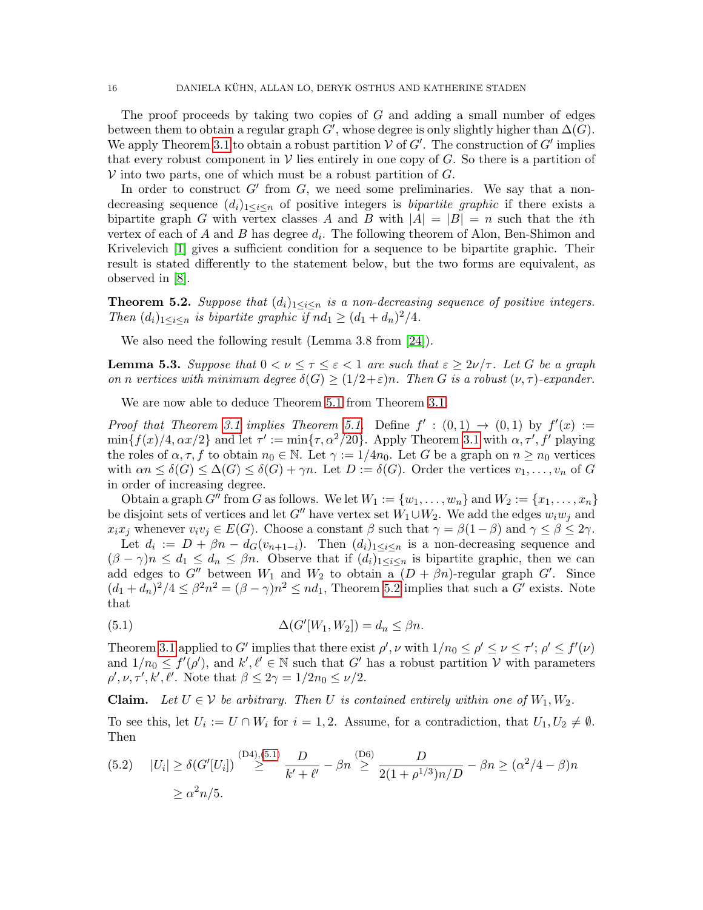The proof proceeds by taking two copies of $G$ and adding a small number of edges between them to obtain a regular graph $G'$, whose degree is only slightly higher than $\Delta(G)$. We apply Theorem 3.1 to obtain a robust partition $\mathcal{V}$ of $G'$. The construction of $G'$ implies that every robust component in $\mathcal{V}$ lies entirely in one copy of $G$. So there is a partition of $\mathcal{V}$ into two parts, one of which must be a robust partition of $G$.

In order to construct $G'$ from $G$, we need some preliminaries. We say that a non-decreasing sequence $(d_i)_{1\le i\le n}$ of positive integers is *bipartite graphic* if there exists a bipartite graph $G$ with vertex classes $A$ and $B$ with $|A| = |B| = n$ such that the $i$th vertex of each of $A$ and $B$ has degree $d_i$. The following theorem of Alon, Ben-Shimon and Krivelevich [1] gives a sufficient condition for a sequence to be bipartite graphic. Their result is stated differently to the statement below, but the two forms are equivalent, as observed in [8].

**Theorem 5.2.** *Suppose that $(d_i)_{1\le i\le n}$ is a non-decreasing sequence of positive integers. Then $(d_i)_{1\le i\le n}$ is bipartite graphic if $nd_1 \ge (d_1 + d_n)^2/4$.*

We also need the following result (Lemma 3.8 from [24]).

**Lemma 5.3.** *Suppose that $0 < \nu \le \tau \le \varepsilon < 1$ are such that $\varepsilon \ge 2\nu/\tau$. Let $G$ be a graph on $n$ vertices with minimum degree $\delta(G) \ge (1/2+\varepsilon)n$. Then $G$ is a robust $(\nu,\tau)$-expander.*

We are now able to deduce Theorem 5.1 from Theorem 3.1.

*Proof that Theorem 3.1 implies Theorem 5.1.* Define $f' : (0, 1) \to (0, 1)$ by $f'(x) := \min\{f(x)/4, \alpha x/2\}$ and let $\tau' := \min\{\tau, \alpha^2/20\}$. Apply Theorem 3.1 with $\alpha, \tau', f'$ playing the roles of $\alpha, \tau, f$ to obtain $n_0 \in \mathbb{N}$. Let $\gamma := 1/4n_0$. Let $G$ be a graph on $n \ge n_0$ vertices with $\alpha n \le \delta(G) \le \Delta(G) \le \delta(G) + \gamma n$. Let $D := \delta(G)$. Order the vertices $v_1, \dots, v_n$ of $G$ in order of increasing degree.

Obtain a graph $G''$ from $G$ as follows. We let $W_1 := \{w_1, \dots, w_n\}$ and $W_2 := \{x_1, \dots, x_n\}$ be disjoint sets of vertices and let $G''$ have vertex set $W_1 \cup W_2$. We add the edges $w_iw_j$ and $x_ix_j$ whenever $v_iv_j \in E(G)$. Choose a constant $\beta$ such that $\gamma = \beta(1-\beta)$ and $\gamma \le \beta \le 2\gamma$.

Let $d_i := D + \beta n - d_G(v_{n+1-i})$. Then $(d_i)_{1\le i\le n}$ is a non-decreasing sequence and $(\beta - \gamma)n \le d_1 \le d_n \le \beta n$. Observe that if $(d_i)_{1\le i\le n}$ is bipartite graphic, then we can add edges to $G''$ between $W_1$ and $W_2$ to obtain a $(D + \beta n)$-regular graph $G'$. Since $(d_1 + d_n)^2/4 \le \beta^2 n^2 = (\beta - \gamma)n^2 \le nd_1$, Theorem 5.2 implies that such a $G'$ exists. Note that

$$\Delta(G'[W_1, W_2]) = d_n \le \beta n. \tag{5.1}$$

Theorem 3.1 applied to $G'$ implies that there exist $\rho', \nu$ with $1/n_0 \le \rho' \le \nu \le \tau'$; $\rho' \le f'(\nu)$ and $1/n_0 \le f'(\rho')$, and $k', \ell' \in \mathbb{N}$ such that $G'$ has a robust partition $\mathcal{V}$ with parameters $\rho', \nu, \tau', k', \ell'$. Note that $\beta \le 2\gamma = 1/2n_0 \le \nu/2$.

**Claim.** *Let $U \in \mathcal{V}$ be arbitrary. Then $U$ is contained entirely within one of $W_1, W_2$.*

To see this, let $U_i := U \cap W_i$ for $i = 1, 2$. Assume, for a contradiction, that $U_1, U_2 \neq \emptyset$. Then

$$\begin{aligned}|U_i| \ge \delta(G'[U_i]) &\overset{\text{(D4)},(5.1)}{\ge} \frac{D}{k'+\ell'} - \beta n \overset{\text{(D6)}}{\ge} \frac{D}{2(1+\rho^{1/3})n/D} - \beta n \ge (\alpha^2/4 - \beta)n \\ &\ge \alpha^2 n/5.\end{aligned} \tag{5.2}$$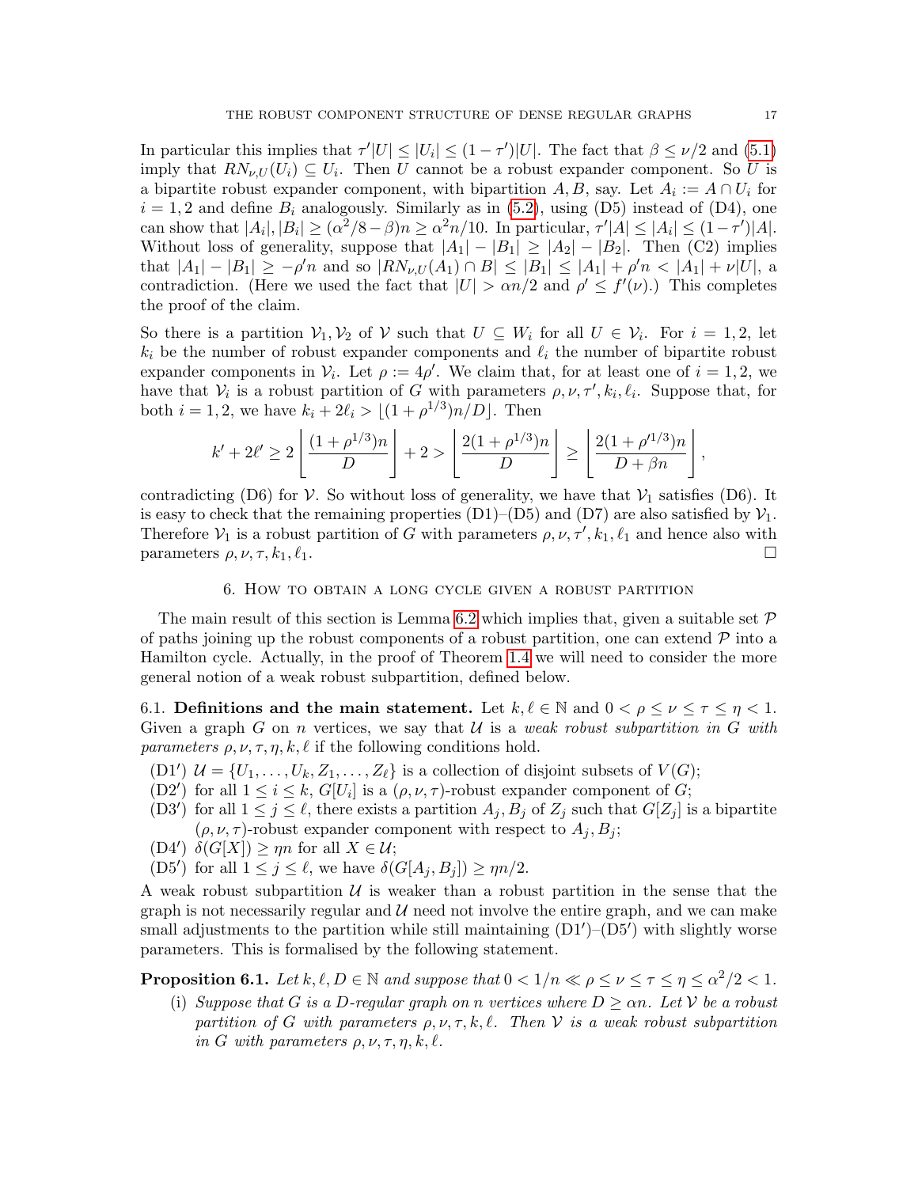In particular this implies that $\tau'|U| \leq |U_i| \leq (1-\tau')|U|$. The fact that $\beta \leq \nu/2$ and (5.1) imply that $RN_{\nu,U}(U_i) \subseteq U_i$. Then $U$ cannot be a robust expander component. So $U$ is a bipartite robust expander component, with bipartition $A, B$, say. Let $A_i := A \cap U_i$ for $i = 1, 2$ and define $B_i$ analogously. Similarly as in (5.2), using (D5) instead of (D4), one can show that $|A_i|, |B_i| \geq (\alpha^2/8 - \beta)n \geq \alpha^2 n/10$. In particular, $\tau'|A| \leq |A_i| \leq (1-\tau')|A|$. Without loss of generality, suppose that $|A_1| - |B_1| \geq |A_2| - |B_2|$. Then (C2) implies that $|A_1| - |B_1| \geq -\rho' n$ and so $|RN_{\nu,U}(A_1) \cap B| \leq |B_1| \leq |A_1| + \rho' n < |A_1| + \nu|U|$, a contradiction. (Here we used the fact that $|U| > \alpha n/2$ and $\rho' \leq f'(\nu)$.) This completes the proof of the claim.

So there is a partition $\mathcal{V}_1, \mathcal{V}_2$ of $\mathcal{V}$ such that $U \subseteq W_i$ for all $U \in \mathcal{V}_i$. For $i = 1, 2$, let $k_i$ be the number of robust expander components and $\ell_i$ the number of bipartite robust expander components in $\mathcal{V}_i$. Let $\rho := 4\rho'$. We claim that, for at least one of $i = 1, 2$, we have that $\mathcal{V}_i$ is a robust partition of $G$ with parameters $\rho, \nu, \tau', k_i, \ell_i$. Suppose that, for both $i = 1, 2$, we have $k_i + 2\ell_i > \lfloor (1 + \rho^{1/3})n/D \rfloor$. Then

$$k' + 2\ell' \geq 2\left\lfloor \frac{(1+\rho^{1/3})n}{D} \right\rfloor + 2 > \left\lfloor \frac{2(1+\rho^{1/3})n}{D} \right\rfloor \geq \left\lfloor \frac{2(1+\rho'^{1/3})n}{D + \beta n} \right\rfloor,$$

contradicting (D6) for $\mathcal{V}$. So without loss of generality, we have that $\mathcal{V}_1$ satisfies (D6). It is easy to check that the remaining properties (D1)–(D5) and (D7) are also satisfied by $\mathcal{V}_1$. Therefore $\mathcal{V}_1$ is a robust partition of $G$ with parameters $\rho, \nu, \tau', k_1, \ell_1$ and hence also with parameters $\rho, \nu, \tau, k_1, \ell_1$. □

## 6. How to obtain a long cycle given a robust partition

The main result of this section is Lemma 6.2 which implies that, given a suitable set $\mathcal{P}$ of paths joining up the robust components of a robust partition, one can extend $\mathcal{P}$ into a Hamilton cycle. Actually, in the proof of Theorem 1.4 we will need to consider the more general notion of a weak robust subpartition, defined below.

### 6.1. Definitions and the main statement.

Let $k, \ell \in \mathbb{N}$ and $0 < \rho \leq \nu \leq \tau \leq \eta < 1$. Given a graph $G$ on $n$ vertices, we say that $\mathcal{U}$ is a *weak robust subpartition in $G$ with parameters $\rho, \nu, \tau, \eta, k, \ell$* if the following conditions hold.

- (D1′) $\mathcal{U} = \{U_1, \ldots, U_k, Z_1, \ldots, Z_\ell\}$ is a collection of disjoint subsets of $V(G)$;
- (D2′) for all $1 \leq i \leq k$, $G[U_i]$ is a $(\rho, \nu, \tau)$-robust expander component of $G$;
- (D3′) for all $1 \leq j \leq \ell$, there exists a partition $A_j, B_j$ of $Z_j$ such that $G[Z_j]$ is a bipartite $(\rho, \nu, \tau)$-robust expander component with respect to $A_j, B_j$;
- (D4′) $\delta(G[X]) \geq \eta n$ for all $X \in \mathcal{U}$;
- (D5′) for all $1 \leq j \leq \ell$, we have $\delta(G[A_j, B_j]) \geq \eta n/2$.

A weak robust subpartition $\mathcal{U}$ is weaker than a robust partition in the sense that the graph is not necessarily regular and $\mathcal{U}$ need not involve the entire graph, and we can make small adjustments to the partition while still maintaining (D1′)–(D5′) with slightly worse parameters. This is formalised by the following statement.

**Proposition 6.1.** *Let $k, \ell, D \in \mathbb{N}$ and suppose that $0 < 1/n \ll \rho \leq \nu \leq \tau \leq \eta \leq \alpha^2/2 < 1$.*

- (i) *Suppose that $G$ is a $D$-regular graph on $n$ vertices where $D \geq \alpha n$. Let $\mathcal{V}$ be a robust partition of $G$ with parameters $\rho, \nu, \tau, k, \ell$. Then $\mathcal{V}$ is a weak robust subpartition in $G$ with parameters $\rho, \nu, \tau, \eta, k, \ell$.*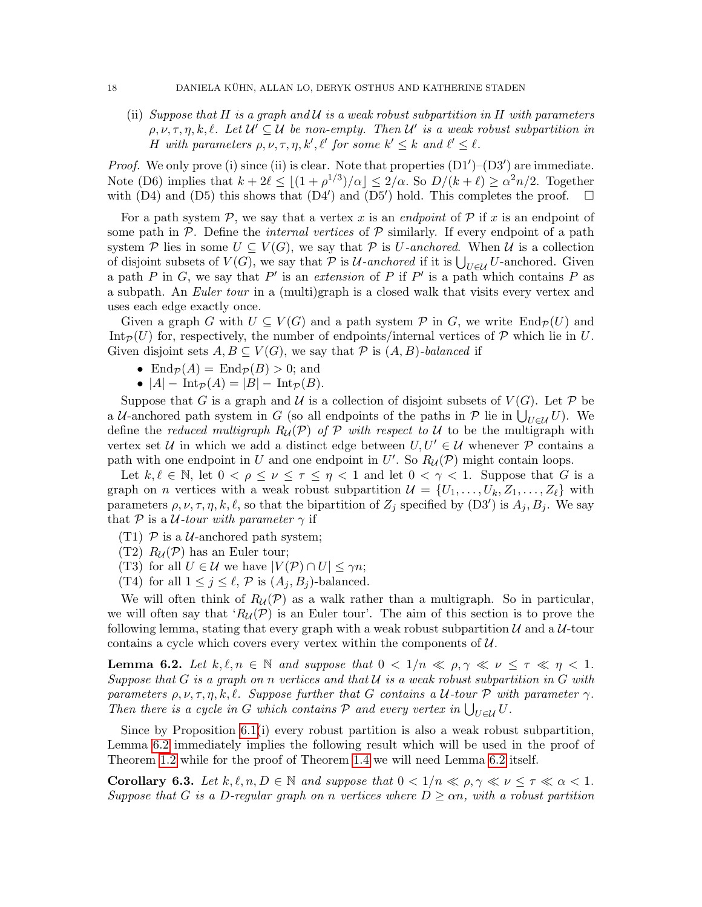(ii) *Suppose that $H$ is a graph and $\mathcal{U}$ is a weak robust subpartition in $H$ with parameters $\rho, \nu, \tau, \eta, k, \ell$. Let $\mathcal{U}' \subseteq \mathcal{U}$ be non-empty. Then $\mathcal{U}'$ is a weak robust subpartition in $H$ with parameters $\rho, \nu, \tau, \eta, k', \ell'$ for some $k' \leq k$ and $\ell' \leq \ell$.*

*Proof.* We only prove (i) since (ii) is clear. Note that properties (D1′)–(D3′) are immediate. Note (D6) implies that $k + 2\ell \leq \lfloor (1 + \rho^{1/3})/\alpha \rfloor \leq 2/\alpha$. So $D/(k + \ell) \geq \alpha^2 n/2$. Together with (D4) and (D5) this shows that (D4′) and (D5′) hold. This completes the proof. □

For a path system $\mathcal{P}$, we say that a vertex $x$ is an *endpoint* of $\mathcal{P}$ if $x$ is an endpoint of some path in $\mathcal{P}$. Define the *internal vertices* of $\mathcal{P}$ similarly. If every endpoint of a path system $\mathcal{P}$ lies in some $U \subseteq V(G)$, we say that $\mathcal{P}$ is *$U$-anchored*. When $\mathcal{U}$ is a collection of disjoint subsets of $V(G)$, we say that $\mathcal{P}$ is *$\mathcal{U}$-anchored* if it is $\bigcup_{U \in \mathcal{U}} U$-anchored. Given a path $P$ in $G$, we say that $P'$ is an *extension* of $P$ if $P'$ is a path which contains $P$ as a subpath. An *Euler tour* in a (multi)graph is a closed walk that visits every vertex and uses each edge exactly once.

Given a graph $G$ with $U \subseteq V(G)$ and a path system $\mathcal{P}$ in $G$, we write $\mathrm{End}_{\mathcal{P}}(U)$ and $\mathrm{Int}_{\mathcal{P}}(U)$ for, respectively, the number of endpoints/internal vertices of $\mathcal{P}$ which lie in $U$. Given disjoint sets $A, B \subseteq V(G)$, we say that $\mathcal{P}$ is *$(A, B)$-balanced* if

- $\mathrm{End}_{\mathcal{P}}(A) = \mathrm{End}_{\mathcal{P}}(B) > 0$; and
- $|A| - \mathrm{Int}_{\mathcal{P}}(A) = |B| - \mathrm{Int}_{\mathcal{P}}(B)$.

Suppose that $G$ is a graph and $\mathcal{U}$ is a collection of disjoint subsets of $V(G)$. Let $\mathcal{P}$ be a $\mathcal{U}$-anchored path system in $G$ (so all endpoints of the paths in $\mathcal{P}$ lie in $\bigcup_{U \in \mathcal{U}} U$). We define the *reduced multigraph $R_{\mathcal{U}}(\mathcal{P})$ of $\mathcal{P}$ with respect to $\mathcal{U}$* to be the multigraph with vertex set $\mathcal{U}$ in which we add a distinct edge between $U, U' \in \mathcal{U}$ whenever $\mathcal{P}$ contains a path with one endpoint in $U$ and one endpoint in $U'$. So $R_{\mathcal{U}}(\mathcal{P})$ might contain loops.

Let $k, \ell \in \mathbb{N}$, let $0 < \rho \leq \nu \leq \tau \leq \eta < 1$ and let $0 < \gamma < 1$. Suppose that $G$ is a graph on $n$ vertices with a weak robust subpartition $\mathcal{U} = \{U_1, \ldots, U_k, Z_1, \ldots, Z_\ell\}$ with parameters $\rho, \nu, \tau, \eta, k, \ell$, so that the bipartition of $Z_j$ specified by (D3′) is $A_j, B_j$. We say that $\mathcal{P}$ is a *$\mathcal{U}$-tour with parameter $\gamma$* if

(T1) $\mathcal{P}$ is a $\mathcal{U}$-anchored path system;
(T2) $R_{\mathcal{U}}(\mathcal{P})$ has an Euler tour;
(T3) for all $U \in \mathcal{U}$ we have $|V(\mathcal{P}) \cap U| \leq \gamma n$;
(T4) for all $1 \leq j \leq \ell$, $\mathcal{P}$ is $(A_j, B_j)$-balanced.

We will often think of $R_{\mathcal{U}}(\mathcal{P})$ as a walk rather than a multigraph. So in particular, we will often say that '$R_{\mathcal{U}}(\mathcal{P})$ is an Euler tour'. The aim of this section is to prove the following lemma, stating that every graph with a weak robust subpartition $\mathcal{U}$ and a $\mathcal{U}$-tour contains a cycle which covers every vertex within the components of $\mathcal{U}$.

**Lemma 6.2.** *Let $k, \ell, n \in \mathbb{N}$ and suppose that $0 < 1/n \ll \rho, \gamma \ll \nu \leq \tau \ll \eta < 1$. Suppose that $G$ is a graph on $n$ vertices and that $\mathcal{U}$ is a weak robust subpartition in $G$ with parameters $\rho, \nu, \tau, \eta, k, \ell$. Suppose further that $G$ contains a $\mathcal{U}$-tour $\mathcal{P}$ with parameter $\gamma$. Then there is a cycle in $G$ which contains $\mathcal{P}$ and every vertex in $\bigcup_{U \in \mathcal{U}} U$.*

Since by Proposition 6.1(i) every robust partition is also a weak robust subpartition, Lemma 6.2 immediately implies the following result which will be used in the proof of Theorem 1.2 while for the proof of Theorem 1.4 we will need Lemma 6.2 itself.

**Corollary 6.3.** *Let $k, \ell, n, D \in \mathbb{N}$ and suppose that $0 < 1/n \ll \rho, \gamma \ll \nu \leq \tau \ll \alpha < 1$. Suppose that $G$ is a $D$-regular graph on $n$ vertices where $D \geq \alpha n$, with a robust partition*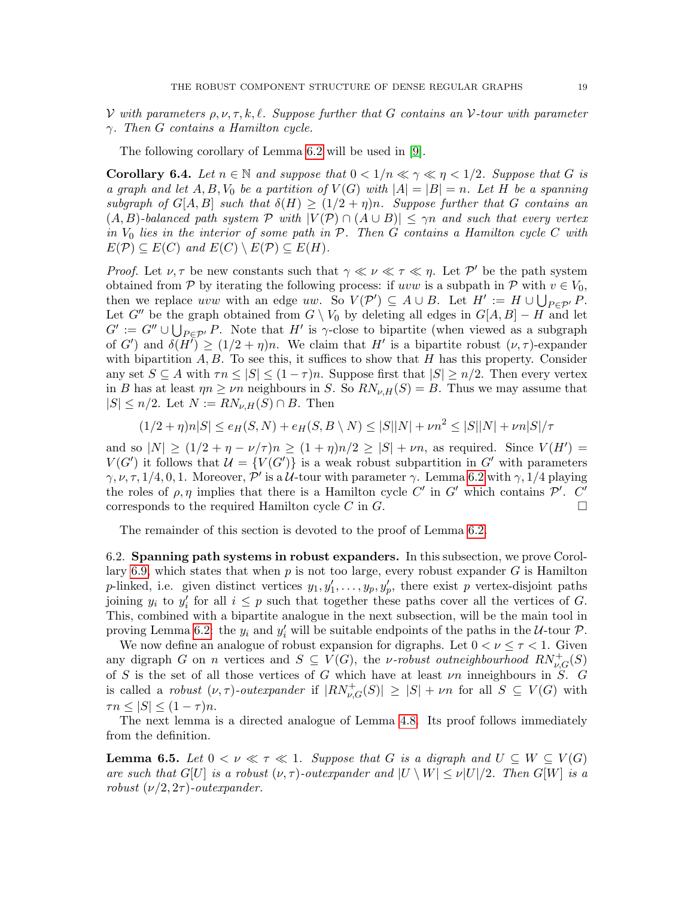$\mathcal{V}$ *with parameters* $\rho, \nu, \tau, k, \ell$. *Suppose further that* $G$ *contains an* $\mathcal{V}$*-tour with parameter* $\gamma$. *Then* $G$ *contains a Hamilton cycle.*

The following corollary of Lemma 6.2 will be used in [9].

**Corollary 6.4.** *Let* $n \in \mathbb{N}$ *and suppose that* $0 < 1/n \ll \gamma \ll \eta < 1/2$. *Suppose that* $G$ *is a graph and let* $A, B, V_0$ *be a partition of* $V(G)$ *with* $|A| = |B| = n$. *Let* $H$ *be a spanning subgraph of* $G[A,B]$ *such that* $\delta(H) \geq (1/2 + \eta)n$. *Suppose further that* $G$ *contains an* $(A,B)$*-balanced path system* $\mathcal{P}$ *with* $|V(\mathcal{P}) \cap (A \cup B)| \leq \gamma n$ *and such that every vertex in* $V_0$ *lies in the interior of some path in* $\mathcal{P}$. *Then* $G$ *contains a Hamilton cycle* $C$ *with* $E(\mathcal{P}) \subseteq E(C)$ *and* $E(C) \setminus E(\mathcal{P}) \subseteq E(H)$.

*Proof.* Let $\nu, \tau$ be new constants such that $\gamma \ll \nu \ll \tau \ll \eta$. Let $\mathcal{P}'$ be the path system obtained from $\mathcal{P}$ by iterating the following process: if $uvw$ is a subpath in $\mathcal{P}$ with $v \in V_0$, then we replace $uvw$ with an edge $uw$. So $V(\mathcal{P}') \subseteq A \cup B$. Let $H' := H \cup \bigcup_{P \in \mathcal{P}'} P$. Let $G''$ be the graph obtained from $G \setminus V_0$ by deleting all edges in $G[A,B] - H$ and let $G' := G'' \cup \bigcup_{P \in \mathcal{P}'} P$. Note that $H'$ is $\gamma$-close to bipartite (when viewed as a subgraph of $G'$) and $\delta(H') \geq (1/2 + \eta)n$. We claim that $H'$ is a bipartite robust $(\nu, \tau)$-expander with bipartition $A, B$. To see this, it suffices to show that $H$ has this property. Consider any set $S \subseteq A$ with $\tau n \leq |S| \leq (1-\tau)n$. Suppose first that $|S| \geq n/2$. Then every vertex in $B$ has at least $\eta n \geq \nu n$ neighbours in $S$. So $RN_{\nu,H}(S) = B$. Thus we may assume that $|S| \leq n/2$. Let $N := RN_{\nu,H}(S) \cap B$. Then

$$(1/2 + \eta)n|S| \leq e_H(S, N) + e_H(S, B \setminus N) \leq |S||N| + \nu n^2 \leq |S||N| + \nu n|S|/\tau$$

and so $|N| \geq (1/2 + \eta - \nu/\tau)n \geq (1+\eta)n/2 \geq |S| + \nu n$, as required. Since $V(H') = V(G')$ it follows that $\mathcal{U} = \{V(G')\}$ is a weak robust subpartition in $G'$ with parameters $\gamma, \nu, \tau, 1/4, 0, 1$. Moreover, $\mathcal{P}'$ is a $\mathcal{U}$-tour with parameter $\gamma$. Lemma 6.2 with $\gamma, 1/4$ playing the roles of $\rho, \eta$ implies that there is a Hamilton cycle $C'$ in $G'$ which contains $\mathcal{P}'$. $C'$ corresponds to the required Hamilton cycle $C$ in $G$. $\square$

The remainder of this section is devoted to the proof of Lemma 6.2.

### 6.2. Spanning path systems in robust expanders.

In this subsection, we prove Corollary 6.9, which states that when $p$ is not too large, every robust expander $G$ is Hamilton $p$-linked, i.e. given distinct vertices $y_1, y_1', \dots, y_p, y_p'$, there exist $p$ vertex-disjoint paths joining $y_i$ to $y_i'$ for all $i \leq p$ such that together these paths cover all the vertices of $G$. This, combined with a bipartite analogue in the next subsection, will be the main tool in proving Lemma 6.2: the $y_i$ and $y_i'$ will be suitable endpoints of the paths in the $\mathcal{U}$-tour $\mathcal{P}$.

We now define an analogue of robust expansion for digraphs. Let $0 < \nu \leq \tau < 1$. Given any digraph $G$ on $n$ vertices and $S \subseteq V(G)$, the $\nu$*-robust outneighbourhood* $RN^+_{\nu,G}(S)$ of $S$ is the set of all those vertices of $G$ which have at least $\nu n$ inneighbours in $S$. $G$ is called a *robust* $(\nu, \tau)$*-outexpander* if $|RN^+_{\nu,G}(S)| \geq |S| + \nu n$ for all $S \subseteq V(G)$ with $\tau n \leq |S| \leq (1-\tau)n$.

The next lemma is a directed analogue of Lemma 4.8. Its proof follows immediately from the definition.

**Lemma 6.5.** *Let* $0 < \nu \ll \tau \ll 1$. *Suppose that* $G$ *is a digraph and* $U \subseteq W \subseteq V(G)$ *are such that* $G[U]$ *is a robust* $(\nu, \tau)$*-outexpander and* $|U \setminus W| \leq \nu|U|/2$. *Then* $G[W]$ *is a robust* $(\nu/2, 2\tau)$*-outexpander.*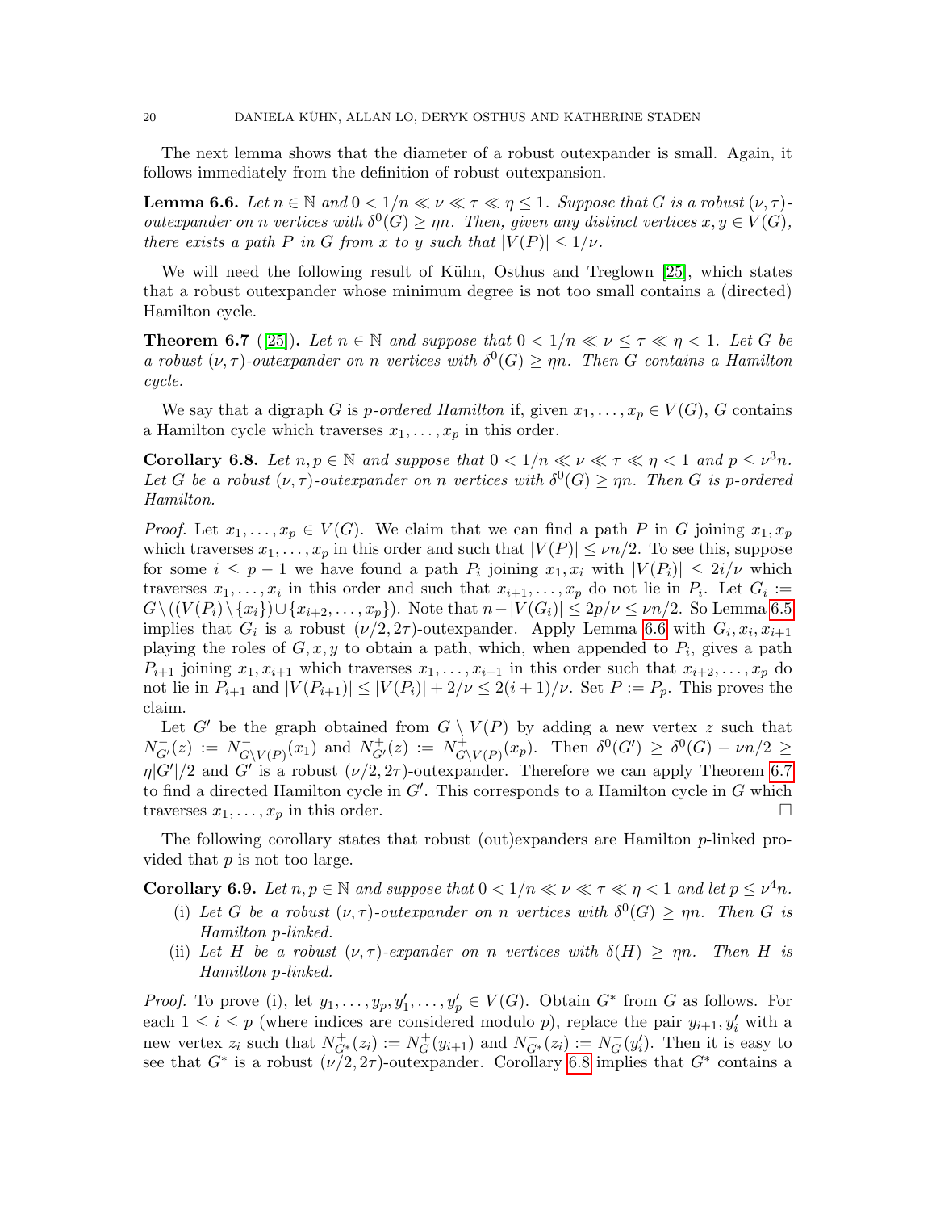The next lemma shows that the diameter of a robust outexpander is small. Again, it follows immediately from the definition of robust outexpansion.

**Lemma 6.6.** *Let $n \in \mathbb{N}$ and $0 < 1/n \ll \nu \ll \tau \ll \eta \leq 1$. Suppose that $G$ is a robust $(\nu, \tau)$-outexpander on $n$ vertices with $\delta^0(G) \geq \eta n$. Then, given any distinct vertices $x, y \in V(G)$, there exists a path $P$ in $G$ from $x$ to $y$ such that $|V(P)| \leq 1/\nu$.*

We will need the following result of Kühn, Osthus and Treglown [25], which states that a robust outexpander whose minimum degree is not too small contains a (directed) Hamilton cycle.

**Theorem 6.7** ([25]). *Let $n \in \mathbb{N}$ and suppose that $0 < 1/n \ll \nu \leq \tau \ll \eta < 1$. Let $G$ be a robust $(\nu, \tau)$-outexpander on $n$ vertices with $\delta^0(G) \geq \eta n$. Then $G$ contains a Hamilton cycle.*

We say that a digraph $G$ is *$p$-ordered Hamilton* if, given $x_1, \ldots, x_p \in V(G)$, $G$ contains a Hamilton cycle which traverses $x_1, \ldots, x_p$ in this order.

**Corollary 6.8.** *Let $n, p \in \mathbb{N}$ and suppose that $0 < 1/n \ll \nu \ll \tau \ll \eta < 1$ and $p \leq \nu^3 n$. Let $G$ be a robust $(\nu, \tau)$-outexpander on $n$ vertices with $\delta^0(G) \geq \eta n$. Then $G$ is $p$-ordered Hamilton.*

*Proof.* Let $x_1, \ldots, x_p \in V(G)$. We claim that we can find a path $P$ in $G$ joining $x_1, x_p$ which traverses $x_1, \ldots, x_p$ in this order and such that $|V(P)| \leq \nu n/2$. To see this, suppose for some $i \leq p-1$ we have found a path $P_i$ joining $x_1, x_i$ with $|V(P_i)| \leq 2i/\nu$ which traverses $x_1, \ldots, x_i$ in this order and such that $x_{i+1}, \ldots, x_p$ do not lie in $P_i$. Let $G_i := G \setminus ((V(P_i) \setminus \{x_i\}) \cup \{x_{i+2}, \ldots, x_p\})$. Note that $n - |V(G_i)| \leq 2p/\nu \leq \nu n/2$. So Lemma 6.5 implies that $G_i$ is a robust $(\nu/2, 2\tau)$-outexpander. Apply Lemma 6.6 with $G_i, x_i, x_{i+1}$ playing the roles of $G, x, y$ to obtain a path, which, when appended to $P_i$, gives a path $P_{i+1}$ joining $x_1, x_{i+1}$ which traverses $x_1, \ldots, x_{i+1}$ in this order such that $x_{i+2}, \ldots, x_p$ do not lie in $P_{i+1}$ and $|V(P_{i+1})| \leq |V(P_i)| + 2/\nu \leq 2(i+1)/\nu$. Set $P := P_p$. This proves the claim.

Let $G'$ be the graph obtained from $G \setminus V(P)$ by adding a new vertex $z$ such that $N^-_{G'}(z) := N^-_{G \setminus V(P)}(x_1)$ and $N^+_{G'}(z) := N^+_{G \setminus V(P)}(x_p)$. Then $\delta^0(G') \geq \delta^0(G) - \nu n/2 \geq \eta |G'|/2$ and $G'$ is a robust $(\nu/2, 2\tau)$-outexpander. Therefore we can apply Theorem 6.7 to find a directed Hamilton cycle in $G'$. This corresponds to a Hamilton cycle in $G$ which traverses $x_1, \ldots, x_p$ in this order. $\square$

The following corollary states that robust (out)expanders are Hamilton $p$-linked provided that $p$ is not too large.

**Corollary 6.9.** *Let $n, p \in \mathbb{N}$ and suppose that $0 < 1/n \ll \nu \ll \tau \ll \eta < 1$ and let $p \leq \nu^4 n$.*

- (i) *Let $G$ be a robust $(\nu, \tau)$-outexpander on $n$ vertices with $\delta^0(G) \geq \eta n$. Then $G$ is Hamilton $p$-linked.*
- (ii) *Let $H$ be a robust $(\nu, \tau)$-expander on $n$ vertices with $\delta(H) \geq \eta n$. Then $H$ is Hamilton $p$-linked.*

*Proof.* To prove (i), let $y_1, \ldots, y_p, y'_1, \ldots, y'_p \in V(G)$. Obtain $G^*$ from $G$ as follows. For each $1 \leq i \leq p$ (where indices are considered modulo $p$), replace the pair $y_{i+1}, y'_i$ with a new vertex $z_i$ such that $N^+_{G^*}(z_i) := N^+_G(y_{i+1})$ and $N^-_{G^*}(z_i) := N^-_G(y'_i)$. Then it is easy to see that $G^*$ is a robust $(\nu/2, 2\tau)$-outexpander. Corollary 6.8 implies that $G^*$ contains a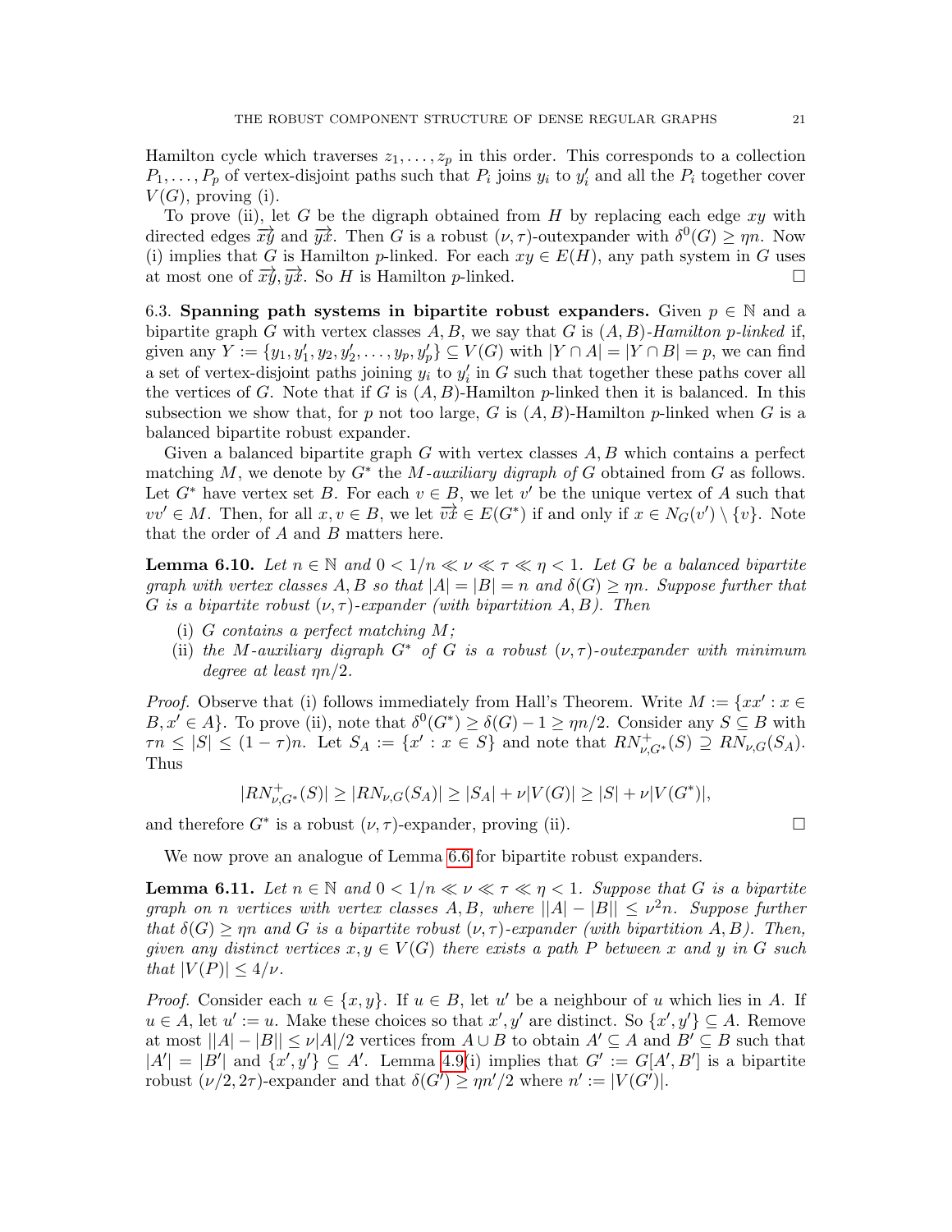Hamilton cycle which traverses $z_1, \ldots, z_p$ in this order. This corresponds to a collection $P_1, \ldots, P_p$ of vertex-disjoint paths such that $P_i$ joins $y_i$ to $y'_i$ and all the $P_i$ together cover $V(G)$, proving (i).

To prove (ii), let $G$ be the digraph obtained from $H$ by replacing each edge $xy$ with directed edges $\overrightarrow{xy}$ and $\overrightarrow{yx}$. Then $G$ is a robust $(\nu, \tau)$-outexpander with $\delta^0(G) \geq \eta n$. Now (i) implies that $G$ is Hamilton $p$-linked. For each $xy \in E(H)$, any path system in $G$ uses at most one of $\overrightarrow{xy}, \overrightarrow{yx}$. So $H$ is Hamilton $p$-linked. □

**6.3. Spanning path systems in bipartite robust expanders.** Given $p \in \mathbb{N}$ and a bipartite graph $G$ with vertex classes $A, B$, we say that $G$ is *$(A, B)$-Hamilton $p$-linked* if, given any $Y := \{y_1, y'_1, y_2, y'_2, \ldots, y_p, y'_p\} \subseteq V(G)$ with $|Y \cap A| = |Y \cap B| = p$, we can find a set of vertex-disjoint paths joining $y_i$ to $y'_i$ in $G$ such that together these paths cover all the vertices of $G$. Note that if $G$ is $(A, B)$-Hamilton $p$-linked then it is balanced. In this subsection we show that, for $p$ not too large, $G$ is $(A, B)$-Hamilton $p$-linked when $G$ is a balanced bipartite robust expander.

Given a balanced bipartite graph $G$ with vertex classes $A, B$ which contains a perfect matching $M$, we denote by $G^*$ the *$M$-auxiliary digraph of $G$* obtained from $G$ as follows. Let $G^*$ have vertex set $B$. For each $v \in B$, we let $v'$ be the unique vertex of $A$ such that $vv' \in M$. Then, for all $x, v \in B$, we let $\overrightarrow{vx} \in E(G^*)$ if and only if $x \in N_G(v') \setminus \{v\}$. Note that the order of $A$ and $B$ matters here.

**Lemma 6.10.** *Let $n \in \mathbb{N}$ and $0 < 1/n \ll \nu \ll \tau \ll \eta < 1$. Let $G$ be a balanced bipartite graph with vertex classes $A, B$ so that $|A| = |B| = n$ and $\delta(G) \geq \eta n$. Suppose further that $G$ is a bipartite robust $(\nu, \tau)$-expander (with bipartition $A, B$). Then*

- (i) *$G$ contains a perfect matching $M$;*
- (ii) *the $M$-auxiliary digraph $G^*$ of $G$ is a robust $(\nu, \tau)$-outexpander with minimum degree at least $\eta n/2$.*

*Proof.* Observe that (i) follows immediately from Hall's Theorem. Write $M := \{xx' : x \in B, x' \in A\}$. To prove (ii), note that $\delta^0(G^*) \geq \delta(G) - 1 \geq \eta n/2$. Consider any $S \subseteq B$ with $\tau n \leq |S| \leq (1 - \tau)n$. Let $S_A := \{x' : x \in S\}$ and note that $RN^+_{\nu, G^*}(S) \supseteq RN_{\nu, G}(S_A)$. Thus

$$|RN^+_{\nu, G^*}(S)| \geq |RN_{\nu, G}(S_A)| \geq |S_A| + \nu|V(G)| \geq |S| + \nu|V(G^*)|,$$

and therefore $G^*$ is a robust $(\nu, \tau)$-expander, proving (ii). □

We now prove an analogue of Lemma 6.6 for bipartite robust expanders.

**Lemma 6.11.** *Let $n \in \mathbb{N}$ and $0 < 1/n \ll \nu \ll \tau \ll \eta < 1$. Suppose that $G$ is a bipartite graph on $n$ vertices with vertex classes $A, B$, where $||A| - |B|| \leq \nu^2 n$. Suppose further that $\delta(G) \geq \eta n$ and $G$ is a bipartite robust $(\nu, \tau)$-expander (with bipartition $A, B$). Then, given any distinct vertices $x, y \in V(G)$ there exists a path $P$ between $x$ and $y$ in $G$ such that $|V(P)| \leq 4/\nu$.*

*Proof.* Consider each $u \in \{x, y\}$. If $u \in B$, let $u'$ be a neighbour of $u$ which lies in $A$. If $u \in A$, let $u' := u$. Make these choices so that $x', y'$ are distinct. So $\{x', y'\} \subseteq A$. Remove at most $||A| - |B|| \leq \nu|A|/2$ vertices from $A \cup B$ to obtain $A' \subseteq A$ and $B' \subseteq B$ such that $|A'| = |B'|$ and $\{x', y'\} \subseteq A'$. Lemma 4.9(i) implies that $G' := G[A', B']$ is a bipartite robust $(\nu/2, 2\tau)$-expander and that $\delta(G') \geq \eta n'/2$ where $n' := |V(G')|$.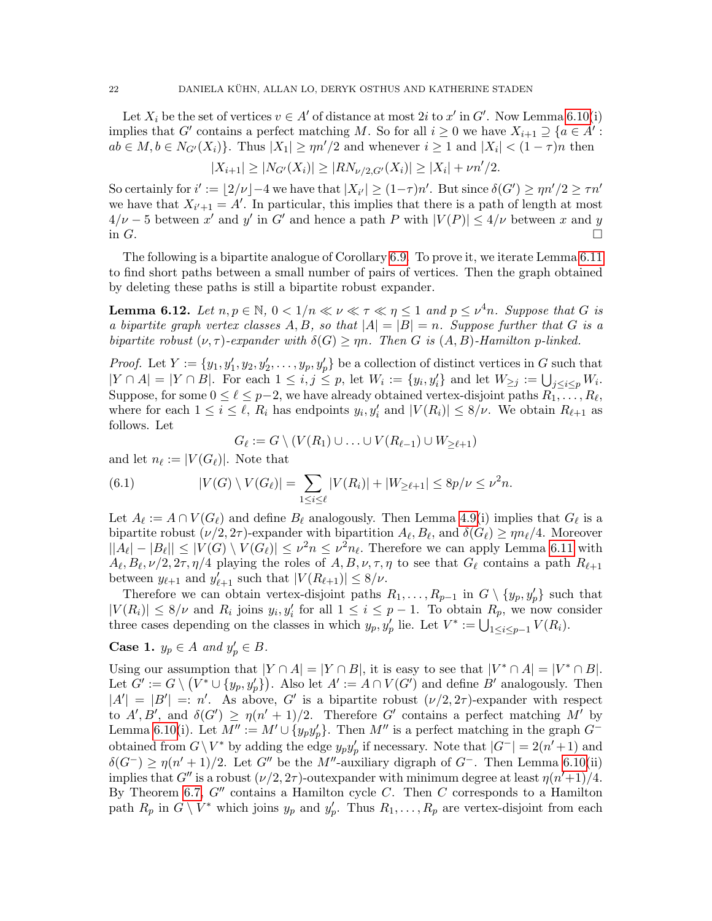Let $X_i$ be the set of vertices $v \in A'$ of distance at most $2i$ to $x'$ in $G'$. Now Lemma 6.10(i) implies that $G'$ contains a perfect matching $M$. So for all $i \geq 0$ we have $X_{i+1} \supseteq \{a \in A' : ab \in M, b \in N_{G'}(X_i)\}$. Thus $|X_1| \geq \eta n'/2$ and whenever $i \geq 1$ and $|X_i| < (1-\tau)n$ then

$$|X_{i+1}| \geq |N_{G'}(X_i)| \geq |RN_{\nu/2,G'}(X_i)| \geq |X_i| + \nu n'/2.$$

So certainly for $i' := \lfloor 2/\nu \rfloor - 4$ we have that $|X_{i'}| \geq (1-\tau)n'$. But since $\delta(G') \geq \eta n'/2 \geq \tau n'$ we have that $X_{i'+1} = A'$. In particular, this implies that there is a path of length at most $4/\nu - 5$ between $x'$ and $y'$ in $G'$ and hence a path $P$ with $|V(P)| \leq 4/\nu$ between $x$ and $y$ in $G$. □

The following is a bipartite analogue of Corollary 6.9. To prove it, we iterate Lemma 6.11 to find short paths between a small number of pairs of vertices. Then the graph obtained by deleting these paths is still a bipartite robust expander.

**Lemma 6.12.** *Let $n, p \in \mathbb{N}$, $0 < 1/n \ll \nu \ll \tau \ll \eta \leq 1$ and $p \leq \nu^4 n$. Suppose that $G$ is a bipartite graph vertex classes $A, B$, so that $|A| = |B| = n$. Suppose further that $G$ is a bipartite robust $(\nu, \tau)$-expander with $\delta(G) \geq \eta n$. Then $G$ is $(A, B)$-Hamilton $p$-linked.*

*Proof.* Let $Y := \{y_1, y_1', y_2, y_2', \dots, y_p, y_p'\}$ be a collection of distinct vertices in $G$ such that $|Y \cap A| = |Y \cap B|$. For each $1 \leq i, j \leq p$, let $W_i := \{y_i, y_i'\}$ and let $W_{\geq j} := \bigcup_{j \leq i \leq p} W_i$. Suppose, for some $0 \leq \ell \leq p-2$, we have already obtained vertex-disjoint paths $R_1, \dots, R_\ell$, where for each $1 \leq i \leq \ell$, $R_i$ has endpoints $y_i, y_i'$ and $|V(R_i)| \leq 8/\nu$. We obtain $R_{\ell+1}$ as follows. Let

$$G_\ell := G \setminus (V(R_1) \cup \dots \cup V(R_{\ell-1}) \cup W_{\geq \ell+1})$$

and let $n_\ell := |V(G_\ell)|$. Note that

$$|V(G) \setminus V(G_\ell)| = \sum_{1 \leq i \leq \ell} |V(R_i)| + |W_{\geq \ell+1}| \leq 8p/\nu \leq \nu^2 n. \tag{6.1}$$

Let $A_\ell := A \cap V(G_\ell)$ and define $B_\ell$ analogously. Then Lemma 4.9(i) implies that $G_\ell$ is a bipartite robust $(\nu/2, 2\tau)$-expander with bipartition $A_\ell, B_\ell$, and $\delta(G_\ell) \geq \eta n_\ell/4$. Moreover $||A_\ell| - |B_\ell|| \leq |V(G) \setminus V(G_\ell)| \leq \nu^2 n \leq \nu^2 n_\ell$. Therefore we can apply Lemma 6.11 with $A_\ell, B_\ell, \nu/2, 2\tau, \eta/4$ playing the roles of $A, B, \nu, \tau, \eta$ to see that $G_\ell$ contains a path $R_{\ell+1}$ between $y_{\ell+1}$ and $y_{\ell+1}'$ such that $|V(R_{\ell+1})| \leq 8/\nu$.

Therefore we can obtain vertex-disjoint paths $R_1, \dots, R_{p-1}$ in $G \setminus \{y_p, y_p'\}$ such that $|V(R_i)| \leq 8/\nu$ and $R_i$ joins $y_i, y_i'$ for all $1 \leq i \leq p-1$. To obtain $R_p$, we now consider three cases depending on the classes in which $y_p, y_p'$ lie. Let $V^* := \bigcup_{1 \leq i \leq p-1} V(R_i)$.

**Case 1.** *$y_p \in A$ and $y_p' \in B$.*

Using our assumption that $|Y \cap A| = |Y \cap B|$, it is easy to see that $|V^* \cap A| = |V^* \cap B|$. Let $G' := G \setminus (V^* \cup \{y_p, y_p'\})$. Also let $A' := A \cap V(G')$ and define $B'$ analogously. Then $|A'| = |B'| =: n'$. As above, $G'$ is a bipartite robust $(\nu/2, 2\tau)$-expander with respect to $A', B'$, and $\delta(G') \geq \eta(n'+1)/2$. Therefore $G'$ contains a perfect matching $M'$ by Lemma 6.10(i). Let $M'' := M' \cup \{y_p y_p'\}$. Then $M''$ is a perfect matching in the graph $G^-$ obtained from $G \setminus V^*$ by adding the edge $y_p y_p'$ if necessary. Note that $|G^-| = 2(n'+1)$ and $\delta(G^-) \geq \eta(n'+1)/2$. Let $G''$ be the $M''$-auxiliary digraph of $G^-$. Then Lemma 6.10(ii) implies that $G''$ is a robust $(\nu/2, 2\tau)$-outexpander with minimum degree at least $\eta(n'+1)/4$. By Theorem 6.7, $G''$ contains a Hamilton cycle $C$. Then $C$ corresponds to a Hamilton path $R_p$ in $G \setminus V^*$ which joins $y_p$ and $y_p'$. Thus $R_1, \dots, R_p$ are vertex-disjoint from each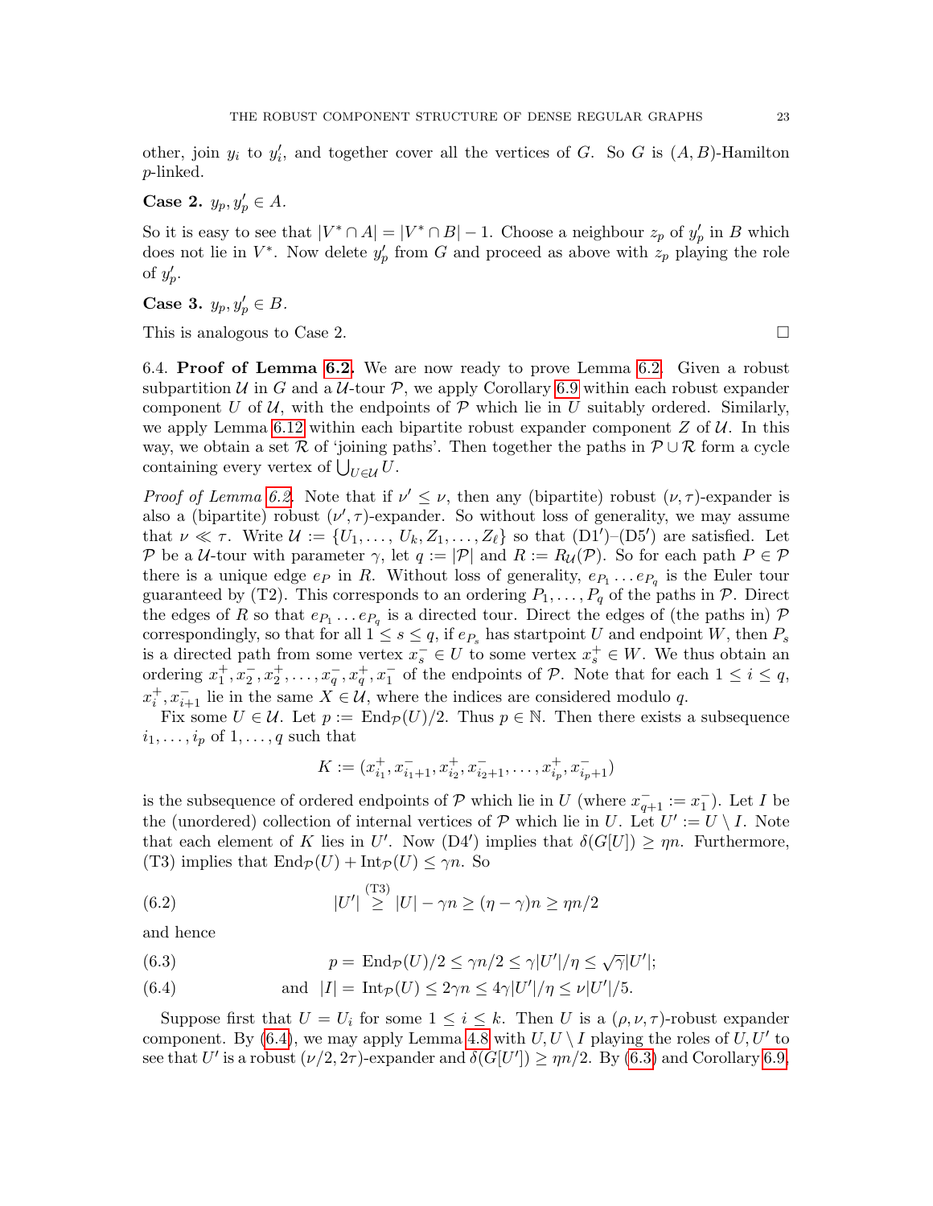other, join $y_i$ to $y_i'$, and together cover all the vertices of $G$. So $G$ is $(A, B)$-Hamilton $p$-linked.

**Case 2.** $y_p, y_p' \in A$.

So it is easy to see that $|V^* \cap A| = |V^* \cap B| - 1$. Choose a neighbour $z_p$ of $y_p'$ in $B$ which does not lie in $V^*$. Now delete $y_p'$ from $G$ and proceed as above with $z_p$ playing the role of $y_p'$.

**Case 3.** $y_p, y_p' \in B$.

This is analogous to Case 2. □

6.4. **Proof of Lemma 6.2.** We are now ready to prove Lemma 6.2. Given a robust subpartition $\mathcal{U}$ in $G$ and a $\mathcal{U}$-tour $\mathcal{P}$, we apply Corollary 6.9 within each robust expander component $U$ of $\mathcal{U}$, with the endpoints of $\mathcal{P}$ which lie in $U$ suitably ordered. Similarly, we apply Lemma 6.12 within each bipartite robust expander component $Z$ of $\mathcal{U}$. In this way, we obtain a set $\mathcal{R}$ of 'joining paths'. Then together the paths in $\mathcal{P} \cup \mathcal{R}$ form a cycle containing every vertex of $\bigcup_{U \in \mathcal{U}} U$.

*Proof of Lemma 6.2.* Note that if $\nu' \leq \nu$, then any (bipartite) robust $(\nu, \tau)$-expander is also a (bipartite) robust $(\nu', \tau)$-expander. So without loss of generality, we may assume that $\nu \ll \tau$. Write $\mathcal{U} := \{U_1, \dots, U_k, Z_1, \dots, Z_\ell\}$ so that (D1′)–(D5′) are satisfied. Let $\mathcal{P}$ be a $\mathcal{U}$-tour with parameter $\gamma$, let $q := |\mathcal{P}|$ and $R := R_{\mathcal{U}}(\mathcal{P})$. So for each path $P \in \mathcal{P}$ there is a unique edge $e_P$ in $R$. Without loss of generality, $e_{P_1} \dots e_{P_q}$ is the Euler tour guaranteed by (T2). This corresponds to an ordering $P_1, \dots, P_q$ of the paths in $\mathcal{P}$. Direct the edges of $R$ so that $e_{P_1} \dots e_{P_q}$ is a directed tour. Direct the edges of (the paths in) $\mathcal{P}$ correspondingly, so that for all $1 \leq s \leq q$, if $e_{P_s}$ has startpoint $U$ and endpoint $W$, then $P_s$ is a directed path from some vertex $x_s^- \in U$ to some vertex $x_s^+ \in W$. We thus obtain an ordering $x_1^+, x_2^-, x_2^+, \dots, x_q^-, x_q^+, x_1^-$ of the endpoints of $\mathcal{P}$. Note that for each $1 \leq i \leq q$, $x_i^+, x_{i+1}^-$ lie in the same $X \in \mathcal{U}$, where the indices are considered modulo $q$.

Fix some $U \in \mathcal{U}$. Let $p := \mathrm{End}_{\mathcal{P}}(U)/2$. Thus $p \in \mathbb{N}$. Then there exists a subsequence $i_1, \dots, i_p$ of $1, \dots, q$ such that

$$K := (x_{i_1}^+, x_{i_1+1}^-, x_{i_2}^+, x_{i_2+1}^-, \dots, x_{i_p}^+, x_{i_p+1}^-)$$

is the subsequence of ordered endpoints of $\mathcal{P}$ which lie in $U$ (where $x_{q+1}^- := x_1^-$). Let $I$ be the (unordered) collection of internal vertices of $\mathcal{P}$ which lie in $U$. Let $U' := U \setminus I$. Note that each element of $K$ lies in $U'$. Now (D4′) implies that $\delta(G[U]) \geq \eta n$. Furthermore, (T3) implies that $\mathrm{End}_{\mathcal{P}}(U) + \mathrm{Int}_{\mathcal{P}}(U) \leq \gamma n$. So

$$|U'| \overset{\text{(T3)}}{\geq} |U| - \gamma n \geq (\eta - \gamma)n \geq \eta n/2 \tag{6.2}$$

and hence

$$p = \mathrm{End}_{\mathcal{P}}(U)/2 \leq \gamma n/2 \leq \gamma |U'|/\eta \leq \sqrt{\gamma}|U'|; \tag{6.3}$$

$$\text{and} \quad |I| = \mathrm{Int}_{\mathcal{P}}(U) \leq 2\gamma n \leq 4\gamma |U'|/\eta \leq \nu |U'|/5. \tag{6.4}$$

Suppose first that $U = U_i$ for some $1 \leq i \leq k$. Then $U$ is a $(\rho, \nu, \tau)$-robust expander component. By (6.4), we may apply Lemma 4.8 with $U, U \setminus I$ playing the roles of $U, U'$ to see that $U'$ is a robust $(\nu/2, 2\tau)$-expander and $\delta(G[U']) \geq \eta n/2$. By (6.3) and Corollary 6.9,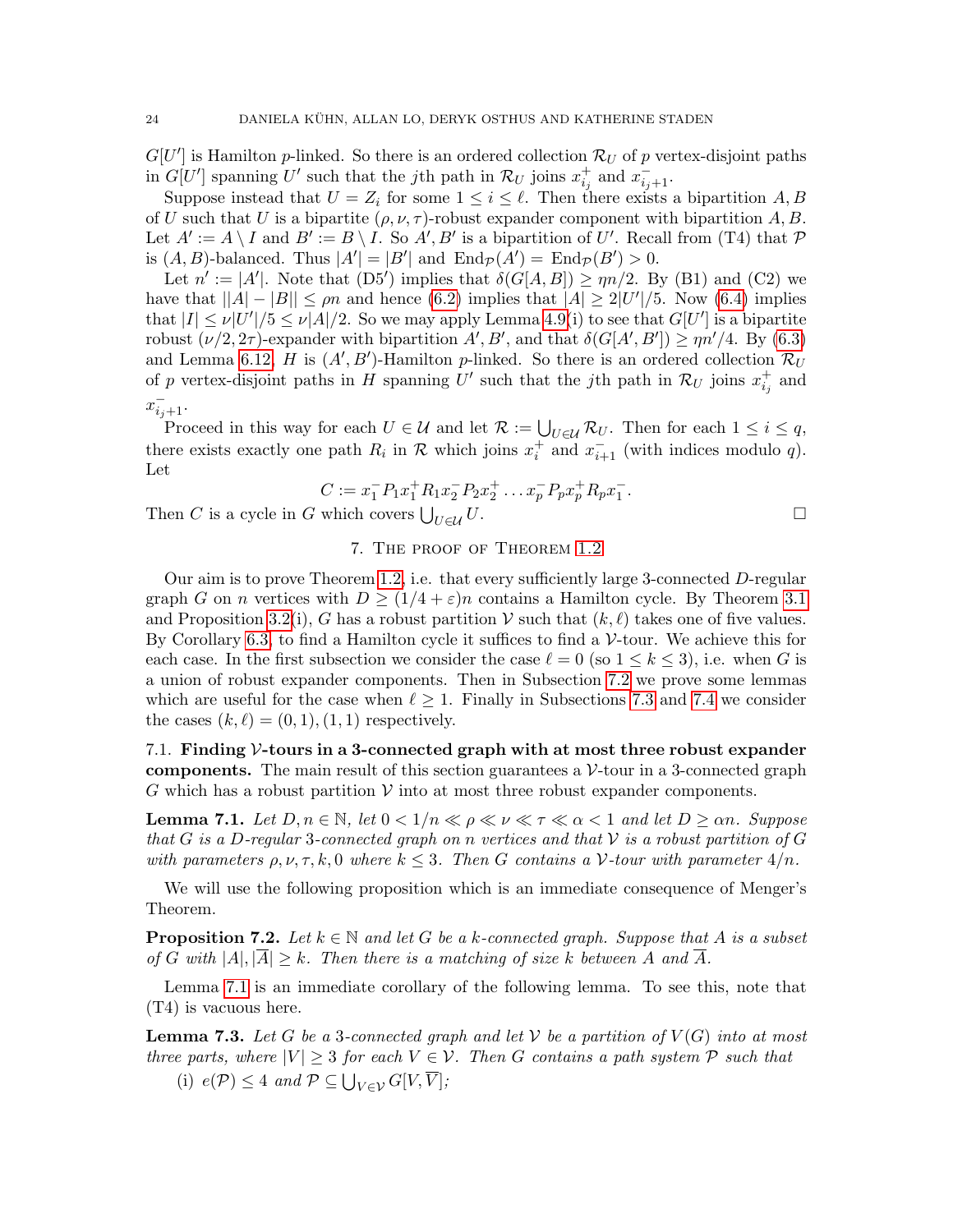$G[U']$ is Hamilton $p$-linked. So there is an ordered collection $\mathcal{R}_U$ of $p$ vertex-disjoint paths in $G[U']$ spanning $U'$ such that the $j$th path in $\mathcal{R}_U$ joins $x^+_{i_j}$ and $x^-_{i_j+1}$.

Suppose instead that $U = Z_i$ for some $1 \le i \le \ell$. Then there exists a bipartition $A, B$ of $U$ such that $U$ is a bipartite $(\rho, \nu, \tau)$-robust expander component with bipartition $A, B$. Let $A' := A \setminus I$ and $B' := B \setminus I$. So $A', B'$ is a bipartition of $U'$. Recall from (T4) that $\mathcal{P}$ is $(A, B)$-balanced. Thus $|A'| = |B'|$ and $\mathrm{End}_{\mathcal{P}}(A') = \mathrm{End}_{\mathcal{P}}(B') > 0$.

Let $n' := |A'|$. Note that (D5′) implies that $\delta(G[A, B]) \ge \eta n/2$. By (B1) and (C2) we have that $||A| - |B|| \le \rho n$ and hence (6.2) implies that $|A| \ge 2|U'|/5$. Now (6.4) implies that $|I| \le \nu|U'|/5 \le \nu|A|/2$. So we may apply Lemma 4.9(i) to see that $G[U']$ is a bipartite robust $(\nu/2, 2\tau)$-expander with bipartition $A', B'$, and that $\delta(G[A', B']) \ge \eta n'/4$. By (6.3) and Lemma 6.12, $H$ is $(A', B')$-Hamilton $p$-linked. So there is an ordered collection $\mathcal{R}_U$ of $p$ vertex-disjoint paths in $H$ spanning $U'$ such that the $j$th path in $\mathcal{R}_U$ joins $x^+_{i_j}$ and $x^-_{i_j+1}$.

Proceed in this way for each $U \in \mathcal{U}$ and let $\mathcal{R} := \bigcup_{U \in \mathcal{U}} \mathcal{R}_U$. Then for each $1 \le i \le q$, there exists exactly one path $R_i$ in $\mathcal{R}$ which joins $x^+_i$ and $x^-_{i+1}$ (with indices modulo $q$). Let

$$C := x^-_1 P_1 x^+_1 R_1 x^-_2 P_2 x^+_2 \dots x^-_p P_p x^+_p R_p x^-_1.$$

Then $C$ is a cycle in $G$ which covers $\bigcup_{U \in \mathcal{U}} U$. $\square$

## 7. The proof of Theorem 1.2

Our aim is to prove Theorem 1.2, i.e. that every sufficiently large 3-connected $D$-regular graph $G$ on $n$ vertices with $D \ge (1/4 + \varepsilon)n$ contains a Hamilton cycle. By Theorem 3.1 and Proposition 3.2(i), $G$ has a robust partition $\mathcal{V}$ such that $(k, \ell)$ takes one of five values. By Corollary 6.3, to find a Hamilton cycle it suffices to find a $\mathcal{V}$-tour. We achieve this for each case. In the first subsection we consider the case $\ell = 0$ (so $1 \le k \le 3$), i.e. when $G$ is a union of robust expander components. Then in Subsection 7.2 we prove some lemmas which are useful for the case when $\ell \ge 1$. Finally in Subsections 7.3 and 7.4 we consider the cases $(k, \ell) = (0, 1), (1, 1)$ respectively.

### 7.1. Finding $\mathcal{V}$-tours in a 3-connected graph with at most three robust expander components.

The main result of this section guarantees a $\mathcal{V}$-tour in a 3-connected graph $G$ which has a robust partition $\mathcal{V}$ into at most three robust expander components.

**Lemma 7.1.** *Let $D, n \in \mathbb{N}$, let $0 < 1/n \ll \rho \ll \nu \ll \tau \ll \alpha < 1$ and let $D \ge \alpha n$. Suppose that $G$ is a $D$-regular 3-connected graph on $n$ vertices and that $\mathcal{V}$ is a robust partition of $G$ with parameters $\rho, \nu, \tau, k, 0$ where $k \le 3$. Then $G$ contains a $\mathcal{V}$-tour with parameter $4/n$.*

We will use the following proposition which is an immediate consequence of Menger's Theorem.

**Proposition 7.2.** *Let $k \in \mathbb{N}$ and let $G$ be a $k$-connected graph. Suppose that $A$ is a subset of $G$ with $|A|, |\overline{A}| \ge k$. Then there is a matching of size $k$ between $A$ and $\overline{A}$.*

Lemma 7.1 is an immediate corollary of the following lemma. To see this, note that (T4) is vacuous here.

**Lemma 7.3.** *Let $G$ be a 3-connected graph and let $\mathcal{V}$ be a partition of $V(G)$ into at most three parts, where $|V| \ge 3$ for each $V \in \mathcal{V}$. Then $G$ contains a path system $\mathcal{P}$ such that*

(i) *$e(\mathcal{P}) \le 4$ and $\mathcal{P} \subseteq \bigcup_{V \in \mathcal{V}} G[V, \overline{V}]$;*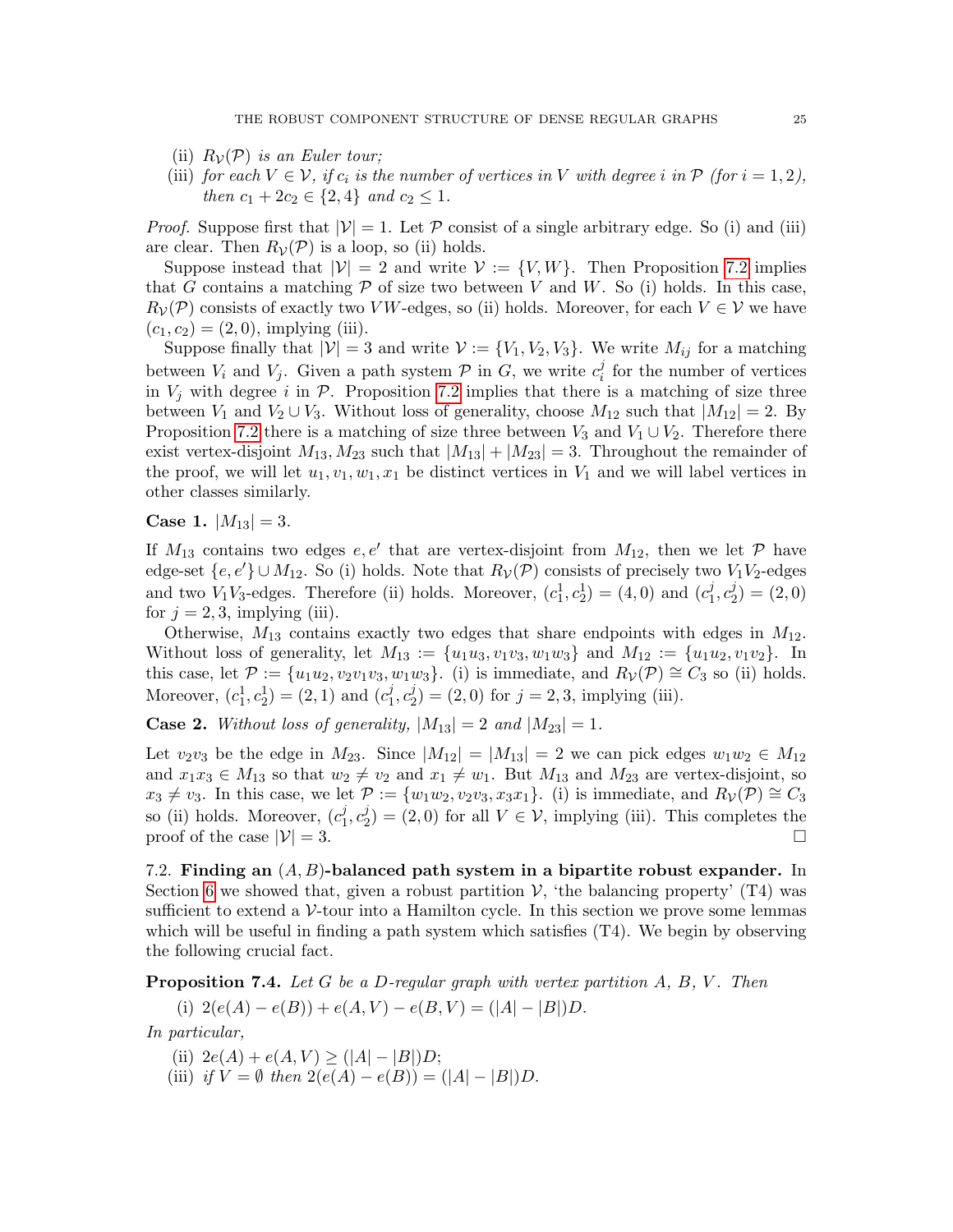(ii) $R_{\mathcal{V}}(\mathcal{P})$ *is an Euler tour;*

(iii) *for each* $V \in \mathcal{V}$*, if* $c_i$ *is the number of vertices in* $V$ *with degree* $i$ *in* $\mathcal{P}$ *(for* $i = 1, 2$*), then* $c_1 + 2c_2 \in \{2, 4\}$ *and* $c_2 \leq 1$*.*

*Proof.* Suppose first that $|\mathcal{V}| = 1$. Let $\mathcal{P}$ consist of a single arbitrary edge. So (i) and (iii) are clear. Then $R_{\mathcal{V}}(\mathcal{P})$ is a loop, so (ii) holds.

Suppose instead that $|\mathcal{V}| = 2$ and write $\mathcal{V} := \{V, W\}$. Then Proposition 7.2 implies that $G$ contains a matching $\mathcal{P}$ of size two between $V$ and $W$. So (i) holds. In this case, $R_{\mathcal{V}}(\mathcal{P})$ consists of exactly two $VW$-edges, so (ii) holds. Moreover, for each $V \in \mathcal{V}$ we have $(c_1, c_2) = (2, 0)$, implying (iii).

Suppose finally that $|\mathcal{V}| = 3$ and write $\mathcal{V} := \{V_1, V_2, V_3\}$. We write $M_{ij}$ for a matching between $V_i$ and $V_j$. Given a path system $\mathcal{P}$ in $G$, we write $c_i^j$ for the number of vertices in $V_j$ with degree $i$ in $\mathcal{P}$. Proposition 7.2 implies that there is a matching of size three between $V_1$ and $V_2 \cup V_3$. Without loss of generality, choose $M_{12}$ such that $|M_{12}| = 2$. By Proposition 7.2 there is a matching of size three between $V_3$ and $V_1 \cup V_2$. Therefore there exist vertex-disjoint $M_{13}, M_{23}$ such that $|M_{13}| + |M_{23}| = 3$. Throughout the remainder of the proof, we will let $u_1, v_1, w_1, x_1$ be distinct vertices in $V_1$ and we will label vertices in other classes similarly.

**Case 1.** $|M_{13}| = 3$.

If $M_{13}$ contains two edges $e, e'$ that are vertex-disjoint from $M_{12}$, then we let $\mathcal{P}$ have edge-set $\{e, e'\} \cup M_{12}$. So (i) holds. Note that $R_{\mathcal{V}}(\mathcal{P})$ consists of precisely two $V_1V_2$-edges and two $V_1V_3$-edges. Therefore (ii) holds. Moreover, $(c_1^1, c_2^1) = (4, 0)$ and $(c_1^j, c_2^j) = (2, 0)$ for $j = 2, 3$, implying (iii).

Otherwise, $M_{13}$ contains exactly two edges that share endpoints with edges in $M_{12}$. Without loss of generality, let $M_{13} := \{u_1u_3, v_1v_3, w_1w_3\}$ and $M_{12} := \{u_1u_2, v_1v_2\}$. In this case, let $\mathcal{P} := \{u_1u_2, v_2v_1v_3, w_1w_3\}$. (i) is immediate, and $R_{\mathcal{V}}(\mathcal{P}) \cong C_3$ so (ii) holds. Moreover, $(c_1^1, c_2^1) = (2, 1)$ and $(c_1^j, c_2^j) = (2, 0)$ for $j = 2, 3$, implying (iii).

**Case 2.** *Without loss of generality,* $|M_{13}| = 2$ *and* $|M_{23}| = 1$*.*

Let $v_2v_3$ be the edge in $M_{23}$. Since $|M_{12}| = |M_{13}| = 2$ we can pick edges $w_1w_2 \in M_{12}$ and $x_1x_3 \in M_{13}$ so that $w_2 \neq v_2$ and $x_1 \neq w_1$. But $M_{13}$ and $M_{23}$ are vertex-disjoint, so $x_3 \neq v_3$. In this case, we let $\mathcal{P} := \{w_1w_2, v_2v_3, x_3x_1\}$. (i) is immediate, and $R_{\mathcal{V}}(\mathcal{P}) \cong C_3$ so (ii) holds. Moreover, $(c_1^j, c_2^j) = (2, 0)$ for all $V \in \mathcal{V}$, implying (iii). This completes the proof of the case $|\mathcal{V}| = 3$. □

### 7.2. Finding an $(A, B)$-balanced path system in a bipartite robust expander.

In Section 6 we showed that, given a robust partition $\mathcal{V}$, 'the balancing property' (T4) was sufficient to extend a $\mathcal{V}$-tour into a Hamilton cycle. In this section we prove some lemmas which will be useful in finding a path system which satisfies (T4). We begin by observing the following crucial fact.

**Proposition 7.4.** *Let* $G$ *be a* $D$*-regular graph with vertex partition* $A$*,* $B$*,* $V$*. Then*

(i) $2(e(A) - e(B)) + e(A, V) - e(B, V) = (|A| - |B|)D$.

*In particular,*

(ii) $2e(A) + e(A, V) \geq (|A| - |B|)D$;

(iii) *if* $V = \emptyset$ *then* $2(e(A) - e(B)) = (|A| - |B|)D$.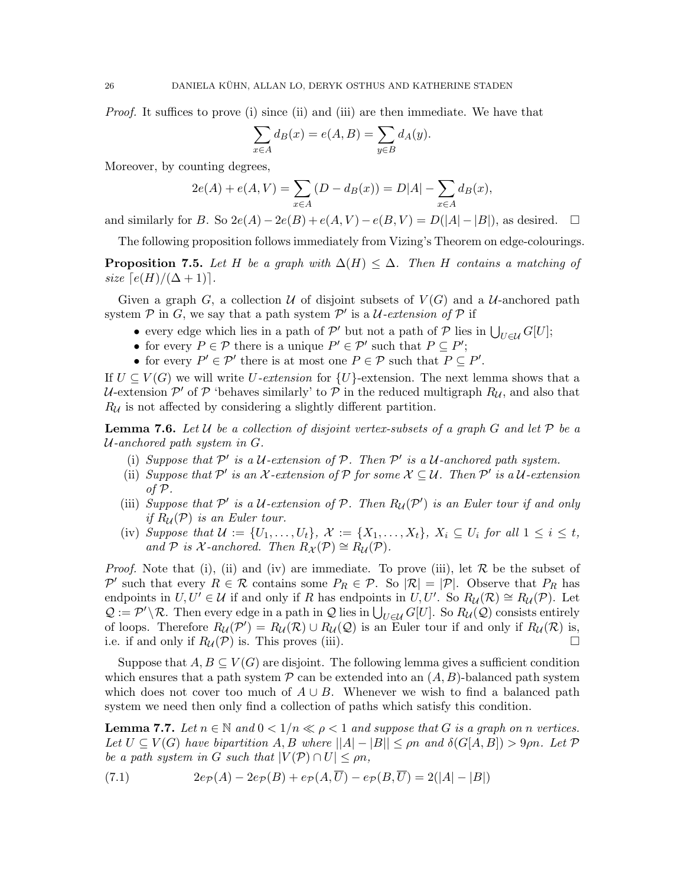*Proof.* It suffices to prove (i) since (ii) and (iii) are then immediate. We have that

$$\sum_{x \in A} d_B(x) = e(A, B) = \sum_{y \in B} d_A(y).$$

Moreover, by counting degrees,

$$2e(A) + e(A, V) = \sum_{x \in A} (D - d_B(x)) = D|A| - \sum_{x \in A} d_B(x),$$

and similarly for $B$. So $2e(A) - 2e(B) + e(A, V) - e(B, V) = D(|A| - |B|)$, as desired. □

The following proposition follows immediately from Vizing's Theorem on edge-colourings.

**Proposition 7.5.** *Let $H$ be a graph with $\Delta(H) \leq \Delta$. Then $H$ contains a matching of size $\lceil e(H)/(\Delta + 1) \rceil$.*

Given a graph $G$, a collection $\mathcal{U}$ of disjoint subsets of $V(G)$ and a $\mathcal{U}$-anchored path system $\mathcal{P}$ in $G$, we say that a path system $\mathcal{P}'$ is a *$\mathcal{U}$-extension of $\mathcal{P}$* if

- every edge which lies in a path of $\mathcal{P}'$ but not a path of $\mathcal{P}$ lies in $\bigcup_{U \in \mathcal{U}} G[U]$;
- for every $P \in \mathcal{P}$ there is a unique $P' \in \mathcal{P}'$ such that $P \subseteq P'$;
- for every $P' \in \mathcal{P}'$ there is at most one $P \in \mathcal{P}$ such that $P \subseteq P'$.

If $U \subseteq V(G)$ we will write *$U$-extension* for $\{U\}$-extension. The next lemma shows that a $\mathcal{U}$-extension $\mathcal{P}'$ of $\mathcal{P}$ 'behaves similarly' to $\mathcal{P}$ in the reduced multigraph $R_{\mathcal{U}}$, and also that $R_{\mathcal{U}}$ is not affected by considering a slightly different partition.

**Lemma 7.6.** *Let $\mathcal{U}$ be a collection of disjoint vertex-subsets of a graph $G$ and let $\mathcal{P}$ be a $\mathcal{U}$-anchored path system in $G$.*

(i) *Suppose that $\mathcal{P}'$ is a $\mathcal{U}$-extension of $\mathcal{P}$. Then $\mathcal{P}'$ is a $\mathcal{U}$-anchored path system.*
(ii) *Suppose that $\mathcal{P}'$ is an $\mathcal{X}$-extension of $\mathcal{P}$ for some $\mathcal{X} \subseteq \mathcal{U}$. Then $\mathcal{P}'$ is a $\mathcal{U}$-extension of $\mathcal{P}$.*
(iii) *Suppose that $\mathcal{P}'$ is a $\mathcal{U}$-extension of $\mathcal{P}$. Then $R_{\mathcal{U}}(\mathcal{P}')$ is an Euler tour if and only if $R_{\mathcal{U}}(\mathcal{P})$ is an Euler tour.*
(iv) *Suppose that $\mathcal{U} := \{U_1, \ldots, U_t\}$, $\mathcal{X} := \{X_1, \ldots, X_t\}$, $X_i \subseteq U_i$ for all $1 \leq i \leq t$, and $\mathcal{P}$ is $\mathcal{X}$-anchored. Then $R_{\mathcal{X}}(\mathcal{P}) \cong R_{\mathcal{U}}(\mathcal{P})$.*

*Proof.* Note that (i), (ii) and (iv) are immediate. To prove (iii), let $\mathcal{R}$ be the subset of $\mathcal{P}'$ such that every $R \in \mathcal{R}$ contains some $P_R \in \mathcal{P}$. So $|\mathcal{R}| = |\mathcal{P}|$. Observe that $P_R$ has endpoints in $U, U' \in \mathcal{U}$ if and only if $R$ has endpoints in $U, U'$. So $R_{\mathcal{U}}(\mathcal{R}) \cong R_{\mathcal{U}}(\mathcal{P})$. Let $\mathcal{Q} := \mathcal{P}' \setminus \mathcal{R}$. Then every edge in a path in $\mathcal{Q}$ lies in $\bigcup_{U \in \mathcal{U}} G[U]$. So $R_{\mathcal{U}}(\mathcal{Q})$ consists entirely of loops. Therefore $R_{\mathcal{U}}(\mathcal{P}') = R_{\mathcal{U}}(\mathcal{R}) \cup R_{\mathcal{U}}(\mathcal{Q})$ is an Euler tour if and only if $R_{\mathcal{U}}(\mathcal{R})$ is, i.e. if and only if $R_{\mathcal{U}}(\mathcal{P})$ is. This proves (iii). □

Suppose that $A, B \subseteq V(G)$ are disjoint. The following lemma gives a sufficient condition which ensures that a path system $\mathcal{P}$ can be extended into an $(A, B)$-balanced path system which does not cover too much of $A \cup B$. Whenever we wish to find a balanced path system we need then only find a collection of paths which satisfy this condition.

**Lemma 7.7.** *Let $n \in \mathbb{N}$ and $0 < 1/n \ll \rho < 1$ and suppose that $G$ is a graph on $n$ vertices. Let $U \subseteq V(G)$ have bipartition $A, B$ where $||A| - |B|| \leq \rho n$ and $\delta(G[A, B]) > 9\rho n$. Let $\mathcal{P}$ be a path system in $G$ such that $|V(\mathcal{P}) \cap U| \leq \rho n$,*

$$2e_{\mathcal{P}}(A) - 2e_{\mathcal{P}}(B) + e_{\mathcal{P}}(A, \overline{U}) - e_{\mathcal{P}}(B, \overline{U}) = 2(|A| - |B|) \tag{7.1}$$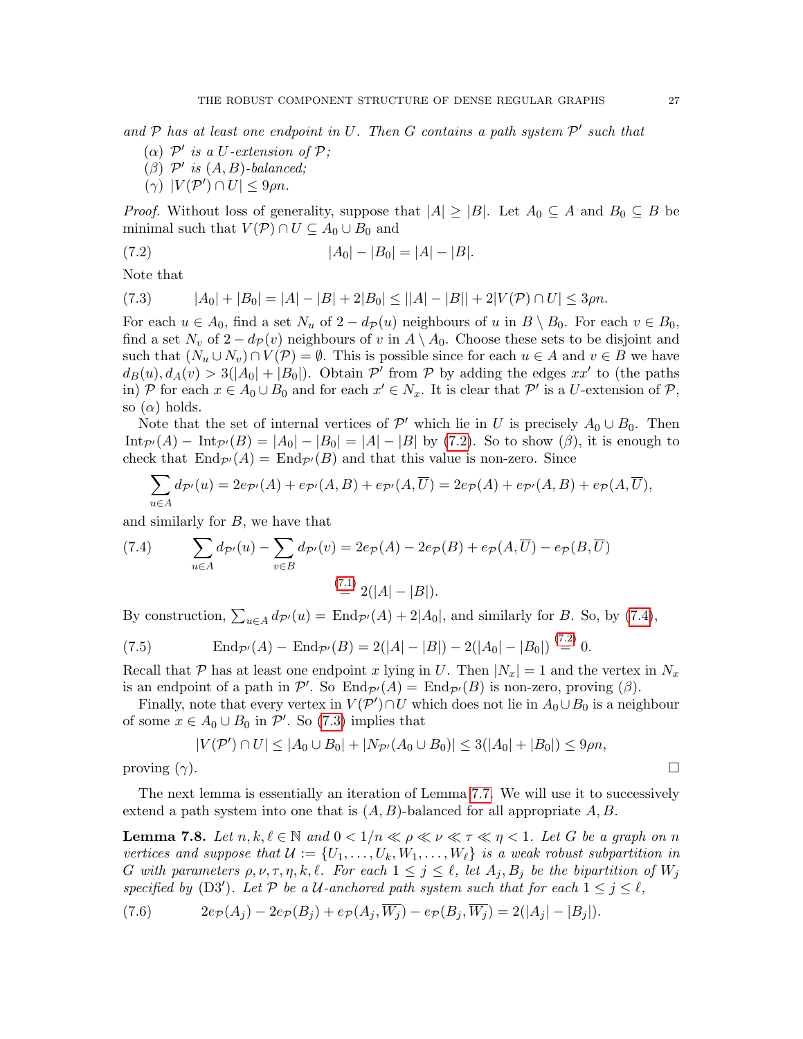*and $\mathcal{P}$ has at least one endpoint in $U$. Then $G$ contains a path system $\mathcal{P}'$ such that*

- ($\alpha$) *$\mathcal{P}'$ is a $U$-extension of $\mathcal{P}$;*
- ($\beta$) *$\mathcal{P}'$ is $(A,B)$-balanced;*
- ($\gamma$) *$|V(\mathcal{P}')\cap U| \leq 9\rho n$.*

*Proof.* Without loss of generality, suppose that $|A|\geq |B|$. Let $A_0\subseteq A$ and $B_0 \subseteq B$ be minimal such that $V(\mathcal{P})\cap U\subseteq A_0\cup B_0$ and

$$|A_0|-|B_0| = |A|-|B|. \tag{7.2}$$

Note that

$$|A_0|+|B_0| = |A|-|B|+2|B_0| \leq ||A|-|B|| + 2|V(\mathcal{P})\cap U| \leq 3\rho n. \tag{7.3}$$

For each $u\in A_0$, find a set $N_u$ of $2-d_{\mathcal{P}}(u)$ neighbours of $u$ in $B\setminus B_0$. For each $v\in B_0$, find a set $N_v$ of $2-d_{\mathcal{P}}(v)$ neighbours of $v$ in $A\setminus A_0$. Choose these sets to be disjoint and such that $(N_u\cup N_v)\cap V(\mathcal{P})=\emptyset$. This is possible since for each $u\in A$ and $v\in B$ we have $d_B(u), d_A(v) > 3(|A_0|+|B_0|)$. Obtain $\mathcal{P}'$ from $\mathcal{P}$ by adding the edges $xx'$ to (the paths in) $\mathcal{P}$ for each $x\in A_0\cup B_0$ and for each $x'\in N_x$. It is clear that $\mathcal{P}'$ is a $U$-extension of $\mathcal{P}$, so ($\alpha$) holds.

Note that the set of internal vertices of $\mathcal{P}'$ which lie in $U$ is precisely $A_0\cup B_0$. Then $\mathrm{Int}_{\mathcal{P}'}(A) - \mathrm{Int}_{\mathcal{P}'}(B) = |A_0|-|B_0| = |A|-|B|$ by (7.2). So to show ($\beta$), it is enough to check that $\mathrm{End}_{\mathcal{P}'}(A) = \mathrm{End}_{\mathcal{P}'}(B)$ and that this value is non-zero. Since

$$\sum_{u\in A} d_{\mathcal{P}'}(u) = 2e_{\mathcal{P}'}(A) + e_{\mathcal{P}'}(A,B) + e_{\mathcal{P}'}(A,\overline{U}) = 2e_{\mathcal{P}}(A) + e_{\mathcal{P}'}(A,B) + e_{\mathcal{P}}(A,\overline{U}),$$

and similarly for $B$, we have that

$$\begin{aligned}\sum_{u\in A} d_{\mathcal{P}'}(u) - \sum_{v\in B} d_{\mathcal{P}'}(v) &= 2e_{\mathcal{P}}(A) - 2e_{\mathcal{P}}(B) + e_{\mathcal{P}}(A,\overline{U}) - e_{\mathcal{P}}(B,\overline{U}) \\ &\overset{(7.1)}{=} 2(|A|-|B|).\end{aligned} \tag{7.4}$$

By construction, $\sum_{u\in A} d_{\mathcal{P}'}(u) = \mathrm{End}_{\mathcal{P}'}(A) + 2|A_0|$, and similarly for $B$. So, by (7.4),

$$\mathrm{End}_{\mathcal{P}'}(A) - \mathrm{End}_{\mathcal{P}'}(B) = 2(|A|-|B|) - 2(|A_0|-|B_0|) \overset{(7.2)}{=} 0. \tag{7.5}$$

Recall that $\mathcal{P}$ has at least one endpoint $x$ lying in $U$. Then $|N_x|=1$ and the vertex in $N_x$ is an endpoint of a path in $\mathcal{P}'$. So $\mathrm{End}_{\mathcal{P}'}(A) = \mathrm{End}_{\mathcal{P}'}(B)$ is non-zero, proving ($\beta$).

Finally, note that every vertex in $V(\mathcal{P}')\cap U$ which does not lie in $A_0\cup B_0$ is a neighbour of some $x\in A_0\cup B_0$ in $\mathcal{P}'$. So (7.3) implies that

$$|V(\mathcal{P}')\cap U| \leq |A_0\cup B_0| + |N_{\mathcal{P}'}(A_0\cup B_0)| \leq 3(|A_0|+|B_0|) \leq 9\rho n,$$

proving ($\gamma$). □

The next lemma is essentially an iteration of Lemma 7.7. We will use it to successively extend a path system into one that is $(A,B)$-balanced for all appropriate $A,B$.

**Lemma 7.8.** *Let $n,k,\ell\in\mathbb{N}$ and $0<1/n\ll\rho\ll\nu\ll\tau\ll\eta<1$. Let $G$ be a graph on $n$ vertices and suppose that $\mathcal{U} := \{U_1,\dots,U_k,W_1,\dots,W_\ell\}$ is a weak robust subpartition in $G$ with parameters $\rho,\nu,\tau,\eta,k,\ell$. For each $1\leq j\leq\ell$, let $A_j,B_j$ be the bipartition of $W_j$ specified by* (D3$'$)*. Let $\mathcal{P}$ be a $\mathcal{U}$-anchored path system such that for each $1\leq j\leq \ell$,*

$$2e_{\mathcal{P}}(A_j) - 2e_{\mathcal{P}}(B_j) + e_{\mathcal{P}}(A_j,\overline{W_j}) - e_{\mathcal{P}}(B_j,\overline{W_j}) = 2(|A_j|-|B_j|). \tag{7.6}$$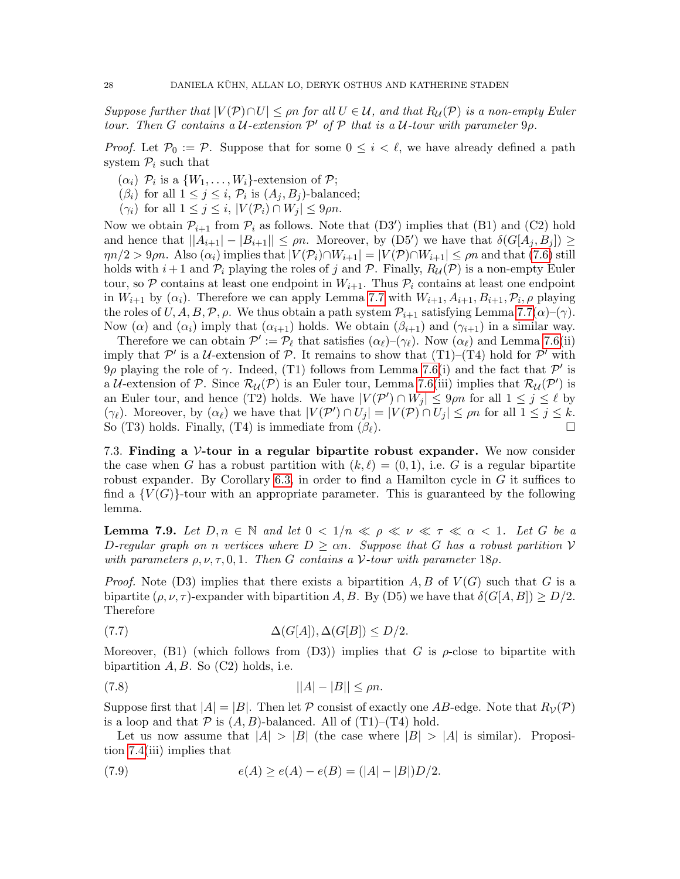*Suppose further that $|V(\mathcal{P}) \cap U| \leq \rho n$ for all $U \in \mathcal{U}$, and that $R_{\mathcal{U}}(\mathcal{P})$ is a non-empty Euler tour. Then $G$ contains a $\mathcal{U}$-extension $\mathcal{P}'$ of $\mathcal{P}$ that is a $\mathcal{U}$-tour with parameter $9\rho$.*

*Proof.* Let $\mathcal{P}_0 := \mathcal{P}$. Suppose that for some $0 \leq i < \ell$, we have already defined a path system $\mathcal{P}_i$ such that

- ($\alpha_i$) $\mathcal{P}_i$ is a $\{W_1, \dots, W_i\}$-extension of $\mathcal{P}$;
- ($\beta_i$) for all $1 \leq j \leq i$, $\mathcal{P}_i$ is $(A_j, B_j)$-balanced;
- ($\gamma_i$) for all $1 \leq j \leq i$, $|V(\mathcal{P}_i) \cap W_j| \leq 9\rho n$.

Now we obtain $\mathcal{P}_{i+1}$ from $\mathcal{P}_i$ as follows. Note that (D3$'$) implies that (B1) and (C2) hold and hence that $||A_{i+1}| - |B_{i+1}|| \leq \rho n$. Moreover, by (D5$'$) we have that $\delta(G[A_j, B_j]) \geq \eta n/2 > 9\rho n$. Also ($\alpha_i$) implies that $|V(\mathcal{P}_i) \cap W_{i+1}| = |V(\mathcal{P}) \cap W_{i+1}| \leq \rho n$ and that (7.6) still holds with $i+1$ and $\mathcal{P}_i$ playing the roles of $j$ and $\mathcal{P}$. Finally, $R_{\mathcal{U}}(\mathcal{P})$ is a non-empty Euler tour, so $\mathcal{P}$ contains at least one endpoint in $W_{i+1}$. Thus $\mathcal{P}_i$ contains at least one endpoint in $W_{i+1}$ by ($\alpha_i$). Therefore we can apply Lemma 7.7 with $W_{i+1}, A_{i+1}, B_{i+1}, \mathcal{P}_i, \rho$ playing the roles of $U, A, B, \mathcal{P}, \rho$. We thus obtain a path system $\mathcal{P}_{i+1}$ satisfying Lemma 7.7($\alpha$)–($\gamma$). Now ($\alpha$) and ($\alpha_i$) imply that ($\alpha_{i+1}$) holds. We obtain ($\beta_{i+1}$) and ($\gamma_{i+1}$) in a similar way.

Therefore we can obtain $\mathcal{P}' := \mathcal{P}_\ell$ that satisfies ($\alpha_\ell$)–($\gamma_\ell$). Now ($\alpha_\ell$) and Lemma 7.6(ii) imply that $\mathcal{P}'$ is a $\mathcal{U}$-extension of $\mathcal{P}$. It remains to show that (T1)–(T4) hold for $\mathcal{P}'$ with $9\rho$ playing the role of $\gamma$. Indeed, (T1) follows from Lemma 7.6(i) and the fact that $\mathcal{P}'$ is a $\mathcal{U}$-extension of $\mathcal{P}$. Since $\mathcal{R}_{\mathcal{U}}(\mathcal{P})$ is an Euler tour, Lemma 7.6(iii) implies that $\mathcal{R}_{\mathcal{U}}(\mathcal{P}')$ is an Euler tour, and hence (T2) holds. We have $|V(\mathcal{P}') \cap W_j| \leq 9\rho n$ for all $1 \leq j \leq \ell$ by ($\gamma_\ell$). Moreover, by ($\alpha_\ell$) we have that $|V(\mathcal{P}') \cap U_j| = |V(\mathcal{P}) \cap U_j| \leq \rho n$ for all $1 \leq j \leq k$. So (T3) holds. Finally, (T4) is immediate from ($\beta_\ell$). $\square$

7.3. **Finding a $\mathcal{V}$-tour in a regular bipartite robust expander.** We now consider the case when $G$ has a robust partition with $(k, \ell) = (0, 1)$, i.e. $G$ is a regular bipartite robust expander. By Corollary 6.3, in order to find a Hamilton cycle in $G$ it suffices to find a $\{V(G)\}$-tour with an appropriate parameter. This is guaranteed by the following lemma.

**Lemma 7.9.** *Let $D, n \in \mathbb{N}$ and let $0 < 1/n \ll \rho \ll \nu \ll \tau \ll \alpha < 1$. Let $G$ be a $D$-regular graph on $n$ vertices where $D \geq \alpha n$. Suppose that $G$ has a robust partition $\mathcal{V}$ with parameters $\rho, \nu, \tau, 0, 1$. Then $G$ contains a $\mathcal{V}$-tour with parameter $18\rho$.*

*Proof.* Note (D3) implies that there exists a bipartition $A, B$ of $V(G)$ such that $G$ is a bipartite $(\rho, \nu, \tau)$-expander with bipartition $A, B$. By (D5) we have that $\delta(G[A, B]) \geq D/2$. Therefore

$$\Delta(G[A]), \Delta(G[B]) \leq D/2. \tag{7.7}$$

Moreover, (B1) (which follows from (D3)) implies that $G$ is $\rho$-close to bipartite with bipartition $A, B$. So (C2) holds, i.e.

$$||A| - |B|| \leq \rho n. \tag{7.8}$$

Suppose first that $|A| = |B|$. Then let $\mathcal{P}$ consist of exactly one $AB$-edge. Note that $R_{\mathcal{V}}(\mathcal{P})$ is a loop and that $\mathcal{P}$ is $(A, B)$-balanced. All of (T1)–(T4) hold.

Let us now assume that $|A| > |B|$ (the case where $|B| > |A|$ is similar). Proposition 7.4(iii) implies that

$$e(A) \geq e(A) - e(B) = (|A| - |B|)D/2. \tag{7.9}$$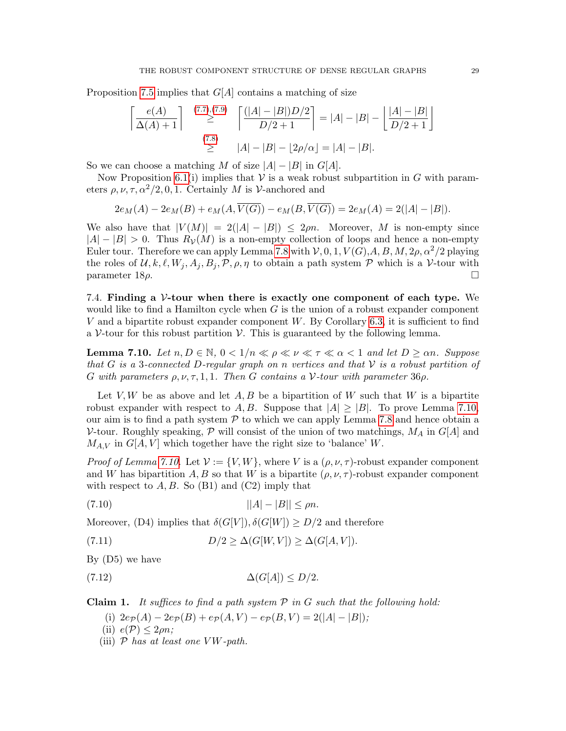Proposition 7.5 implies that $G[A]$ contains a matching of size

$$\left\lceil \frac{e(A)}{\Delta(A)+1} \right\rceil \overset{(7.7),(7.9)}{\geq} \left\lceil \frac{(|A|-|B|)D/2}{D/2+1} \right\rceil = |A|-|B| - \left\lfloor \frac{|A|-|B|}{D/2+1} \right\rfloor$$
$$\overset{(7.8)}{\geq} \quad |A|-|B| - \lfloor 2\rho/\alpha \rfloor = |A|-|B|.$$

So we can choose a matching $M$ of size $|A|-|B|$ in $G[A]$.

Now Proposition 6.1(i) implies that $\mathcal{V}$ is a weak robust subpartition in $G$ with parameters $\rho, \nu, \tau, \alpha^2/2, 0, 1$. Certainly $M$ is $\mathcal{V}$-anchored and

$$2e_M(A) - 2e_M(B) + e_M(A, \overline{V(G)}) - e_M(B, \overline{V(G)}) = 2e_M(A) = 2(|A|-|B|).$$

We also have that $|V(M)| = 2(|A|-|B|) \leq 2\rho n$. Moreover, $M$ is non-empty since $|A|-|B| > 0$. Thus $R_{\mathcal{V}}(M)$ is a non-empty collection of loops and hence a non-empty Euler tour. Therefore we can apply Lemma 7.8 with $\mathcal{V}, 0, 1, V(G), A, B, M, 2\rho, \alpha^2/2$ playing the roles of $\mathcal{U}, k, \ell, W_j, A_j, B_j, \mathcal{P}, \rho, \eta$ to obtain a path system $\mathcal{P}$ which is a $\mathcal{V}$-tour with parameter $18\rho$. □

### 7.4. Finding a $\mathcal{V}$-tour when there is exactly one component of each type.

We would like to find a Hamilton cycle when $G$ is the union of a robust expander component $V$ and a bipartite robust expander component $W$. By Corollary 6.3, it is sufficient to find a $\mathcal{V}$-tour for this robust partition $\mathcal{V}$. This is guaranteed by the following lemma.

**Lemma 7.10.** *Let $n, D \in \mathbb{N}$, $0 < 1/n \ll \rho \ll \nu \ll \tau \ll \alpha < 1$ and let $D \geq \alpha n$. Suppose that $G$ is a 3-connected $D$-regular graph on $n$ vertices and that $\mathcal{V}$ is a robust partition of $G$ with parameters $\rho, \nu, \tau, 1, 1$. Then $G$ contains a $\mathcal{V}$-tour with parameter $36\rho$.*

Let $V, W$ be as above and let $A, B$ be a bipartition of $W$ such that $W$ is a bipartite robust expander with respect to $A, B$. Suppose that $|A| \geq |B|$. To prove Lemma 7.10, our aim is to find a path system $\mathcal{P}$ to which we can apply Lemma 7.8 and hence obtain a $\mathcal{V}$-tour. Roughly speaking, $\mathcal{P}$ will consist of the union of two matchings, $M_A$ in $G[A]$ and $M_{A,V}$ in $G[A,V]$ which together have the right size to 'balance' $W$.

*Proof of Lemma 7.10.* Let $\mathcal{V} := \{V, W\}$, where $V$ is a $(\rho, \nu, \tau)$-robust expander component and $W$ has bipartition $A, B$ so that $W$ is a bipartite $(\rho, \nu, \tau)$-robust expander component with respect to $A, B$. So (B1) and (C2) imply that

$$||A|-|B|| \leq \rho n. \tag{7.10}$$

Moreover, (D4) implies that $\delta(G[V]), \delta(G[W]) \geq D/2$ and therefore

$$D/2 \geq \Delta(G[W, V]) \geq \Delta(G[A, V]). \tag{7.11}$$

By (D5) we have

$$\Delta(G[A]) \leq D/2. \tag{7.12}$$

**Claim 1.** *It suffices to find a path system $\mathcal{P}$ in $G$ such that the following hold:*

(i) $2e_{\mathcal{P}}(A) - 2e_{\mathcal{P}}(B) + e_{\mathcal{P}}(A, V) - e_{\mathcal{P}}(B, V) = 2(|A|-|B|)$;
(ii) $e(\mathcal{P}) \leq 2\rho n$;
(iii) $\mathcal{P}$ *has at least one $VW$-path.*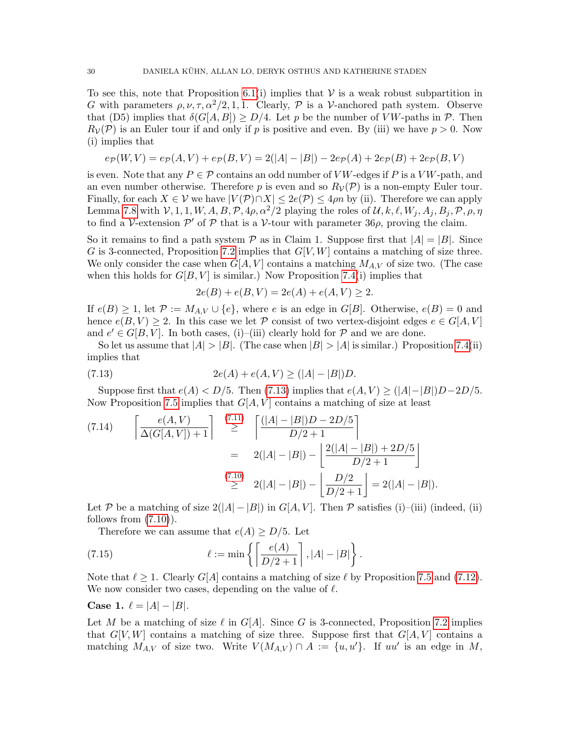To see this, note that Proposition 6.1(i) implies that $\mathcal{V}$ is a weak robust subpartition in $G$ with parameters $\rho, \nu, \tau, \alpha^2/2, 1, 1$. Clearly, $\mathcal{P}$ is a $\mathcal{V}$-anchored path system. Observe that (D5) implies that $\delta(G[A,B]) \geq D/4$. Let $p$ be the number of $VW$-paths in $\mathcal{P}$. Then $R_{\mathcal{V}}(\mathcal{P})$ is an Euler tour if and only if $p$ is positive and even. By (iii) we have $p > 0$. Now (i) implies that

$$e_{\mathcal{P}}(W,V) = e_{\mathcal{P}}(A,V) + e_{\mathcal{P}}(B,V) = 2(|A|-|B|) - 2e_{\mathcal{P}}(A) + 2e_{\mathcal{P}}(B) + 2e_{\mathcal{P}}(B,V)$$

is even. Note that any $P \in \mathcal{P}$ contains an odd number of $VW$-edges if $P$ is a $VW$-path, and an even number otherwise. Therefore $p$ is even and so $R_{\mathcal{V}}(\mathcal{P})$ is a non-empty Euler tour. Finally, for each $X \in \mathcal{V}$ we have $|V(\mathcal{P}) \cap X| \leq 2e(\mathcal{P}) \leq 4\rho n$ by (ii). Therefore we can apply Lemma 7.8 with $\mathcal{V}, 1, 1, W, A, B, \mathcal{P}, 4\rho, \alpha^2/2$ playing the roles of $\mathcal{U}, k, \ell, W_j, A_j, B_j, \mathcal{P}, \rho, \eta$ to find a $\mathcal{V}$-extension $\mathcal{P}'$ of $\mathcal{P}$ that is a $\mathcal{V}$-tour with parameter $36\rho$, proving the claim.

So it remains to find a path system $\mathcal{P}$ as in Claim 1. Suppose first that $|A| = |B|$. Since $G$ is 3-connected, Proposition 7.2 implies that $G[V,W]$ contains a matching of size three. We only consider the case when $G[A,V]$ contains a matching $M_{A,V}$ of size two. (The case when this holds for $G[B,V]$ is similar.) Now Proposition 7.4(i) implies that

$$2e(B) + e(B,V) = 2e(A) + e(A,V) \geq 2.$$

If $e(B) \geq 1$, let $\mathcal{P} := M_{A,V} \cup \{e\}$, where $e$ is an edge in $G[B]$. Otherwise, $e(B) = 0$ and hence $e(B,V) \geq 2$. In this case we let $\mathcal{P}$ consist of two vertex-disjoint edges $e \in G[A,V]$ and $e' \in G[B,V]$. In both cases, (i)–(iii) clearly hold for $\mathcal{P}$ and we are done.

So let us assume that $|A| > |B|$. (The case when $|B| > |A|$ is similar.) Proposition 7.4(ii) implies that

$$2e(A) + e(A,V) \geq (|A|-|B|)D. \tag{7.13}$$

Suppose first that $e(A) < D/5$. Then (7.13) implies that $e(A,V) \geq (|A|-|B|)D - 2D/5$. Now Proposition 7.5 implies that $G[A,V]$ contains a matching of size at least

$$\left\lceil \frac{e(A,V)}{\Delta(G[A,V])+1} \right\rceil \overset{(7.11)}{\geq} \left\lceil \frac{(|A|-|B|)D - 2D/5}{D/2+1} \right\rceil = 2(|A|-|B|) - \left\lfloor \frac{2(|A|-|B|) + 2D/5}{D/2+1} \right\rfloor \overset{(7.10)}{\geq} 2(|A|-|B|) - \left\lfloor \frac{D/2}{D/2+1} \right\rfloor = 2(|A|-|B|). \tag{7.14}$$

Let $\mathcal{P}$ be a matching of size $2(|A|-|B|)$ in $G[A,V]$. Then $\mathcal{P}$ satisfies (i)–(iii) (indeed, (ii) follows from (7.10)).

Therefore we can assume that $e(A) \geq D/5$. Let

$$\ell := \min\left\{ \left\lceil \frac{e(A)}{D/2+1} \right\rceil, |A|-|B| \right\}. \tag{7.15}$$

Note that $\ell \geq 1$. Clearly $G[A]$ contains a matching of size $\ell$ by Proposition 7.5 and (7.12). We now consider two cases, depending on the value of $\ell$.

**Case 1.** $\ell = |A| - |B|$.

Let $M$ be a matching of size $\ell$ in $G[A]$. Since $G$ is 3-connected, Proposition 7.2 implies that $G[V,W]$ contains a matching of size three. Suppose first that $G[A,V]$ contains a matching $M_{A,V}$ of size two. Write $V(M_{A,V}) \cap A := \{u, u'\}$. If $uu'$ is an edge in $M$,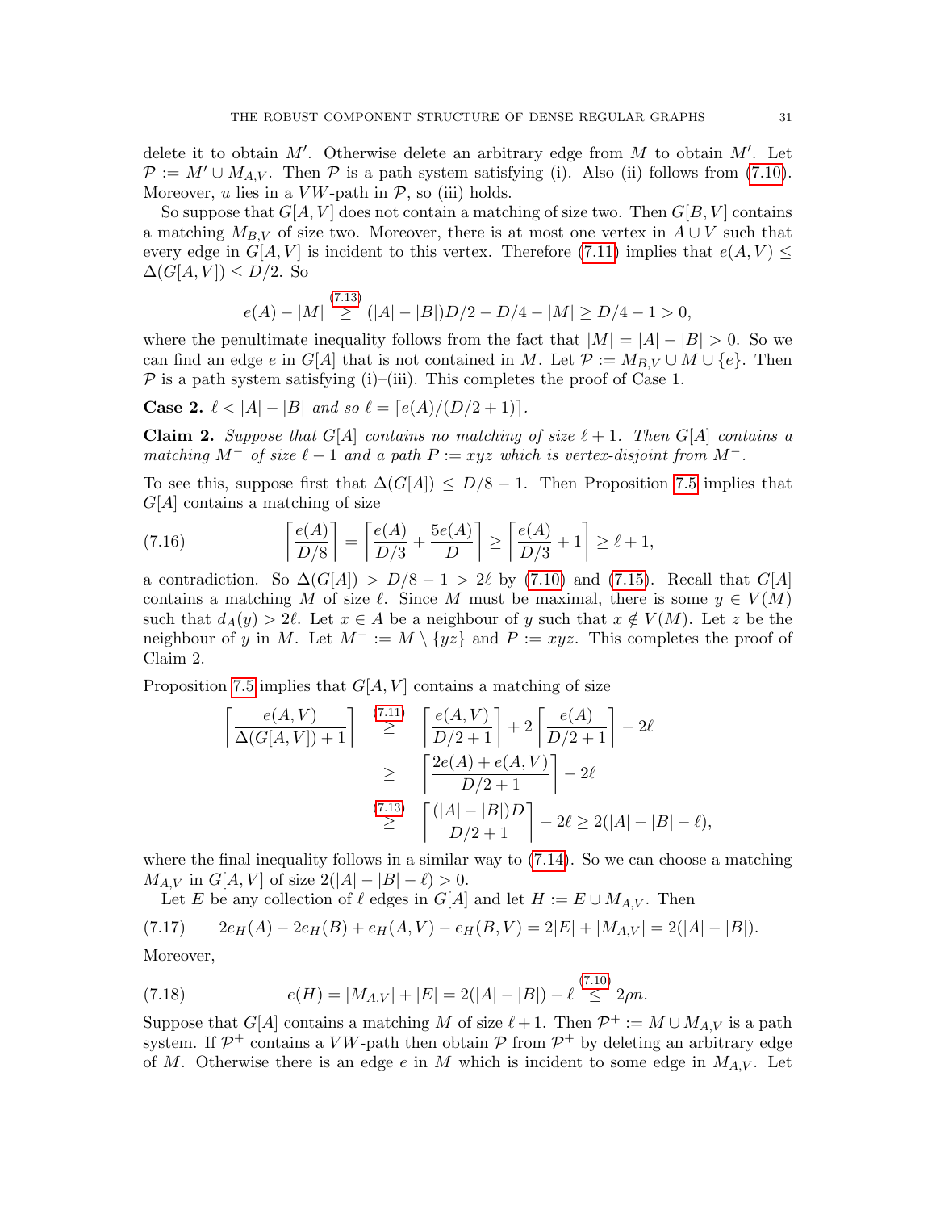delete it to obtain $M'$. Otherwise delete an arbitrary edge from $M$ to obtain $M'$. Let $\mathcal{P} := M' \cup M_{A,V}$. Then $\mathcal{P}$ is a path system satisfying (i). Also (ii) follows from (7.10). Moreover, $u$ lies in a $VW$-path in $\mathcal{P}$, so (iii) holds.

So suppose that $G[A,V]$ does not contain a matching of size two. Then $G[B,V]$ contains a matching $M_{B,V}$ of size two. Moreover, there is at most one vertex in $A \cup V$ such that every edge in $G[A,V]$ is incident to this vertex. Therefore (7.11) implies that $e(A,V) \leq \Delta(G[A,V]) \leq D/2$. So

$$e(A) - |M| \overset{(7.13)}{\geq} (|A|-|B|)D/2 - D/4 - |M| \geq D/4 - 1 > 0,$$

where the penultimate inequality follows from the fact that $|M| = |A| - |B| > 0$. So we can find an edge $e$ in $G[A]$ that is not contained in $M$. Let $\mathcal{P} := M_{B,V} \cup M \cup \{e\}$. Then $\mathcal{P}$ is a path system satisfying (i)–(iii). This completes the proof of Case 1.

**Case 2.** *$\ell < |A| - |B|$ and so $\ell = \lceil e(A)/(D/2+1) \rceil$.*

**Claim 2.** *Suppose that $G[A]$ contains no matching of size $\ell + 1$. Then $G[A]$ contains a matching $M^-$ of size $\ell - 1$ and a path $P := xyz$ which is vertex-disjoint from $M^-$.*

To see this, suppose first that $\Delta(G[A]) \leq D/8 - 1$. Then Proposition 7.5 implies that $G[A]$ contains a matching of size

$$\left\lceil \frac{e(A)}{D/8} \right\rceil = \left\lceil \frac{e(A)}{D/3} + \frac{5e(A)}{D} \right\rceil \geq \left\lceil \frac{e(A)}{D/3} + 1 \right\rceil \geq \ell + 1, \tag{7.16}$$

a contradiction. So $\Delta(G[A]) > D/8 - 1 > 2\ell$ by (7.10) and (7.15). Recall that $G[A]$ contains a matching $M$ of size $\ell$. Since $M$ must be maximal, there is some $y \in V(M)$ such that $d_A(y) > 2\ell$. Let $x \in A$ be a neighbour of $y$ such that $x \notin V(M)$. Let $z$ be the neighbour of $y$ in $M$. Let $M^- := M \setminus \{yz\}$ and $P := xyz$. This completes the proof of Claim 2.

Proposition 7.5 implies that $G[A,V]$ contains a matching of size

$$\begin{aligned}
\left\lceil \frac{e(A,V)}{\Delta(G[A,V])+1} \right\rceil &\overset{(7.11)}{\geq} \left\lceil \frac{e(A,V)}{D/2+1} \right\rceil + 2\left\lceil \frac{e(A)}{D/2+1} \right\rceil - 2\ell \\
&\geq \left\lceil \frac{2e(A) + e(A,V)}{D/2+1} \right\rceil - 2\ell \\
&\overset{(7.13)}{\geq} \left\lceil \frac{(|A|-|B|)D}{D/2+1} \right\rceil - 2\ell \geq 2(|A|-|B|-\ell),
\end{aligned}$$

where the final inequality follows in a similar way to (7.14). So we can choose a matching $M_{A,V}$ in $G[A,V]$ of size $2(|A|-|B|-\ell) > 0$.

Let $E$ be any collection of $\ell$ edges in $G[A]$ and let $H := E \cup M_{A,V}$. Then

$$2e_H(A) - 2e_H(B) + e_H(A,V) - e_H(B,V) = 2|E| + |M_{A,V}| = 2(|A|-|B|). \tag{7.17}$$

Moreover,

$$e(H) = |M_{A,V}| + |E| = 2(|A|-|B|) - \ell \overset{(7.10)}{\leq} 2\rho n. \tag{7.18}$$

Suppose that $G[A]$ contains a matching $M$ of size $\ell + 1$. Then $\mathcal{P}^+ := M \cup M_{A,V}$ is a path system. If $\mathcal{P}^+$ contains a $VW$-path then obtain $\mathcal{P}$ from $\mathcal{P}^+$ by deleting an arbitrary edge of $M$. Otherwise there is an edge $e$ in $M$ which is incident to some edge in $M_{A,V}$. Let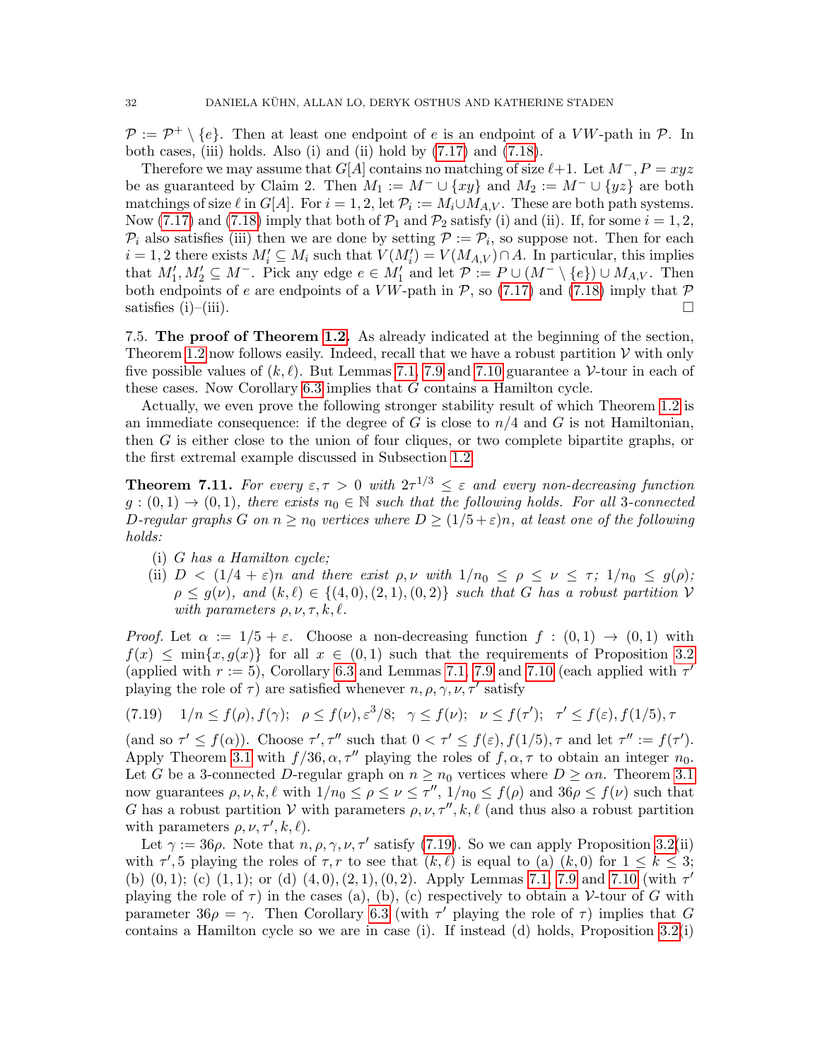$\mathcal{P} := \mathcal{P}^+ \setminus \{e\}$. Then at least one endpoint of $e$ is an endpoint of a $VW$-path in $\mathcal{P}$. In both cases, (iii) holds. Also (i) and (ii) hold by (7.17) and (7.18).

Therefore we may assume that $G[A]$ contains no matching of size $\ell+1$. Let $M^-, P = xyz$ be as guaranteed by Claim 2. Then $M_1 := M^- \cup \{xy\}$ and $M_2 := M^- \cup \{yz\}$ are both matchings of size $\ell$ in $G[A]$. For $i = 1, 2$, let $\mathcal{P}_i := M_i \cup M_{A,V}$. These are both path systems. Now (7.17) and (7.18) imply that both of $\mathcal{P}_1$ and $\mathcal{P}_2$ satisfy (i) and (ii). If, for some $i = 1, 2$, $\mathcal{P}_i$ also satisfies (iii) then we are done by setting $\mathcal{P} := \mathcal{P}_i$, so suppose not. Then for each $i = 1, 2$ there exists $M_i' \subseteq M_i$ such that $V(M_i') = V(M_{A,V}) \cap A$. In particular, this implies that $M_1', M_2' \subseteq M^-$. Pick any edge $e \in M_1'$ and let $\mathcal{P} := P \cup (M^- \setminus \{e\}) \cup M_{A,V}$. Then both endpoints of $e$ are endpoints of a $VW$-path in $\mathcal{P}$, so (7.17) and (7.18) imply that $\mathcal{P}$ satisfies (i)–(iii). $\square$

7.5. **The proof of Theorem 1.2.** As already indicated at the beginning of the section, Theorem 1.2 now follows easily. Indeed, recall that we have a robust partition $\mathcal{V}$ with only five possible values of $(k, \ell)$. But Lemmas 7.1, 7.9 and 7.10 guarantee a $\mathcal{V}$-tour in each of these cases. Now Corollary 6.3 implies that $G$ contains a Hamilton cycle.

Actually, we even prove the following stronger stability result of which Theorem 1.2 is an immediate consequence: if the degree of $G$ is close to $n/4$ and $G$ is not Hamiltonian, then $G$ is either close to the union of four cliques, or two complete bipartite graphs, or the first extremal example discussed in Subsection 1.2.

**Theorem 7.11.** *For every $\varepsilon, \tau > 0$ with $2\tau^{1/3} \leq \varepsilon$ and every non-decreasing function $g : (0,1) \to (0,1)$, there exists $n_0 \in \mathbb{N}$ such that the following holds. For all 3-connected $D$-regular graphs $G$ on $n \geq n_0$ vertices where $D \geq (1/5 + \varepsilon)n$, at least one of the following holds:*

- (i) *$G$ has a Hamilton cycle;*
- (ii) *$D < (1/4 + \varepsilon)n$ and there exist $\rho, \nu$ with $1/n_0 \leq \rho \leq \nu \leq \tau$; $1/n_0 \leq g(\rho)$; $\rho \leq g(\nu)$, and $(k, \ell) \in \{(4,0), (2,1), (0,2)\}$ such that $G$ has a robust partition $\mathcal{V}$ with parameters $\rho, \nu, \tau, k, \ell$.*

*Proof.* Let $\alpha := 1/5 + \varepsilon$. Choose a non-decreasing function $f : (0,1) \to (0,1)$ with $f(x) \leq \min\{x, g(x)\}$ for all $x \in (0,1)$ such that the requirements of Proposition 3.2 (applied with $r := 5$), Corollary 6.3 and Lemmas 7.1, 7.9 and 7.10 (each applied with $\tau'$ playing the role of $\tau$) are satisfied whenever $n, \rho, \gamma, \nu, \tau'$ satisfy

$$(7.19) \quad 1/n \leq f(\rho), f(\gamma); \quad \rho \leq f(\nu), \varepsilon^3/8; \quad \gamma \leq f(\nu); \quad \nu \leq f(\tau'); \quad \tau' \leq f(\varepsilon), f(1/5), \tau$$

(and so $\tau' \leq f(\alpha)$). Choose $\tau', \tau''$ such that $0 < \tau' \leq f(\varepsilon), f(1/5), \tau$ and let $\tau'' := f(\tau')$. Apply Theorem 3.1 with $f/36, \alpha, \tau''$ playing the roles of $f, \alpha, \tau$ to obtain an integer $n_0$. Let $G$ be a 3-connected $D$-regular graph on $n \geq n_0$ vertices where $D \geq \alpha n$. Theorem 3.1 now guarantees $\rho, \nu, k, \ell$ with $1/n_0 \leq \rho \leq \nu \leq \tau''$, $1/n_0 \leq f(\rho)$ and $36\rho \leq f(\nu)$ such that $G$ has a robust partition $\mathcal{V}$ with parameters $\rho, \nu, \tau'', k, \ell$ (and thus also a robust partition with parameters $\rho, \nu, \tau', k, \ell$).

Let $\gamma := 36\rho$. Note that $n, \rho, \gamma, \nu, \tau'$ satisfy (7.19). So we can apply Proposition 3.2(ii) with $\tau', 5$ playing the roles of $\tau, r$ to see that $(k, \ell)$ is equal to (a) $(k, 0)$ for $1 \leq k \leq 3$; (b) $(0, 1)$; (c) $(1, 1)$; or (d) $(4, 0), (2, 1), (0, 2)$. Apply Lemmas 7.1, 7.9 and 7.10 (with $\tau'$ playing the role of $\tau$) in the cases (a), (b), (c) respectively to obtain a $\mathcal{V}$-tour of $G$ with parameter $36\rho = \gamma$. Then Corollary 6.3 (with $\tau'$ playing the role of $\tau$) implies that $G$ contains a Hamilton cycle so we are in case (i). If instead (d) holds, Proposition 3.2(i)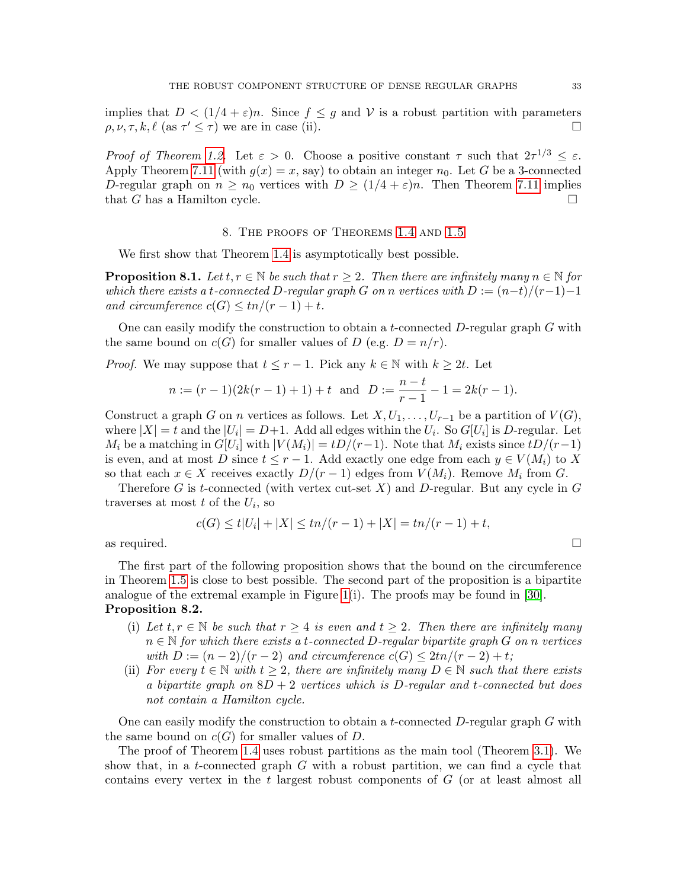implies that $D < (1/4 + \varepsilon)n$. Since $f \le g$ and $\mathcal{V}$ is a robust partition with parameters $\rho, \nu, \tau, k, \ell$ (as $\tau' \le \tau$) we are in case (ii). □

*Proof of Theorem 1.2.* Let $\varepsilon > 0$. Choose a positive constant $\tau$ such that $2\tau^{1/3} \le \varepsilon$. Apply Theorem 7.11 (with $g(x) = x$, say) to obtain an integer $n_0$. Let $G$ be a 3-connected $D$-regular graph on $n \ge n_0$ vertices with $D \ge (1/4 + \varepsilon)n$. Then Theorem 7.11 implies that $G$ has a Hamilton cycle. □

## 8. The proofs of Theorems 1.4 and 1.5

We first show that Theorem 1.4 is asymptotically best possible.

**Proposition 8.1.** *Let $t, r \in \mathbb{N}$ be such that $r \ge 2$. Then there are infinitely many $n \in \mathbb{N}$ for which there exists a $t$-connected $D$-regular graph $G$ on $n$ vertices with $D := (n-t)/(r-1)-1$ and circumference $c(G) \le tn/(r-1) + t$.*

One can easily modify the construction to obtain a $t$-connected $D$-regular graph $G$ with the same bound on $c(G)$ for smaller values of $D$ (e.g. $D = n/r$).

*Proof.* We may suppose that $t \le r-1$. Pick any $k \in \mathbb{N}$ with $k \ge 2t$. Let

$$n := (r-1)(2k(r-1)+1) + t \quad \text{and} \quad D := \frac{n-t}{r-1} - 1 = 2k(r-1).$$

Construct a graph $G$ on $n$ vertices as follows. Let $X, U_1, \ldots, U_{r-1}$ be a partition of $V(G)$, where $|X| = t$ and the $|U_i| = D+1$. Add all edges within the $U_i$. So $G[U_i]$ is $D$-regular. Let $M_i$ be a matching in $G[U_i]$ with $|V(M_i)| = tD/(r-1)$. Note that $M_i$ exists since $tD/(r-1)$ is even, and at most $D$ since $t \le r-1$. Add exactly one edge from each $y \in V(M_i)$ to $X$ so that each $x \in X$ receives exactly $D/(r-1)$ edges from $V(M_i)$. Remove $M_i$ from $G$.

Therefore $G$ is $t$-connected (with vertex cut-set $X$) and $D$-regular. But any cycle in $G$ traverses at most $t$ of the $U_i$, so

$$c(G) \le t|U_i| + |X| \le tn/(r-1) + |X| = tn/(r-1) + t,$$

as required. □

The first part of the following proposition shows that the bound on the circumference in Theorem 1.5 is close to best possible. The second part of the proposition is a bipartite analogue of the extremal example in Figure 1(i). The proofs may be found in [30].

**Proposition 8.2.**

- (i) *Let $t, r \in \mathbb{N}$ be such that $r \ge 4$ is even and $t \ge 2$. Then there are infinitely many $n \in \mathbb{N}$ for which there exists a $t$-connected $D$-regular bipartite graph $G$ on $n$ vertices with $D := (n-2)/(r-2)$ and circumference $c(G) \le 2tn/(r-2) + t$;*
- (ii) *For every $t \in \mathbb{N}$ with $t \ge 2$, there are infinitely many $D \in \mathbb{N}$ such that there exists a bipartite graph on $8D+2$ vertices which is $D$-regular and $t$-connected but does not contain a Hamilton cycle.*

One can easily modify the construction to obtain a $t$-connected $D$-regular graph $G$ with the same bound on $c(G)$ for smaller values of $D$.

The proof of Theorem 1.4 uses robust partitions as the main tool (Theorem 3.1). We show that, in a $t$-connected graph $G$ with a robust partition, we can find a cycle that contains every vertex in the $t$ largest robust components of $G$ (or at least almost all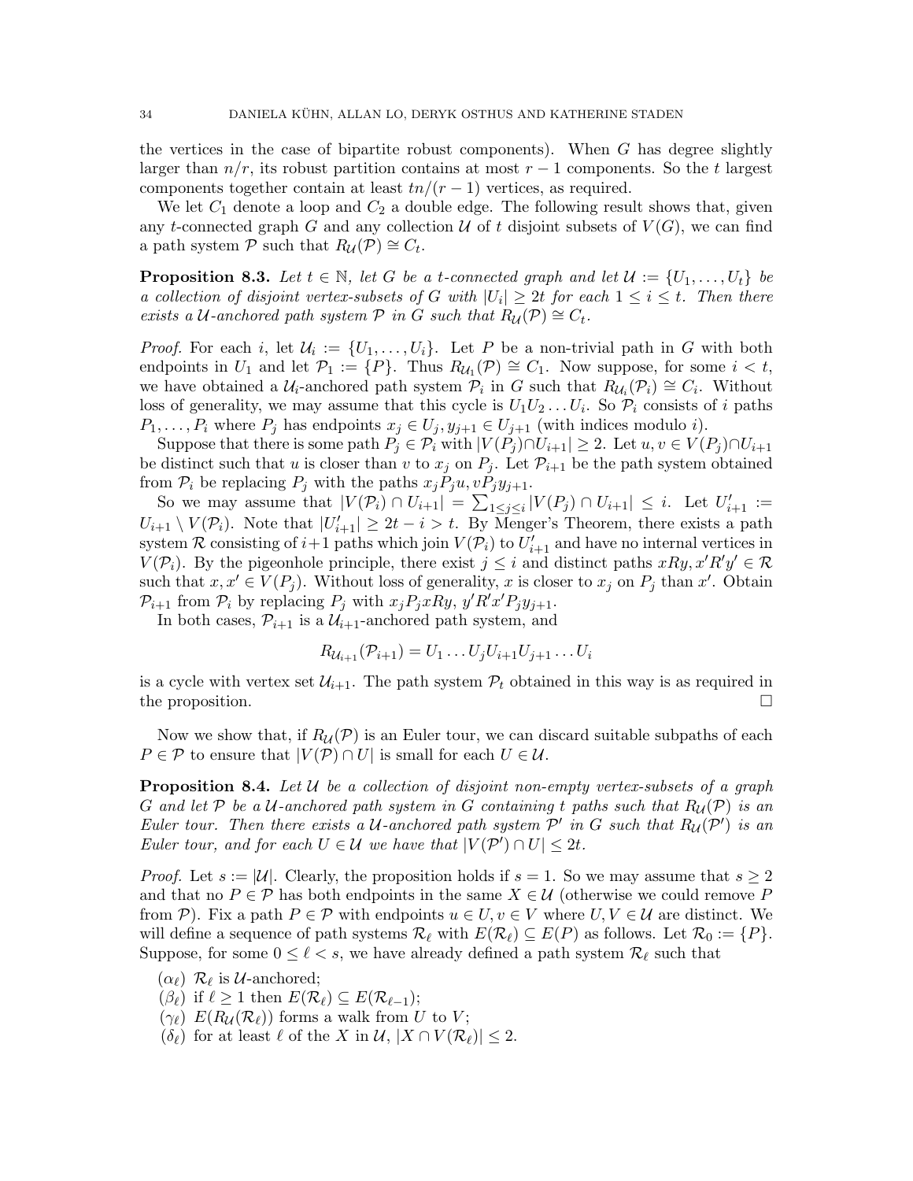the vertices in the case of bipartite robust components). When $G$ has degree slightly larger than $n/r$, its robust partition contains at most $r-1$ components. So the $t$ largest components together contain at least $tn/(r-1)$ vertices, as required.

We let $C_1$ denote a loop and $C_2$ a double edge. The following result shows that, given any $t$-connected graph $G$ and any collection $\mathcal{U}$ of $t$ disjoint subsets of $V(G)$, we can find a path system $\mathcal{P}$ such that $R_{\mathcal{U}}(\mathcal{P}) \cong C_t$.

**Proposition 8.3.** *Let $t \in \mathbb{N}$, let $G$ be a $t$-connected graph and let $\mathcal{U} := \{U_1, \dots, U_t\}$ be a collection of disjoint vertex-subsets of $G$ with $|U_i| \geq 2t$ for each $1 \leq i \leq t$. Then there exists a $\mathcal{U}$-anchored path system $\mathcal{P}$ in $G$ such that $R_{\mathcal{U}}(\mathcal{P}) \cong C_t$.*

*Proof.* For each $i$, let $\mathcal{U}_i := \{U_1, \dots, U_i\}$. Let $P$ be a non-trivial path in $G$ with both endpoints in $U_1$ and let $\mathcal{P}_1 := \{P\}$. Thus $R_{\mathcal{U}_1}(\mathcal{P}) \cong C_1$. Now suppose, for some $i < t$, we have obtained a $\mathcal{U}_i$-anchored path system $\mathcal{P}_i$ in $G$ such that $R_{\mathcal{U}_i}(\mathcal{P}_i) \cong C_i$. Without loss of generality, we may assume that this cycle is $U_1 U_2 \dots U_i$. So $\mathcal{P}_i$ consists of $i$ paths $P_1, \dots, P_i$ where $P_j$ has endpoints $x_j \in U_j, y_{j+1} \in U_{j+1}$ (with indices modulo $i$).

Suppose that there is some path $P_j \in \mathcal{P}_i$ with $|V(P_j) \cap U_{i+1}| \geq 2$. Let $u, v \in V(P_j) \cap U_{i+1}$ be distinct such that $u$ is closer than $v$ to $x_j$ on $P_j$. Let $\mathcal{P}_{i+1}$ be the path system obtained from $\mathcal{P}_i$ be replacing $P_j$ with the paths $x_j P_j u, v P_j y_{j+1}$.

So we may assume that $|V(\mathcal{P}_i) \cap U_{i+1}| = \sum_{1 \leq j \leq i} |V(P_j) \cap U_{i+1}| \leq i$. Let $U'_{i+1} := U_{i+1} \setminus V(\mathcal{P}_i)$. Note that $|U'_{i+1}| \geq 2t - i > t$. By Menger's Theorem, there exists a path system $\mathcal{R}$ consisting of $i+1$ paths which join $V(\mathcal{P}_i)$ to $U'_{i+1}$ and have no internal vertices in $V(\mathcal{P}_i)$. By the pigeonhole principle, there exist $j \leq i$ and distinct paths $xRy, x'R'y' \in \mathcal{R}$ such that $x, x' \in V(P_j)$. Without loss of generality, $x$ is closer to $x_j$ on $P_j$ than $x'$. Obtain $\mathcal{P}_{i+1}$ from $\mathcal{P}_i$ by replacing $P_j$ with $x_j P_j x R y$, $y' R' x' P_j y_{j+1}$.

In both cases, $\mathcal{P}_{i+1}$ is a $\mathcal{U}_{i+1}$-anchored path system, and

$$R_{\mathcal{U}_{i+1}}(\mathcal{P}_{i+1}) = U_1 \dots U_j U_{i+1} U_{j+1} \dots U_i$$

is a cycle with vertex set $\mathcal{U}_{i+1}$. The path system $\mathcal{P}_t$ obtained in this way is as required in the proposition. $\square$

Now we show that, if $R_{\mathcal{U}}(\mathcal{P})$ is an Euler tour, we can discard suitable subpaths of each $P \in \mathcal{P}$ to ensure that $|V(\mathcal{P}) \cap U|$ is small for each $U \in \mathcal{U}$.

**Proposition 8.4.** *Let $\mathcal{U}$ be a collection of disjoint non-empty vertex-subsets of a graph $G$ and let $\mathcal{P}$ be a $\mathcal{U}$-anchored path system in $G$ containing $t$ paths such that $R_{\mathcal{U}}(\mathcal{P})$ is an Euler tour. Then there exists a $\mathcal{U}$-anchored path system $\mathcal{P}'$ in $G$ such that $R_{\mathcal{U}}(\mathcal{P}')$ is an Euler tour, and for each $U \in \mathcal{U}$ we have that $|V(\mathcal{P}') \cap U| \leq 2t$.*

*Proof.* Let $s := |\mathcal{U}|$. Clearly, the proposition holds if $s = 1$. So we may assume that $s \geq 2$ and that no $P \in \mathcal{P}$ has both endpoints in the same $X \in \mathcal{U}$ (otherwise we could remove $P$ from $\mathcal{P}$). Fix a path $P \in \mathcal{P}$ with endpoints $u \in U, v \in V$ where $U, V \in \mathcal{U}$ are distinct. We will define a sequence of path systems $\mathcal{R}_\ell$ with $E(\mathcal{R}_\ell) \subseteq E(P)$ as follows. Let $\mathcal{R}_0 := \{P\}$. Suppose, for some $0 \leq \ell < s$, we have already defined a path system $\mathcal{R}_\ell$ such that

- $(\alpha_\ell)$ $\mathcal{R}_\ell$ is $\mathcal{U}$-anchored;
- $(\beta_\ell)$ if $\ell \geq 1$ then $E(\mathcal{R}_\ell) \subseteq E(\mathcal{R}_{\ell-1})$;
- $(\gamma_\ell)$ $E(R_{\mathcal{U}}(\mathcal{R}_\ell))$ forms a walk from $U$ to $V$;
- $(\delta_\ell)$ for at least $\ell$ of the $X$ in $\mathcal{U}$, $|X \cap V(\mathcal{R}_\ell)| \leq 2$.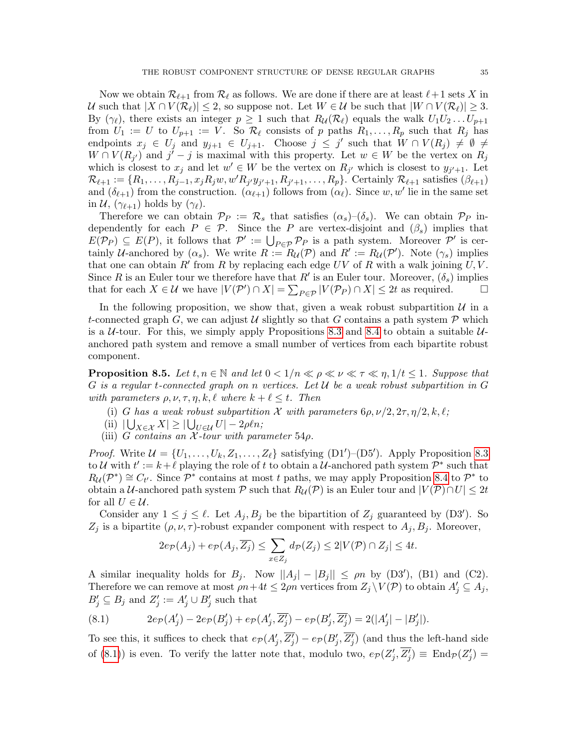Now we obtain $\mathcal{R}_{\ell+1}$ from $\mathcal{R}_\ell$ as follows. We are done if there are at least $\ell+1$ sets $X$ in $\mathcal{U}$ such that $|X \cap V(\mathcal{R}_\ell)| \le 2$, so suppose not. Let $W \in \mathcal{U}$ be such that $|W \cap V(\mathcal{R}_\ell)| \ge 3$. By $(\gamma_\ell)$, there exists an integer $p \ge 1$ such that $R_\mathcal{U}(\mathcal{R}_\ell)$ equals the walk $U_1U_2\dots U_{p+1}$ from $U_1 := U$ to $U_{p+1} := V$. So $\mathcal{R}_\ell$ consists of $p$ paths $R_1,\dots,R_p$ such that $R_j$ has endpoints $x_j \in U_j$ and $y_{j+1} \in U_{j+1}$. Choose $j \le j'$ such that $W \cap V(R_j) \neq \emptyset \neq W \cap V(R_{j'})$ and $j'-j$ is maximal with this property. Let $w \in W$ be the vertex on $R_j$ which is closest to $x_j$ and let $w' \in W$ be the vertex on $R_{j'}$ which is closest to $y_{j'+1}$. Let $\mathcal{R}_{\ell+1} := \{R_1,\dots,R_{j-1}, x_jR_jw, w'R_{j'}y_{j'+1}, R_{j'+1},\dots,R_p\}$. Certainly $\mathcal{R}_{\ell+1}$ satisfies $(\beta_{\ell+1})$ and $(\delta_{\ell+1})$ from the construction. $(\alpha_{\ell+1})$ follows from $(\alpha_\ell)$. Since $w, w'$ lie in the same set in $\mathcal{U}$, $(\gamma_{\ell+1})$ holds by $(\gamma_\ell)$.

Therefore we can obtain $\mathcal{P}_P := \mathcal{R}_s$ that satisfies $(\alpha_s)$–$(\delta_s)$. We can obtain $\mathcal{P}_P$ independently for each $P \in \mathcal{P}$. Since the $P$ are vertex-disjoint and $(\beta_s)$ implies that $E(\mathcal{P}_P) \subseteq E(P)$, it follows that $\mathcal{P}' := \bigcup_{P\in\mathcal{P}} \mathcal{P}_P$ is a path system. Moreover $\mathcal{P}'$ is certainly $\mathcal{U}$-anchored by $(\alpha_s)$. We write $R := R_\mathcal{U}(\mathcal{P})$ and $R' := R_\mathcal{U}(\mathcal{P}')$. Note $(\gamma_s)$ implies that one can obtain $R'$ from $R$ by replacing each edge $UV$ of $R$ with a walk joining $U, V$. Since $R$ is an Euler tour we therefore have that $R'$ is an Euler tour. Moreover, $(\delta_s)$ implies that for each $X \in \mathcal{U}$ we have $|V(\mathcal{P}') \cap X| = \sum_{P\in\mathcal{P}} |V(\mathcal{P}_P) \cap X| \le 2t$ as required. □

In the following proposition, we show that, given a weak robust subpartition $\mathcal{U}$ in a $t$-connected graph $G$, we can adjust $\mathcal{U}$ slightly so that $G$ contains a path system $\mathcal{P}$ which is a $\mathcal{U}$-tour. For this, we simply apply Propositions 8.3 and 8.4 to obtain a suitable $\mathcal{U}$-anchored path system and remove a small number of vertices from each bipartite robust component.

**Proposition 8.5.** *Let $t, n \in \mathbb{N}$ and let $0 < 1/n \ll \rho \ll \nu \ll \tau \ll \eta, 1/t \le 1$. Suppose that $G$ is a regular $t$-connected graph on $n$ vertices. Let $\mathcal{U}$ be a weak robust subpartition in $G$ with parameters $\rho, \nu, \tau, \eta, k, \ell$ where $k + \ell \le t$. Then*

- (i) *$G$ has a weak robust subpartition $\mathcal{X}$ with parameters $6\rho, \nu/2, 2\tau, \eta/2, k, \ell$;*
- (ii) *$|\bigcup_{X\in\mathcal{X}} X| \ge |\bigcup_{U\in\mathcal{U}} U| - 2\rho\ell n$;*
- (iii) *$G$ contains an $\mathcal{X}$-tour with parameter $54\rho$.*

*Proof.* Write $\mathcal{U} = \{U_1,\dots,U_k, Z_1,\dots,Z_\ell\}$ satisfying (D1′)–(D5′). Apply Proposition 8.3 to $\mathcal{U}$ with $t' := k+\ell$ playing the role of $t$ to obtain a $\mathcal{U}$-anchored path system $\mathcal{P}^*$ such that $R_\mathcal{U}(\mathcal{P}^*) \cong C_{t'}$. Since $\mathcal{P}^*$ contains at most $t$ paths, we may apply Proposition 8.4 to $\mathcal{P}^*$ to obtain a $\mathcal{U}$-anchored path system $\mathcal{P}$ such that $R_\mathcal{U}(\mathcal{P})$ is an Euler tour and $|V(\mathcal{P}) \cap U| \le 2t$ for all $U \in \mathcal{U}$.

Consider any $1 \le j \le \ell$. Let $A_j, B_j$ be the bipartition of $Z_j$ guaranteed by (D3′). So $Z_j$ is a bipartite $(\rho,\nu,\tau)$-robust expander component with respect to $A_j, B_j$. Moreover,

$$2e_\mathcal{P}(A_j) + e_\mathcal{P}(A_j, \overline{Z_j}) \le \sum_{x\in Z_j} d_\mathcal{P}(Z_j) \le 2|V(\mathcal{P}) \cap Z_j| \le 4t.$$

A similar inequality holds for $B_j$. Now $||A_j| - |B_j|| \le \rho n$ by (D3′), (B1) and (C2). Therefore we can remove at most $\rho n + 4t \le 2\rho n$ vertices from $Z_j \setminus V(\mathcal{P})$ to obtain $A'_j \subseteq A_j$, $B'_j \subseteq B_j$ and $Z'_j := A'_j \cup B'_j$ such that

$$2e_\mathcal{P}(A'_j) - 2e_\mathcal{P}(B'_j) + e_\mathcal{P}(A'_j, \overline{Z'_j}) - e_\mathcal{P}(B'_j, \overline{Z'_j}) = 2(|A'_j| - |B'_j|). \tag{8.1}$$

To see this, it suffices to check that $e_\mathcal{P}(A'_j, \overline{Z'_j}) - e_\mathcal{P}(B'_j, \overline{Z'_j})$ (and thus the left-hand side of (8.1)) is even. To verify the latter note that, modulo two, $e_\mathcal{P}(Z'_j, \overline{Z'_j}) \equiv \mathrm{End}_\mathcal{P}(Z'_j) =$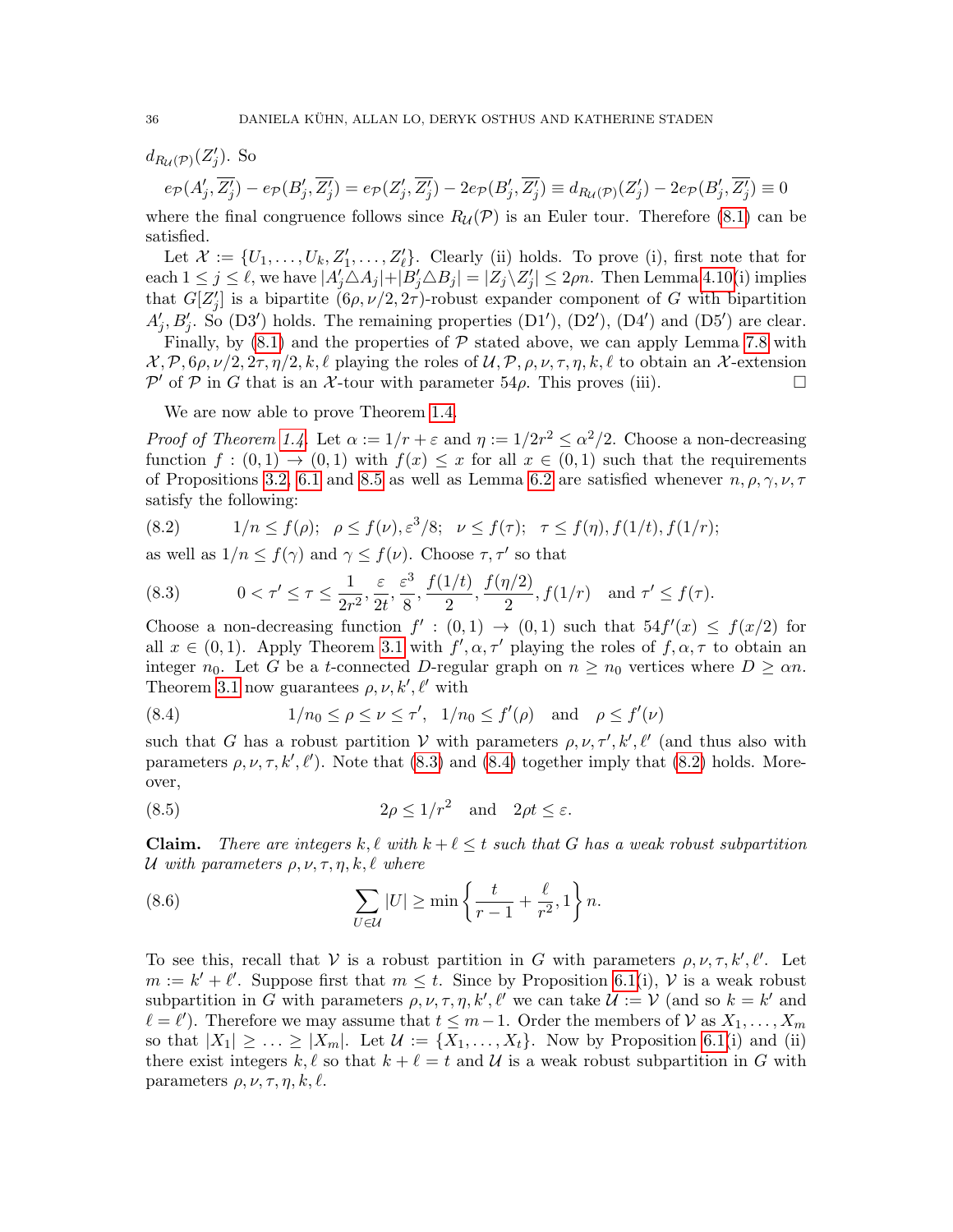$d_{R_\mathcal{U}(\mathcal{P})}(Z'_j)$. So

$$e_\mathcal{P}(A'_j, \overline{Z'_j}) - e_\mathcal{P}(B'_j, \overline{Z'_j}) = e_\mathcal{P}(Z'_j, \overline{Z'_j}) - 2e_\mathcal{P}(B'_j, \overline{Z'_j}) \equiv d_{R_\mathcal{U}(\mathcal{P})}(Z'_j) - 2e_\mathcal{P}(B'_j, \overline{Z'_j}) \equiv 0$$

where the final congruence follows since $R_\mathcal{U}(\mathcal{P})$ is an Euler tour. Therefore (8.1) can be satisfied.

Let $\mathcal{X} := \{U_1, \dots, U_k, Z'_1, \dots, Z'_\ell\}$. Clearly (ii) holds. To prove (i), first note that for each $1 \le j \le \ell$, we have $|A'_j \triangle A_j| + |B'_j \triangle B_j| = |Z_j \setminus Z'_j| \le 2\rho n$. Then Lemma 4.10(i) implies that $G[Z'_j]$ is a bipartite $(6\rho, \nu/2, 2\tau)$-robust expander component of $G$ with bipartition $A'_j, B'_j$. So (D3$'$) holds. The remaining properties (D1$'$), (D2$'$), (D4$'$) and (D5$'$) are clear.

Finally, by (8.1) and the properties of $\mathcal{P}$ stated above, we can apply Lemma 7.8 with $\mathcal{X}, \mathcal{P}, 6\rho, \nu/2, 2\tau, \eta/2, k, \ell$ playing the roles of $\mathcal{U}, \mathcal{P}, \rho, \nu, \tau, \eta, k, \ell$ to obtain an $\mathcal{X}$-extension $\mathcal{P}'$ of $\mathcal{P}$ in $G$ that is an $\mathcal{X}$-tour with parameter $54\rho$. This proves (iii). □

We are now able to prove Theorem 1.4.

*Proof of Theorem 1.4.* Let $\alpha := 1/r + \varepsilon$ and $\eta := 1/2r^2 \le \alpha^2/2$. Choose a non-decreasing function $f : (0,1) \to (0,1)$ with $f(x) \le x$ for all $x \in (0,1)$ such that the requirements of Propositions 3.2, 6.1 and 8.5 as well as Lemma 6.2 are satisfied whenever $n, \rho, \gamma, \nu, \tau$ satisfy the following:

$$(8.2) \qquad 1/n \le f(\rho); \quad \rho \le f(\nu), \varepsilon^3/8; \quad \nu \le f(\tau); \quad \tau \le f(\eta), f(1/t), f(1/r);$$

as well as $1/n \le f(\gamma)$ and $\gamma \le f(\nu)$. Choose $\tau, \tau'$ so that

$$(8.3) \qquad 0 < \tau' \le \tau \le \frac{1}{2r^2}, \frac{\varepsilon}{2t}, \frac{\varepsilon^3}{8}, \frac{f(1/t)}{2}, \frac{f(\eta/2)}{2}, f(1/r) \quad \text{and } \tau' \le f(\tau).$$

Choose a non-decreasing function $f' : (0,1) \to (0,1)$ such that $54f'(x) \le f(x/2)$ for all $x \in (0,1)$. Apply Theorem 3.1 with $f', \alpha, \tau'$ playing the roles of $f, \alpha, \tau$ to obtain an integer $n_0$. Let $G$ be a $t$-connected $D$-regular graph on $n \ge n_0$ vertices where $D \ge \alpha n$. Theorem 3.1 now guarantees $\rho, \nu, k', \ell'$ with

$$(8.4) \qquad 1/n_0 \le \rho \le \nu \le \tau', \quad 1/n_0 \le f'(\rho) \quad \text{and} \quad \rho \le f'(\nu)$$

such that $G$ has a robust partition $\mathcal{V}$ with parameters $\rho, \nu, \tau', k', \ell'$ (and thus also with parameters $\rho, \nu, \tau, k', \ell'$). Note that (8.3) and (8.4) together imply that (8.2) holds. Moreover,

$$(8.5) \qquad 2\rho \le 1/r^2 \quad \text{and} \quad 2\rho t \le \varepsilon.$$

**Claim.** *There are integers $k, \ell$ with $k + \ell \le t$ such that $G$ has a weak robust subpartition $\mathcal{U}$ with parameters $\rho, \nu, \tau, \eta, k, \ell$ where*

$$(8.6) \qquad \sum_{U \in \mathcal{U}} |U| \ge \min\left\{\frac{t}{r-1} + \frac{\ell}{r^2}, 1\right\} n.$$

To see this, recall that $\mathcal{V}$ is a robust partition in $G$ with parameters $\rho, \nu, \tau, k', \ell'$. Let $m := k' + \ell'$. Suppose first that $m \le t$. Since by Proposition 6.1(i), $\mathcal{V}$ is a weak robust subpartition in $G$ with parameters $\rho, \nu, \tau, \eta, k', \ell'$ we can take $\mathcal{U} := \mathcal{V}$ (and so $k = k'$ and $\ell = \ell'$). Therefore we may assume that $t \le m - 1$. Order the members of $\mathcal{V}$ as $X_1, \dots, X_m$ so that $|X_1| \ge \dots \ge |X_m|$. Let $\mathcal{U} := \{X_1, \dots, X_t\}$. Now by Proposition 6.1(i) and (ii) there exist integers $k, \ell$ so that $k + \ell = t$ and $\mathcal{U}$ is a weak robust subpartition in $G$ with parameters $\rho, \nu, \tau, \eta, k, \ell$.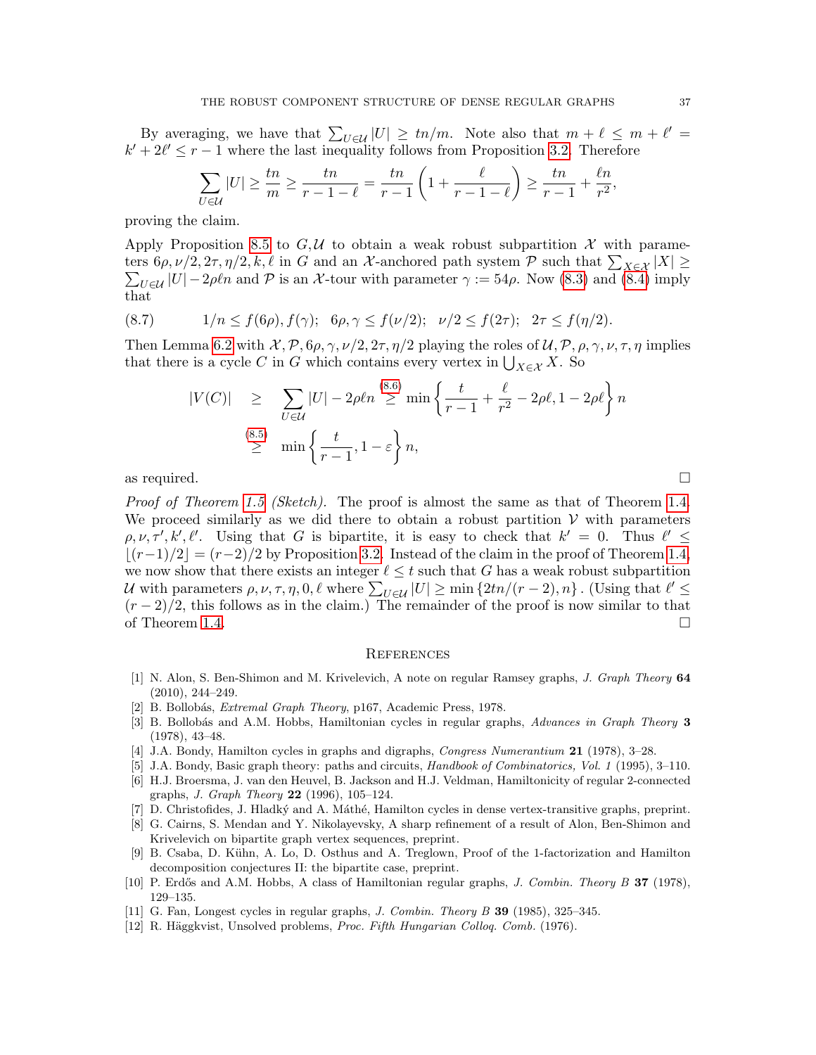By averaging, we have that $\sum_{U\in\mathcal{U}} |U| \geq tn/m$. Note also that $m + \ell \leq m + \ell' = k' + 2\ell' \leq r - 1$ where the last inequality follows from Proposition 3.2. Therefore

$$\sum_{U\in\mathcal{U}} |U| \geq \frac{tn}{m} \geq \frac{tn}{r-1-\ell} = \frac{tn}{r-1}\left(1 + \frac{\ell}{r-1-\ell}\right) \geq \frac{tn}{r-1} + \frac{\ell n}{r^2},$$

proving the claim.

Apply Proposition 8.5 to $G, \mathcal{U}$ to obtain a weak robust subpartition $\mathcal{X}$ with parameters $6\rho, \nu/2, 2\tau, \eta/2, k, \ell$ in $G$ and an $\mathcal{X}$-anchored path system $\mathcal{P}$ such that $\sum_{X\in\mathcal{X}} |X| \geq \sum_{U\in\mathcal{U}} |U| - 2\rho\ell n$ and $\mathcal{P}$ is an $\mathcal{X}$-tour with parameter $\gamma := 54\rho$. Now (8.3) and (8.4) imply that

$$(8.7) \qquad 1/n \leq f(6\rho), f(\gamma); \quad 6\rho, \gamma \leq f(\nu/2); \quad \nu/2 \leq f(2\tau); \quad 2\tau \leq f(\eta/2).$$

Then Lemma 6.2 with $\mathcal{X}, \mathcal{P}, 6\rho, \gamma, \nu/2, 2\tau, \eta/2$ playing the roles of $\mathcal{U}, \mathcal{P}, \rho, \gamma, \nu, \tau, \eta$ implies that there is a cycle $C$ in $G$ which contains every vertex in $\bigcup_{X\in\mathcal{X}} X$. So

$$\begin{aligned} |V(C)| \quad &\geq \quad \sum_{U\in\mathcal{U}} |U| - 2\rho\ell n \overset{(8.6)}{\geq} \min\left\{\frac{t}{r-1} + \frac{\ell}{r^2} - 2\rho\ell, 1 - 2\rho\ell\right\} n \\ &\overset{(8.5)}{\geq} \quad \min\left\{\frac{t}{r-1}, 1 - \varepsilon\right\} n, \end{aligned}$$

as required. □

*Proof of Theorem 1.5 (Sketch).* The proof is almost the same as that of Theorem 1.4. We proceed similarly as we did there to obtain a robust partition $\mathcal{V}$ with parameters $\rho, \nu, \tau', k', \ell'$. Using that $G$ is bipartite, it is easy to check that $k' = 0$. Thus $\ell' \leq \lfloor (r-1)/2 \rfloor = (r-2)/2$ by Proposition 3.2. Instead of the claim in the proof of Theorem 1.4, we now show that there exists an integer $\ell \leq t$ such that $G$ has a weak robust subpartition $\mathcal{U}$ with parameters $\rho, \nu, \tau, \eta, 0, \ell$ where $\sum_{U\in\mathcal{U}} |U| \geq \min\{2tn/(r-2), n\}$. (Using that $\ell' \leq (r-2)/2$, this follows as in the claim.) The remainder of the proof is now similar to that of Theorem 1.4. □

## References

[1] N. Alon, S. Ben-Shimon and M. Krivelevich, A note on regular Ramsey graphs, *J. Graph Theory* **64** (2010), 244–249.

[2] B. Bollobás, *Extremal Graph Theory*, p167, Academic Press, 1978.

[3] B. Bollobás and A.M. Hobbs, Hamiltonian cycles in regular graphs, *Advances in Graph Theory* **3** (1978), 43–48.

[4] J.A. Bondy, Hamilton cycles in graphs and digraphs, *Congress Numerantium* **21** (1978), 3–28.

[5] J.A. Bondy, Basic graph theory: paths and circuits, *Handbook of Combinatorics, Vol. 1* (1995), 3–110.

[6] H.J. Broersma, J. van den Heuvel, B. Jackson and H.J. Veldman, Hamiltonicity of regular 2-connected graphs, *J. Graph Theory* **22** (1996), 105–124.

[7] D. Christofides, J. Hladký and A. Máthé, Hamilton cycles in dense vertex-transitive graphs, preprint.

[8] G. Cairns, S. Mendan and Y. Nikolayevsky, A sharp refinement of a result of Alon, Ben-Shimon and Krivelevich on bipartite graph vertex sequences, preprint.

[9] B. Csaba, D. Kühn, A. Lo, D. Osthus and A. Treglown, Proof of the 1-factorization and Hamilton decomposition conjectures II: the bipartite case, preprint.

[10] P. Erdős and A.M. Hobbs, A class of Hamiltonian regular graphs, *J. Combin. Theory B* **37** (1978), 129–135.

[11] G. Fan, Longest cycles in regular graphs, *J. Combin. Theory B* **39** (1985), 325–345.

[12] R. Häggkvist, Unsolved problems, *Proc. Fifth Hungarian Colloq. Comb.* (1976).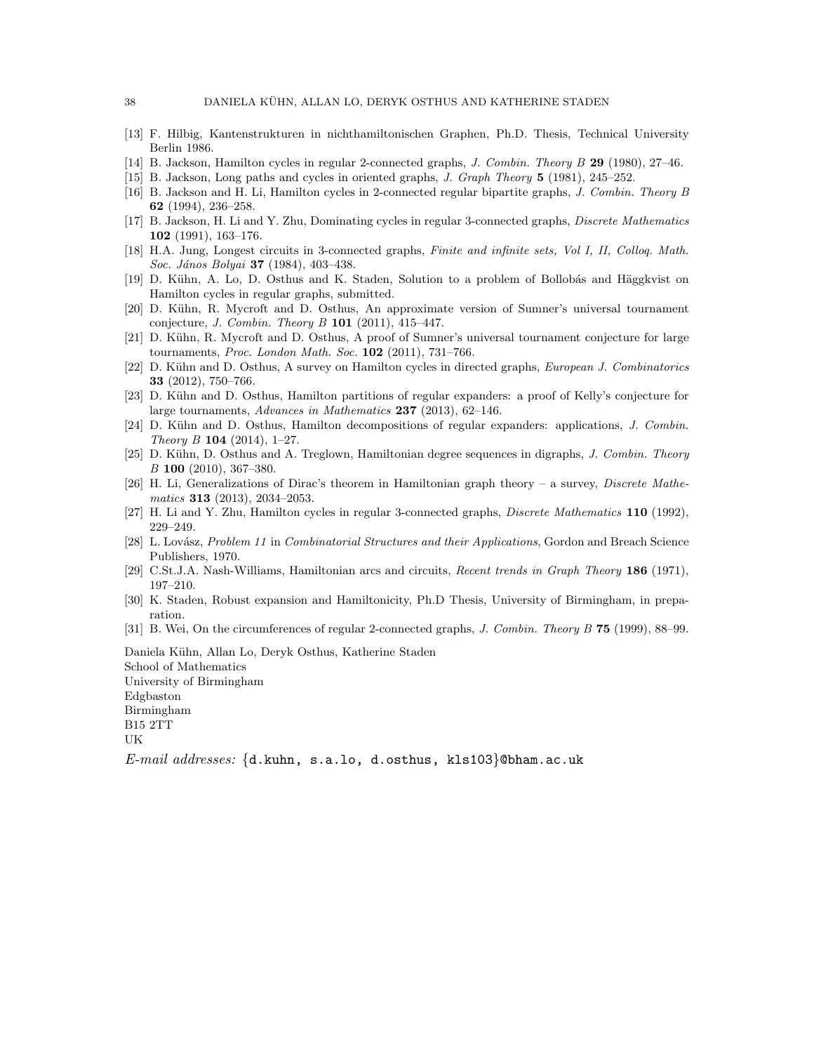[13] F. Hilbig, Kantenstrukturen in nichthamiltonischen Graphen, Ph.D. Thesis, Technical University Berlin 1986.

[14] B. Jackson, Hamilton cycles in regular 2-connected graphs, *J. Combin. Theory B* **29** (1980), 27–46.

[15] B. Jackson, Long paths and cycles in oriented graphs, *J. Graph Theory* **5** (1981), 245–252.

[16] B. Jackson and H. Li, Hamilton cycles in 2-connected regular bipartite graphs, *J. Combin. Theory B* **62** (1994), 236–258.

[17] B. Jackson, H. Li and Y. Zhu, Dominating cycles in regular 3-connected graphs, *Discrete Mathematics* **102** (1991), 163–176.

[18] H.A. Jung, Longest circuits in 3-connected graphs, *Finite and infinite sets, Vol I, II, Colloq. Math. Soc. János Bolyai* **37** (1984), 403–438.

[19] D. Kühn, A. Lo, D. Osthus and K. Staden, Solution to a problem of Bollobás and Häggkvist on Hamilton cycles in regular graphs, submitted.

[20] D. Kühn, R. Mycroft and D. Osthus, An approximate version of Sumner's universal tournament conjecture, *J. Combin. Theory B* **101** (2011), 415–447.

[21] D. Kühn, R. Mycroft and D. Osthus, A proof of Sumner's universal tournament conjecture for large tournaments, *Proc. London Math. Soc.* **102** (2011), 731–766.

[22] D. Kühn and D. Osthus, A survey on Hamilton cycles in directed graphs, *European J. Combinatorics* **33** (2012), 750–766.

[23] D. Kühn and D. Osthus, Hamilton partitions of regular expanders: a proof of Kelly's conjecture for large tournaments, *Advances in Mathematics* **237** (2013), 62–146.

[24] D. Kühn and D. Osthus, Hamilton decompositions of regular expanders: applications, *J. Combin. Theory B* **104** (2014), 1–27.

[25] D. Kühn, D. Osthus and A. Treglown, Hamiltonian degree sequences in digraphs, *J. Combin. Theory B* **100** (2010), 367–380.

[26] H. Li, Generalizations of Dirac's theorem in Hamiltonian graph theory – a survey, *Discrete Mathematics* **313** (2013), 2034–2053.

[27] H. Li and Y. Zhu, Hamilton cycles in regular 3-connected graphs, *Discrete Mathematics* **110** (1992), 229–249.

[28] L. Lovász, *Problem 11* in *Combinatorial Structures and their Applications*, Gordon and Breach Science Publishers, 1970.

[29] C.St.J.A. Nash-Williams, Hamiltonian arcs and circuits, *Recent trends in Graph Theory* **186** (1971), 197–210.

[30] K. Staden, Robust expansion and Hamiltonicity, Ph.D Thesis, University of Birmingham, in preparation.

[31] B. Wei, On the circumferences of regular 2-connected graphs, *J. Combin. Theory B* **75** (1999), 88–99.

Daniela Kühn, Allan Lo, Deryk Osthus, Katherine Staden
School of Mathematics
University of Birmingham
Edgbaston
Birmingham
B15 2TT
UK

*E-mail addresses:* {`d.kuhn, s.a.lo, d.osthus, kls103`}`@bham.ac.uk`